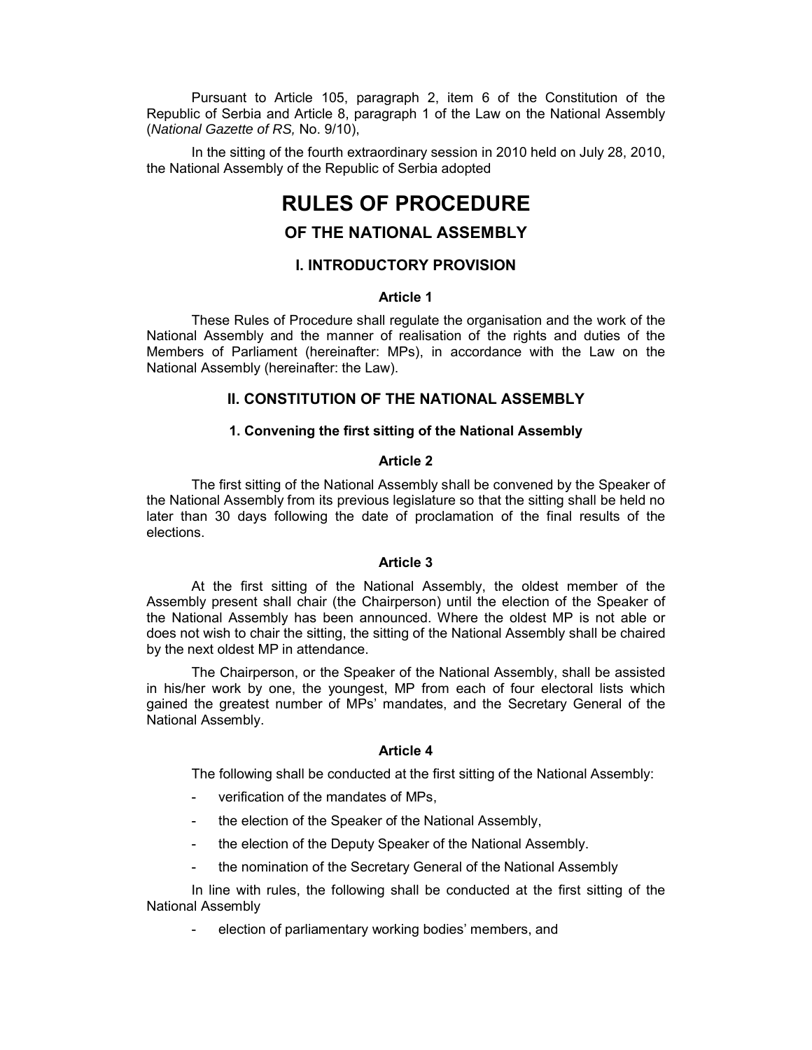Pursuant to Article 105, paragraph 2, item 6 of the Constitution of the Republic of Serbia and Article 8, paragraph 1 of the Law on the National Assembly (*National Gazette of RS,* No. 9/10),

In the sitting of the fourth extraordinary session in 2010 held on July 28, 2010, the National Assembly of the Republic of Serbia adopted

# RULES OF PROCEDURE

## OF THE NATIONAL ASSEMBLY

## I. INTRODUCTORY PROVISION

#### Article 1

These Rules of Procedure shall regulate the organisation and the work of the National Assembly and the manner of realisation of the rights and duties of the Members of Parliament (hereinafter: MPs), in accordance with the Law on the National Assembly (hereinafter: the Law).

## II. CONSTITUTION OF THE NATIONAL ASSEMBLY

### 1. Convening the first sitting of the National Assembly

#### Article 2

The first sitting of the National Assembly shall be convened by the Speaker of the National Assembly from its previous legislature so that the sitting shall be held no later than 30 days following the date of proclamation of the final results of the elections.

#### Article 3

At the first sitting of the National Assembly, the oldest member of the Assembly present shall chair (the Chairperson) until the election of the Speaker of the National Assembly has been announced. Where the oldest MP is not able or does not wish to chair the sitting, the sitting of the National Assembly shall be chaired by the next oldest MP in attendance.

The Chairperson, or the Speaker of the National Assembly, shall be assisted in his/her work by one, the youngest, MP from each of four electoral lists which gained the greatest number of MPs' mandates, and the Secretary General of the National Assembly.

#### Article 4

The following shall be conducted at the first sitting of the National Assembly:

- verification of the mandates of MPs,
- the election of the Speaker of the National Assembly,
- the election of the Deputy Speaker of the National Assembly.
- the nomination of the Secretary General of the National Assembly

In line with rules, the following shall be conducted at the first sitting of the National Assembly

- election of parliamentary working bodies' members, and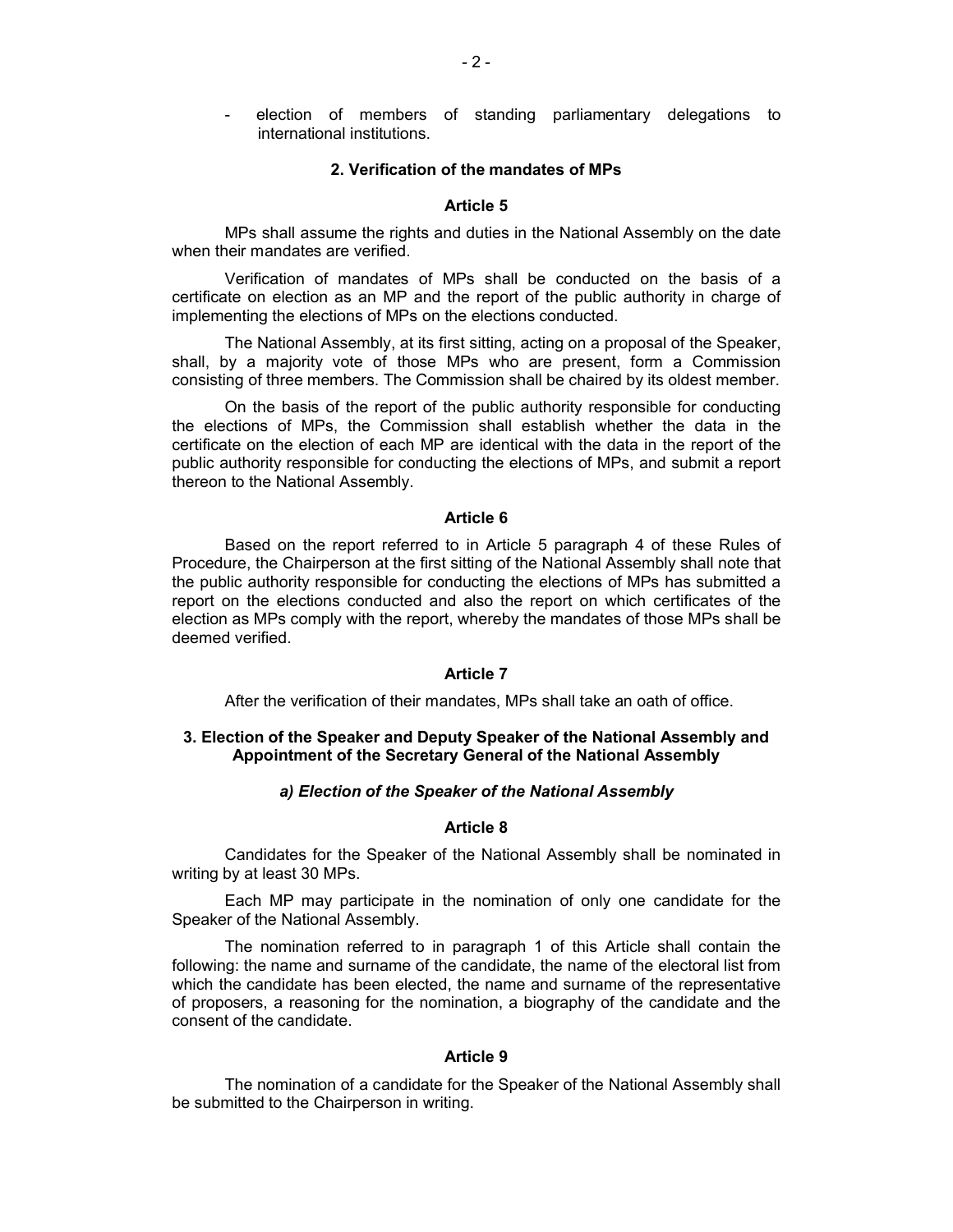- election of members of standing parliamentary delegations to international institutions.

## 2. Verification of the mandates of MPs

### Article 5

MPs shall assume the rights and duties in the National Assembly on the date when their mandates are verified.

Verification of mandates of MPs shall be conducted on the basis of a certificate on election as an MP and the report of the public authority in charge of implementing the elections of MPs on the elections conducted.

The National Assembly, at its first sitting, acting on a proposal of the Speaker, shall, by a majority vote of those MPs who are present, form a Commission consisting of three members. The Commission shall be chaired by its oldest member.

On the basis of the report of the public authority responsible for conducting the elections of MPs, the Commission shall establish whether the data in the certificate on the election of each MP are identical with the data in the report of the public authority responsible for conducting the elections of MPs, and submit a report thereon to the National Assembly.

### Article 6

Based on the report referred to in Article 5 paragraph 4 of these Rules of Procedure, the Chairperson at the first sitting of the National Assembly shall note that the public authority responsible for conducting the elections of MPs has submitted a report on the elections conducted and also the report on which certificates of the election as MPs comply with the report, whereby the mandates of those MPs shall be deemed verified.

### Article 7

After the verification of their mandates, MPs shall take an oath of office.

## 3. Election of the Speaker and Deputy Speaker of the National Assembly and Appointment of the Secretary General of the National Assembly

### *a) Election of the Speaker of the National Assembly*

### Article 8

Candidates for the Speaker of the National Assembly shall be nominated in writing by at least 30 MPs.

Each MP may participate in the nomination of only one candidate for the Speaker of the National Assembly.

The nomination referred to in paragraph 1 of this Article shall contain the following: the name and surname of the candidate, the name of the electoral list from which the candidate has been elected, the name and surname of the representative of proposers, a reasoning for the nomination, a biography of the candidate and the consent of the candidate.

### Article 9

The nomination of a candidate for the Speaker of the National Assembly shall be submitted to the Chairperson in writing.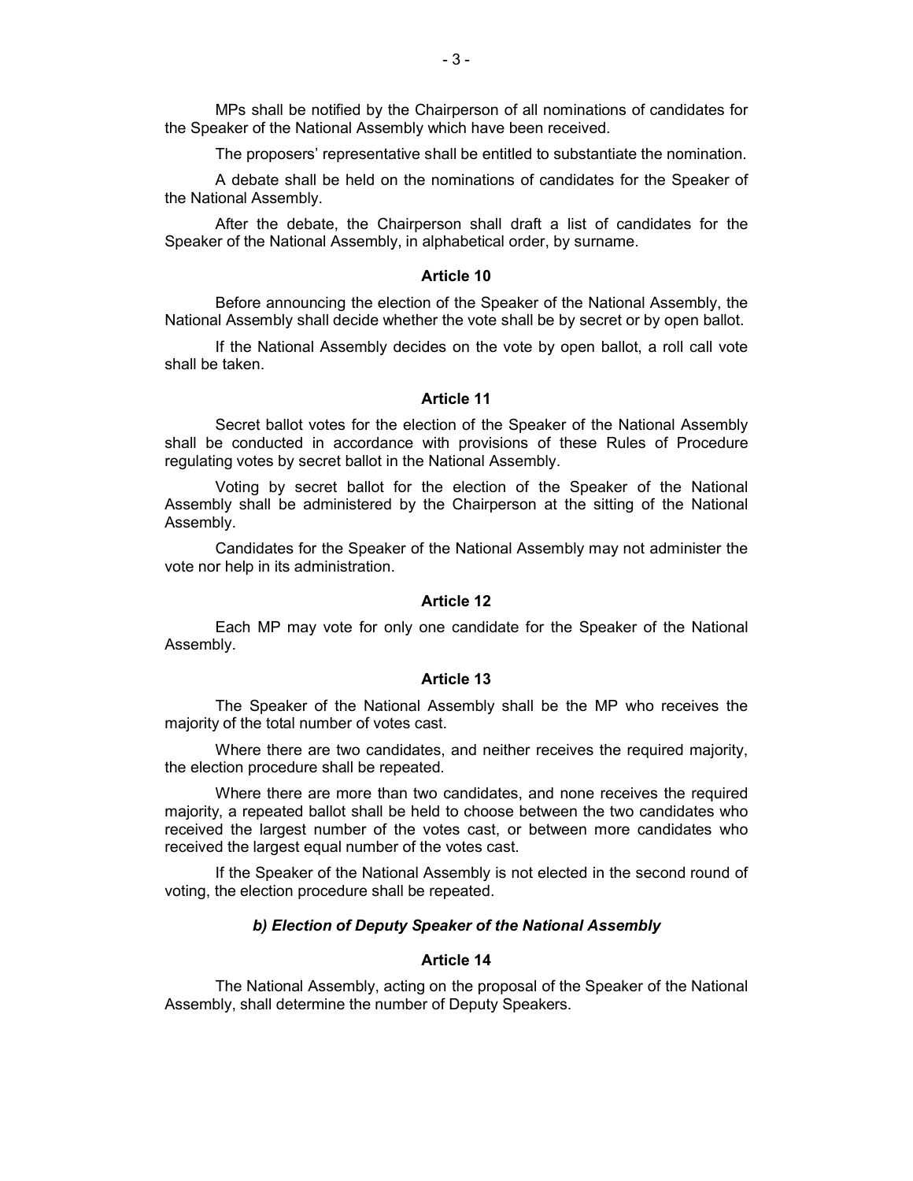MPs shall be notified by the Chairperson of all nominations of candidates for the Speaker of the National Assembly which have been received.

The proposers' representative shall be entitled to substantiate the nomination.

A debate shall be held on the nominations of candidates for the Speaker of the National Assembly.

After the debate, the Chairperson shall draft a list of candidates for the Speaker of the National Assembly, in alphabetical order, by surname.

**Article 10**

Before announcing the election of the Speaker of the National Assembly, the National Assembly shall decide whether the vote shall be by secret or by open ballot.

If the National Assembly decides on the vote by open ballot, a roll call vote shall be taken.

**Article 11**

Secret ballot votes for the election of the Speaker of the National Assembly shall be conducted in accordance with provisions of these Rules of Procedure regulating votes by secret ballot in the National Assembly.

Voting by secret ballot for the election of the Speaker of the National Assembly shall be administered by the Chairperson at the sitting of the National Assembly.

Candidates for the Speaker of the National Assembly may not administer the vote nor help in its administration.

**Article 12**

Each MP may vote for only one candidate for the Speaker of the National Assembly.

**Article 13**

The Speaker of the National Assembly shall be the MP who receives the majority of the total number of votes cast.

Where there are two candidates, and neither receives the required majority, the election procedure shall be repeated.

Where there are more than two candidates, and none receives the required majority, a repeated ballot shall be held to choose between the two candidates who received the largest number of the votes cast, or between more candidates who received the largest equal number of the votes cast.

If the Speaker of the National Assembly is not elected in the second round of voting, the election procedure shall be repeated.

***b) Election of Deputy Speaker of the National Assembly***

**Article 14**

The National Assembly, acting on the proposal of the Speaker of the National Assembly, shall determine the number of Deputy Speakers.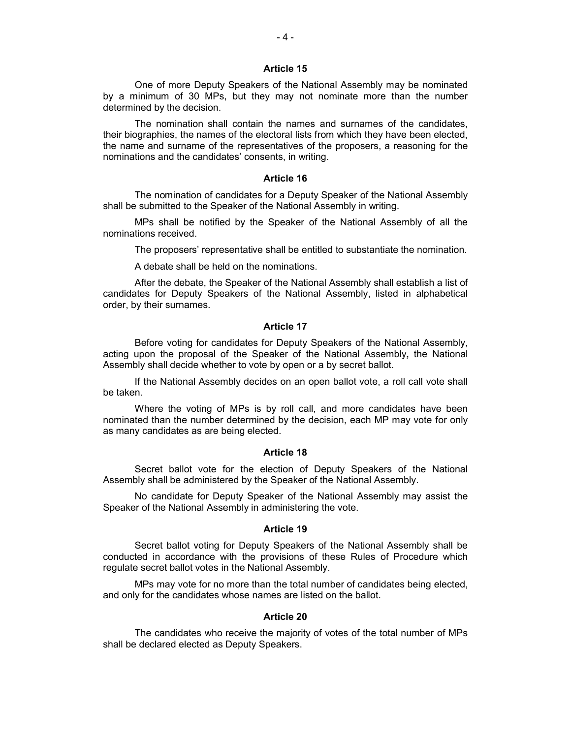### Article 15

One of more Deputy Speakers of the National Assembly may be nominated by a minimum of 30 MPs, but they may not nominate more than the number determined by the decision.

The nomination shall contain the names and surnames of the candidates, their biographies, the names of the electoral lists from which they have been elected, the name and surname of the representatives of the proposers, a reasoning for the nominations and the candidates' consents, in writing.

### Article 16

The nomination of candidates for a Deputy Speaker of the National Assembly shall be submitted to the Speaker of the National Assembly in writing.

MPs shall be notified by the Speaker of the National Assembly of all the nominations received.

The proposers' representative shall be entitled to substantiate the nomination.

A debate shall be held on the nominations.

After the debate, the Speaker of the National Assembly shall establish a list of candidates for Deputy Speakers of the National Assembly, listed in alphabetical order, by their surnames.

### Article 17

Before voting for candidates for Deputy Speakers of the National Assembly, acting upon the proposal of the Speaker of the National Assembly**,** the National Assembly shall decide whether to vote by open or a by secret ballot.

If the National Assembly decides on an open ballot vote, a roll call vote shall be taken.

Where the voting of MPs is by roll call, and more candidates have been nominated than the number determined by the decision, each MP may vote for only as many candidates as are being elected.

### Article 18

Secret ballot vote for the election of Deputy Speakers of the National Assembly shall be administered by the Speaker of the National Assembly.

No candidate for Deputy Speaker of the National Assembly may assist the Speaker of the National Assembly in administering the vote.

### Article 19

Secret ballot voting for Deputy Speakers of the National Assembly shall be conducted in accordance with the provisions of these Rules of Procedure which regulate secret ballot votes in the National Assembly.

MPs may vote for no more than the total number of candidates being elected, and only for the candidates whose names are listed on the ballot.

### Article 20

The candidates who receive the majority of votes of the total number of MPs shall be declared elected as Deputy Speakers.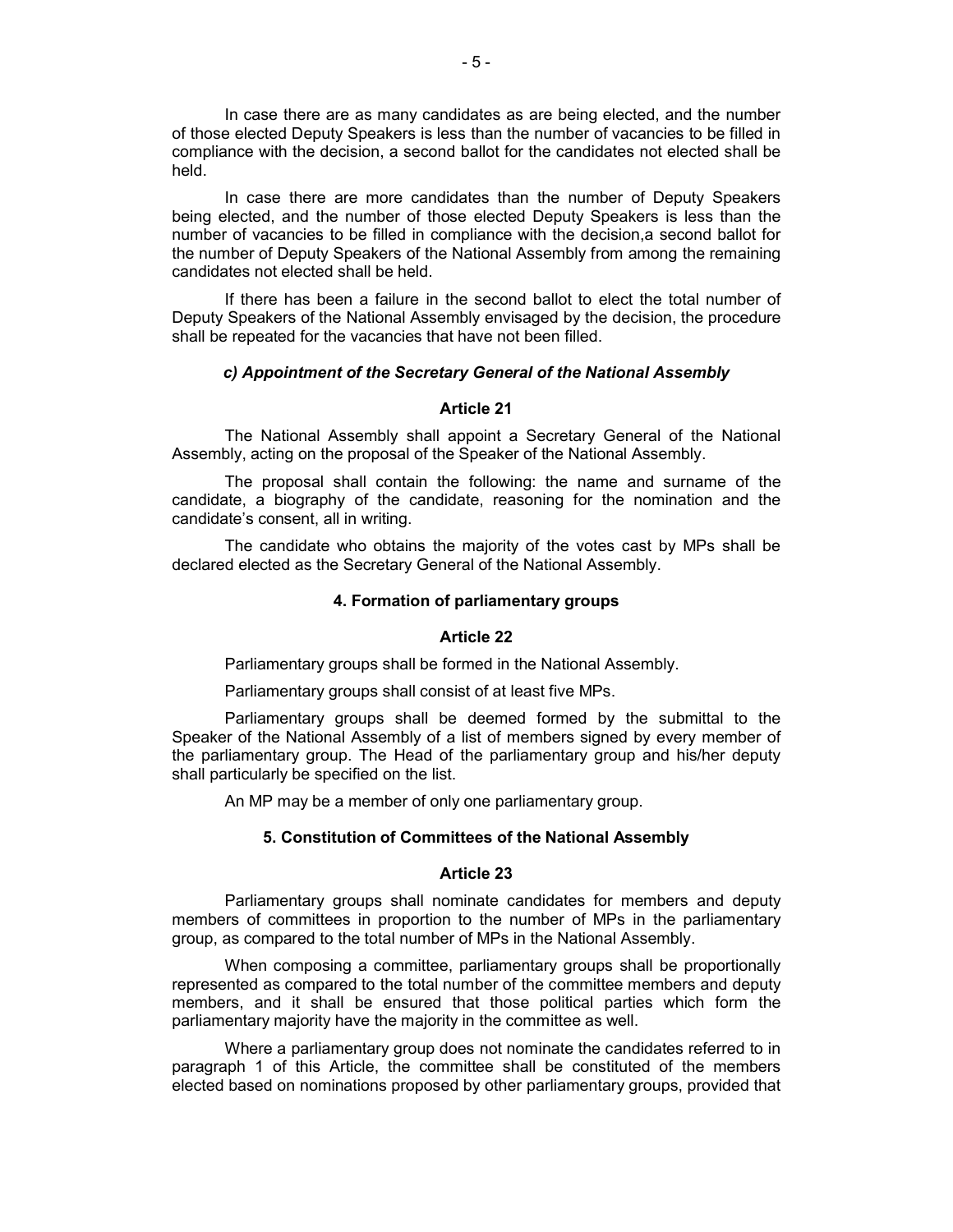In case there are as many candidates as are being elected, and the number of those elected Deputy Speakers is less than the number of vacancies to be filled in compliance with the decision, a second ballot for the candidates not elected shall be held.

In case there are more candidates than the number of Deputy Speakers being elected, and the number of those elected Deputy Speakers is less than the number of vacancies to be filled in compliance with the decision,a second ballot for the number of Deputy Speakers of the National Assembly from among the remaining candidates not elected shall be held.

If there has been a failure in the second ballot to elect the total number of Deputy Speakers of the National Assembly envisaged by the decision, the procedure shall be repeated for the vacancies that have not been filled.

#### *c) Appointment of the Secretary General of the National Assembly*

#### Article 21

The National Assembly shall appoint a Secretary General of the National Assembly, acting on the proposal of the Speaker of the National Assembly.

The proposal shall contain the following: the name and surname of the candidate, a biography of the candidate, reasoning for the nomination and the candidate's consent, all in writing.

The candidate who obtains the majority of the votes cast by MPs shall be declared elected as the Secretary General of the National Assembly.

### 4. Formation of parliamentary groups

#### Article 22

Parliamentary groups shall be formed in the National Assembly.

Parliamentary groups shall consist of at least five MPs.

Parliamentary groups shall be deemed formed by the submittal to the Speaker of the National Assembly of a list of members signed by every member of the parliamentary group. The Head of the parliamentary group and his/her deputy shall particularly be specified on the list.

An MP may be a member of only one parliamentary group.

### 5. Constitution of Committees of the National Assembly

#### Article 23

Parliamentary groups shall nominate candidates for members and deputy members of committees in proportion to the number of MPs in the parliamentary group, as compared to the total number of MPs in the National Assembly.

When composing a committee, parliamentary groups shall be proportionally represented as compared to the total number of the committee members and deputy members, and it shall be ensured that those political parties which form the parliamentary majority have the majority in the committee as well.

Where a parliamentary group does not nominate the candidates referred to in paragraph 1 of this Article, the committee shall be constituted of the members elected based on nominations proposed by other parliamentary groups, provided that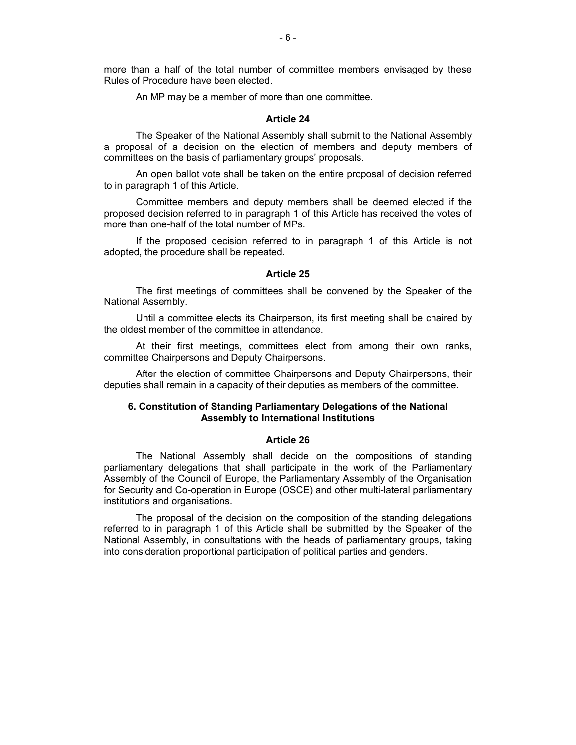more than a half of the total number of committee members envisaged by these Rules of Procedure have been elected.

An MP may be a member of more than one committee.

### Article 24

The Speaker of the National Assembly shall submit to the National Assembly a proposal of a decision on the election of members and deputy members of committees on the basis of parliamentary groups' proposals.

An open ballot vote shall be taken on the entire proposal of decision referred to in paragraph 1 of this Article.

Committee members and deputy members shall be deemed elected if the proposed decision referred to in paragraph 1 of this Article has received the votes of more than one-half of the total number of MPs.

If the proposed decision referred to in paragraph 1 of this Article is not adopted**,** the procedure shall be repeated.

### Article 25

The first meetings of committees shall be convened by the Speaker of the National Assembly.

Until a committee elects its Chairperson, its first meeting shall be chaired by the oldest member of the committee in attendance.

At their first meetings, committees elect from among their own ranks, committee Chairpersons and Deputy Chairpersons.

After the election of committee Chairpersons and Deputy Chairpersons, their deputies shall remain in a capacity of their deputies as members of the committee.

## 6. Constitution of Standing Parliamentary Delegations of the National Assembly to International Institutions

### Article 26

The National Assembly shall decide on the compositions of standing parliamentary delegations that shall participate in the work of the Parliamentary Assembly of the Council of Europe, the Parliamentary Assembly of the Organisation for Security and Co-operation in Europe (OSCE) and other multi-lateral parliamentary institutions and organisations.

The proposal of the decision on the composition of the standing delegations referred to in paragraph 1 of this Article shall be submitted by the Speaker of the National Assembly, in consultations with the heads of parliamentary groups, taking into consideration proportional participation of political parties and genders.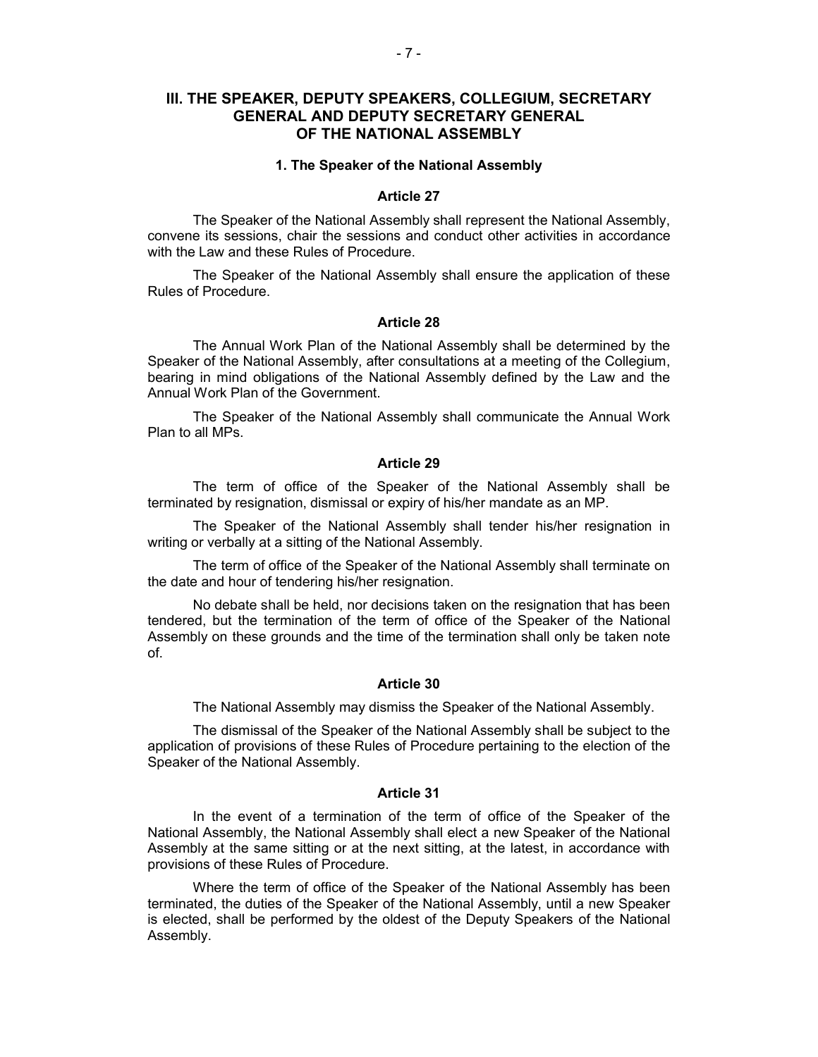## III. THE SPEAKER, DEPUTY SPEAKERS, COLLEGIUM, SECRETARY GENERAL AND DEPUTY SECRETARY GENERAL OF THE NATIONAL ASSEMBLY

### 1. The Speaker of the National Assembly

#### Article 27

The Speaker of the National Assembly shall represent the National Assembly, convene its sessions, chair the sessions and conduct other activities in accordance with the Law and these Rules of Procedure.

The Speaker of the National Assembly shall ensure the application of these Rules of Procedure.

#### Article 28

The Annual Work Plan of the National Assembly shall be determined by the Speaker of the National Assembly, after consultations at a meeting of the Collegium, bearing in mind obligations of the National Assembly defined by the Law and the Annual Work Plan of the Government.

The Speaker of the National Assembly shall communicate the Annual Work Plan to all MPs.

#### Article 29

The term of office of the Speaker of the National Assembly shall be terminated by resignation, dismissal or expiry of his/her mandate as an MP.

The Speaker of the National Assembly shall tender his/her resignation in writing or verbally at a sitting of the National Assembly.

The term of office of the Speaker of the National Assembly shall terminate on the date and hour of tendering his/her resignation.

No debate shall be held, nor decisions taken on the resignation that has been tendered, but the termination of the term of office of the Speaker of the National Assembly on these grounds and the time of the termination shall only be taken note of.

#### Article 30

The National Assembly may dismiss the Speaker of the National Assembly.

The dismissal of the Speaker of the National Assembly shall be subject to the application of provisions of these Rules of Procedure pertaining to the election of the Speaker of the National Assembly.

#### Article 31

In the event of a termination of the term of office of the Speaker of the National Assembly, the National Assembly shall elect a new Speaker of the National Assembly at the same sitting or at the next sitting, at the latest, in accordance with provisions of these Rules of Procedure.

Where the term of office of the Speaker of the National Assembly has been terminated, the duties of the Speaker of the National Assembly, until a new Speaker is elected, shall be performed by the oldest of the Deputy Speakers of the National Assembly.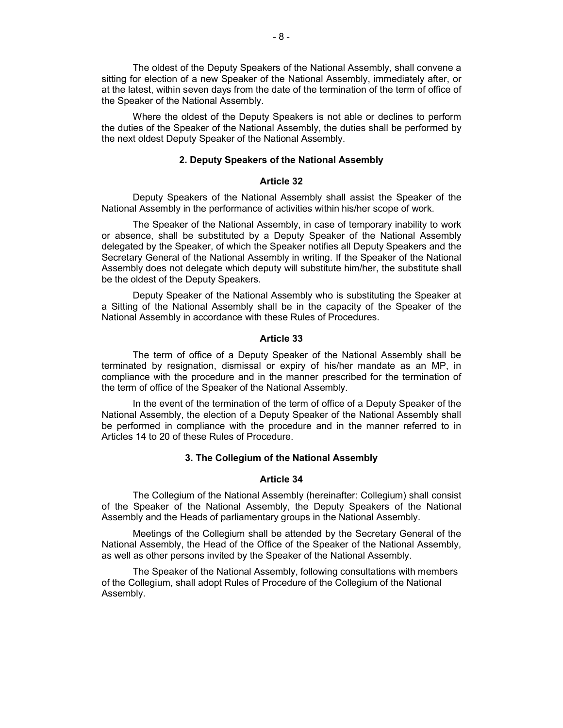The oldest of the Deputy Speakers of the National Assembly, shall convene a sitting for election of a new Speaker of the National Assembly, immediately after, or at the latest, within seven days from the date of the termination of the term of office of the Speaker of the National Assembly.

Where the oldest of the Deputy Speakers is not able or declines to perform the duties of the Speaker of the National Assembly, the duties shall be performed by the next oldest Deputy Speaker of the National Assembly.

### 2. Deputy Speakers of the National Assembly

#### Article 32

Deputy Speakers of the National Assembly shall assist the Speaker of the National Assembly in the performance of activities within his/her scope of work.

The Speaker of the National Assembly, in case of temporary inability to work or absence, shall be substituted by a Deputy Speaker of the National Assembly delegated by the Speaker, of which the Speaker notifies all Deputy Speakers and the Secretary General of the National Assembly in writing. If the Speaker of the National Assembly does not delegate which deputy will substitute him/her, the substitute shall be the oldest of the Deputy Speakers.

Deputy Speaker of the National Assembly who is substituting the Speaker at a Sitting of the National Assembly shall be in the capacity of the Speaker of the National Assembly in accordance with these Rules of Procedures.

#### Article 33

The term of office of a Deputy Speaker of the National Assembly shall be terminated by resignation, dismissal or expiry of his/her mandate as an MP, in compliance with the procedure and in the manner prescribed for the termination of the term of office of the Speaker of the National Assembly.

In the event of the termination of the term of office of a Deputy Speaker of the National Assembly, the election of a Deputy Speaker of the National Assembly shall be performed in compliance with the procedure and in the manner referred to in Articles 14 to 20 of these Rules of Procedure.

### 3. The Collegium of the National Assembly

#### Article 34

The Collegium of the National Assembly (hereinafter: Collegium) shall consist of the Speaker of the National Assembly, the Deputy Speakers of the National Assembly and the Heads of parliamentary groups in the National Assembly.

Meetings of the Collegium shall be attended by the Secretary General of the National Assembly, the Head of the Office of the Speaker of the National Assembly, as well as other persons invited by the Speaker of the National Assembly.

The Speaker of the National Assembly, following consultations with members of the Collegium, shall adopt Rules of Procedure of the Collegium of the National Assembly.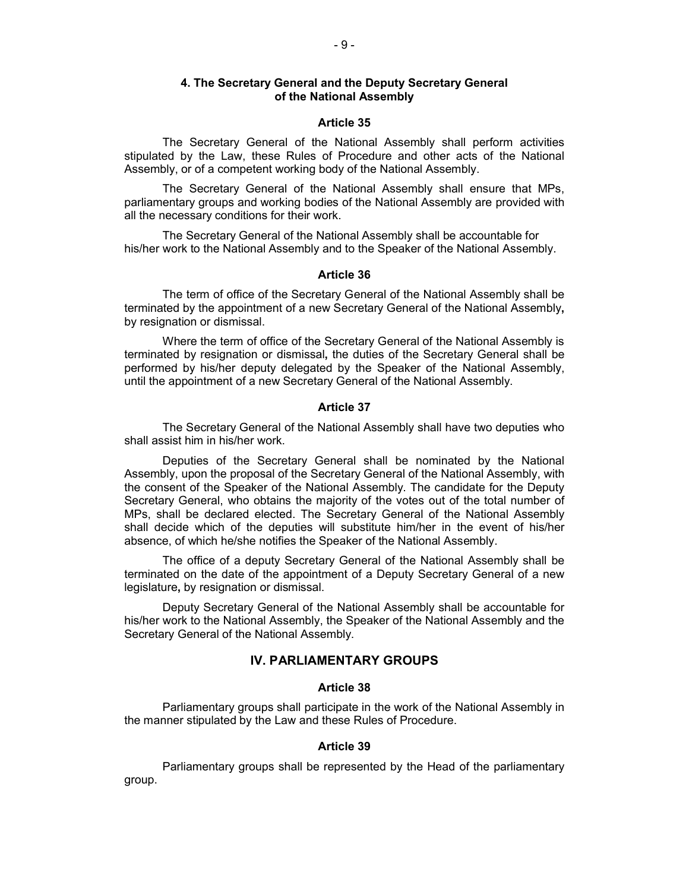## 4. The Secretary General and the Deputy Secretary General of the National Assembly

### Article 35

The Secretary General of the National Assembly shall perform activities stipulated by the Law, these Rules of Procedure and other acts of the National Assembly, or of a competent working body of the National Assembly.

The Secretary General of the National Assembly shall ensure that MPs, parliamentary groups and working bodies of the National Assembly are provided with all the necessary conditions for their work.

The Secretary General of the National Assembly shall be accountable for his/her work to the National Assembly and to the Speaker of the National Assembly.

### Article 36

The term of office of the Secretary General of the National Assembly shall be terminated by the appointment of a new Secretary General of the National Assembly**,** by resignation or dismissal.

Where the term of office of the Secretary General of the National Assembly is terminated by resignation or dismissal**,** the duties of the Secretary General shall be performed by his/her deputy delegated by the Speaker of the National Assembly, until the appointment of a new Secretary General of the National Assembly.

### Article 37

The Secretary General of the National Assembly shall have two deputies who shall assist him in his/her work.

Deputies of the Secretary General shall be nominated by the National Assembly, upon the proposal of the Secretary General of the National Assembly, with the consent of the Speaker of the National Assembly. The candidate for the Deputy Secretary General, who obtains the majority of the votes out of the total number of MPs, shall be declared elected. The Secretary General of the National Assembly shall decide which of the deputies will substitute him/her in the event of his/her absence, of which he/she notifies the Speaker of the National Assembly.

The office of a deputy Secretary General of the National Assembly shall be terminated on the date of the appointment of a Deputy Secretary General of a new legislature**,** by resignation or dismissal.

Deputy Secretary General of the National Assembly shall be accountable for his/her work to the National Assembly, the Speaker of the National Assembly and the Secretary General of the National Assembly.

## IV. PARLIAMENTARY GROUPS

### Article 38

Parliamentary groups shall participate in the work of the National Assembly in the manner stipulated by the Law and these Rules of Procedure.

### Article 39

Parliamentary groups shall be represented by the Head of the parliamentary group.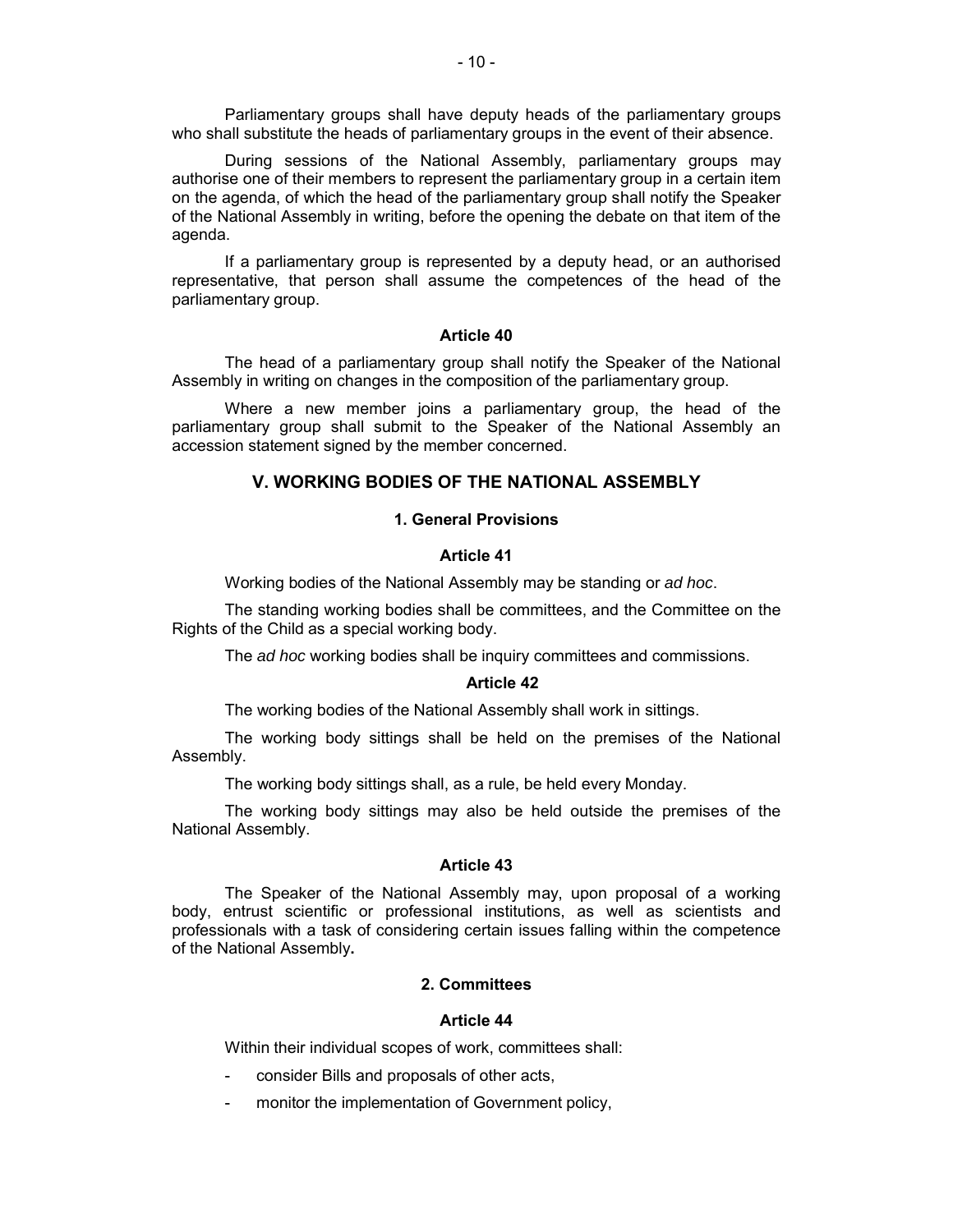Parliamentary groups shall have deputy heads of the parliamentary groups who shall substitute the heads of parliamentary groups in the event of their absence.

During sessions of the National Assembly, parliamentary groups may authorise one of their members to represent the parliamentary group in a certain item on the agenda, of which the head of the parliamentary group shall notify the Speaker of the National Assembly in writing, before the opening the debate on that item of the agenda.

If a parliamentary group is represented by a deputy head, or an authorised representative, that person shall assume the competences of the head of the parliamentary group.

#### Article 40

The head of a parliamentary group shall notify the Speaker of the National Assembly in writing on changes in the composition of the parliamentary group.

Where a new member joins a parliamentary group, the head of the parliamentary group shall submit to the Speaker of the National Assembly an accession statement signed by the member concerned.

## V. WORKING BODIES OF THE NATIONAL ASSEMBLY

### 1. General Provisions

#### Article 41

Working bodies of the National Assembly may be standing or *ad hoc*.

The standing working bodies shall be committees, and the Committee on the Rights of the Child as a special working body.

The *ad hoc* working bodies shall be inquiry committees and commissions.

#### Article 42

The working bodies of the National Assembly shall work in sittings.

The working body sittings shall be held on the premises of the National Assembly.

The working body sittings shall, as a rule, be held every Monday.

The working body sittings may also be held outside the premises of the National Assembly.

#### Article 43

The Speaker of the National Assembly may, upon proposal of a working body, entrust scientific or professional institutions, as well as scientists and professionals with a task of considering certain issues falling within the competence of the National Assembly**.**

### 2. Committees

#### Article 44

Within their individual scopes of work, committees shall:

- consider Bills and proposals of other acts,
- monitor the implementation of Government policy,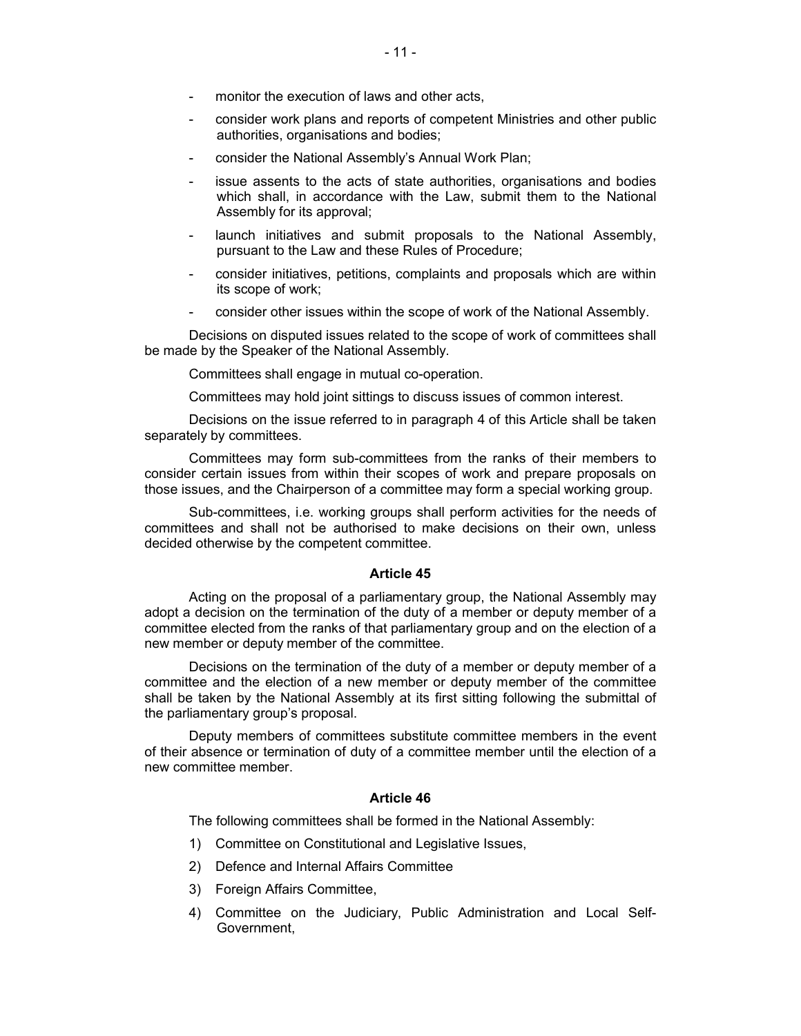- monitor the execution of laws and other acts,
- consider work plans and reports of competent Ministries and other public authorities, organisations and bodies;
- consider the National Assembly's Annual Work Plan;
- issue assents to the acts of state authorities, organisations and bodies which shall, in accordance with the Law, submit them to the National Assembly for its approval;
- launch initiatives and submit proposals to the National Assembly, pursuant to the Law and these Rules of Procedure;
- consider initiatives, petitions, complaints and proposals which are within its scope of work;
- consider other issues within the scope of work of the National Assembly.

Decisions on disputed issues related to the scope of work of committees shall be made by the Speaker of the National Assembly.

Committees shall engage in mutual co-operation.

Committees may hold joint sittings to discuss issues of common interest.

Decisions on the issue referred to in paragraph 4 of this Article shall be taken separately by committees.

Committees may form sub-committees from the ranks of their members to consider certain issues from within their scopes of work and prepare proposals on those issues, and the Chairperson of a committee may form a special working group.

Sub-committees, i.e. working groups shall perform activities for the needs of committees and shall not be authorised to make decisions on their own, unless decided otherwise by the competent committee.

#### Article 45

Acting on the proposal of a parliamentary group, the National Assembly may adopt a decision on the termination of the duty of a member or deputy member of a committee elected from the ranks of that parliamentary group and on the election of a new member or deputy member of the committee.

Decisions on the termination of the duty of a member or deputy member of a committee and the election of a new member or deputy member of the committee shall be taken by the National Assembly at its first sitting following the submittal of the parliamentary group's proposal.

Deputy members of committees substitute committee members in the event of their absence or termination of duty of a committee member until the election of a new committee member.

#### Article 46

The following committees shall be formed in the National Assembly:

1) Committee on Constitutional and Legislative Issues,
2) Defence and Internal Affairs Committee
3) Foreign Affairs Committee,
4) Committee on the Judiciary, Public Administration and Local Self-Government,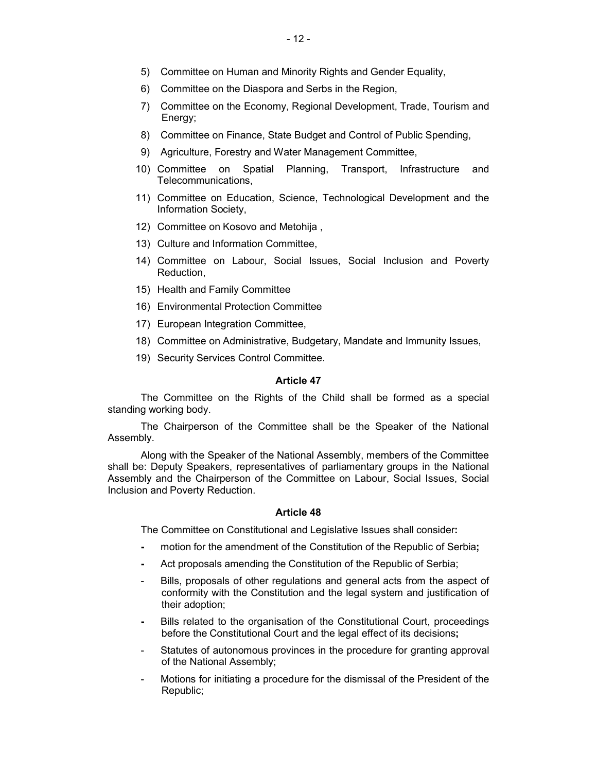5) Committee on Human and Minority Rights and Gender Equality,
6) Committee on the Diaspora and Serbs in the Region,
7) Committee on the Economy, Regional Development, Trade, Tourism and Energy;
8) Committee on Finance, State Budget and Control of Public Spending,
9) Agriculture, Forestry and Water Management Committee,
10) Committee on Spatial Planning, Transport, Infrastructure and Telecommunications,
11) Committee on Education, Science, Technological Development and the Information Society,
12) Committee on Kosovo and Metohija ,
13) Culture and Information Committee,
14) Committee on Labour, Social Issues, Social Inclusion and Poverty Reduction,
15) Health and Family Committee
16) Environmental Protection Committee
17) European Integration Committee,
18) Committee on Administrative, Budgetary, Mandate and Immunity Issues,
19) Security Services Control Committee.

**Article 47**

The Committee on the Rights of the Child shall be formed as a special standing working body.

The Chairperson of the Committee shall be the Speaker of the National Assembly.

Along with the Speaker of the National Assembly, members of the Committee shall be: Deputy Speakers, representatives of parliamentary groups in the National Assembly and the Chairperson of the Committee on Labour, Social Issues, Social Inclusion and Poverty Reduction.

**Article 48**

The Committee on Constitutional and Legislative Issues shall consider**:**

- motion for the amendment of the Constitution of the Republic of Serbia**;**
- Act proposals amending the Constitution of the Republic of Serbia;
- Bills, proposals of other regulations and general acts from the aspect of conformity with the Constitution and the legal system and justification of their adoption;
- Bills related to the organisation of the Constitutional Court, proceedings before the Constitutional Court and the legal effect of its decisions**;**
- Statutes of autonomous provinces in the procedure for granting approval of the National Assembly;
- Motions for initiating a procedure for the dismissal of the President of the Republic;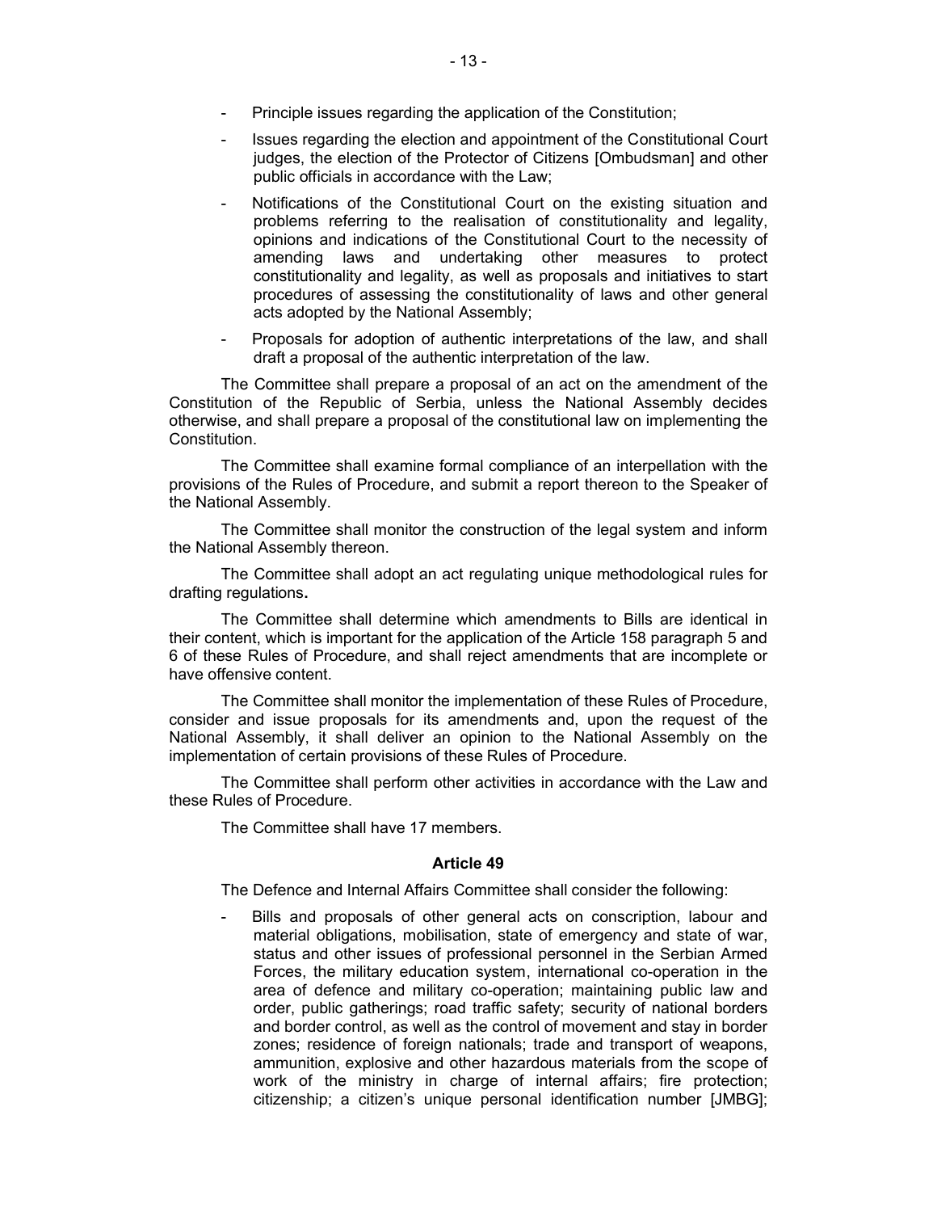- Principle issues regarding the application of the Constitution;
- Issues regarding the election and appointment of the Constitutional Court judges, the election of the Protector of Citizens [Ombudsman] and other public officials in accordance with the Law;
- Notifications of the Constitutional Court on the existing situation and problems referring to the realisation of constitutionality and legality, opinions and indications of the Constitutional Court to the necessity of amending laws and undertaking other measures to protect constitutionality and legality, as well as proposals and initiatives to start procedures of assessing the constitutionality of laws and other general acts adopted by the National Assembly;
- Proposals for adoption of authentic interpretations of the law, and shall draft a proposal of the authentic interpretation of the law.

The Committee shall prepare a proposal of an act on the amendment of the Constitution of the Republic of Serbia, unless the National Assembly decides otherwise, and shall prepare a proposal of the constitutional law on implementing the Constitution.

The Committee shall examine formal compliance of an interpellation with the provisions of the Rules of Procedure, and submit a report thereon to the Speaker of the National Assembly.

The Committee shall monitor the construction of the legal system and inform the National Assembly thereon.

The Committee shall adopt an act regulating unique methodological rules for drafting regulations**.**

The Committee shall determine which amendments to Bills are identical in their content, which is important for the application of the Article 158 paragraph 5 and 6 of these Rules of Procedure, and shall reject amendments that are incomplete or have offensive content.

The Committee shall monitor the implementation of these Rules of Procedure, consider and issue proposals for its amendments and, upon the request of the National Assembly, it shall deliver an opinion to the National Assembly on the implementation of certain provisions of these Rules of Procedure.

The Committee shall perform other activities in accordance with the Law and these Rules of Procedure.

The Committee shall have 17 members.

**Article 49**

The Defence and Internal Affairs Committee shall consider the following:

- Bills and proposals of other general acts on conscription, labour and material obligations, mobilisation, state of emergency and state of war, status and other issues of professional personnel in the Serbian Armed Forces, the military education system, international co-operation in the area of defence and military co-operation; maintaining public law and order, public gatherings; road traffic safety; security of national borders and border control, as well as the control of movement and stay in border zones; residence of foreign nationals; trade and transport of weapons, ammunition, explosive and other hazardous materials from the scope of work of the ministry in charge of internal affairs; fire protection; citizenship; a citizen's unique personal identification number [JMBG];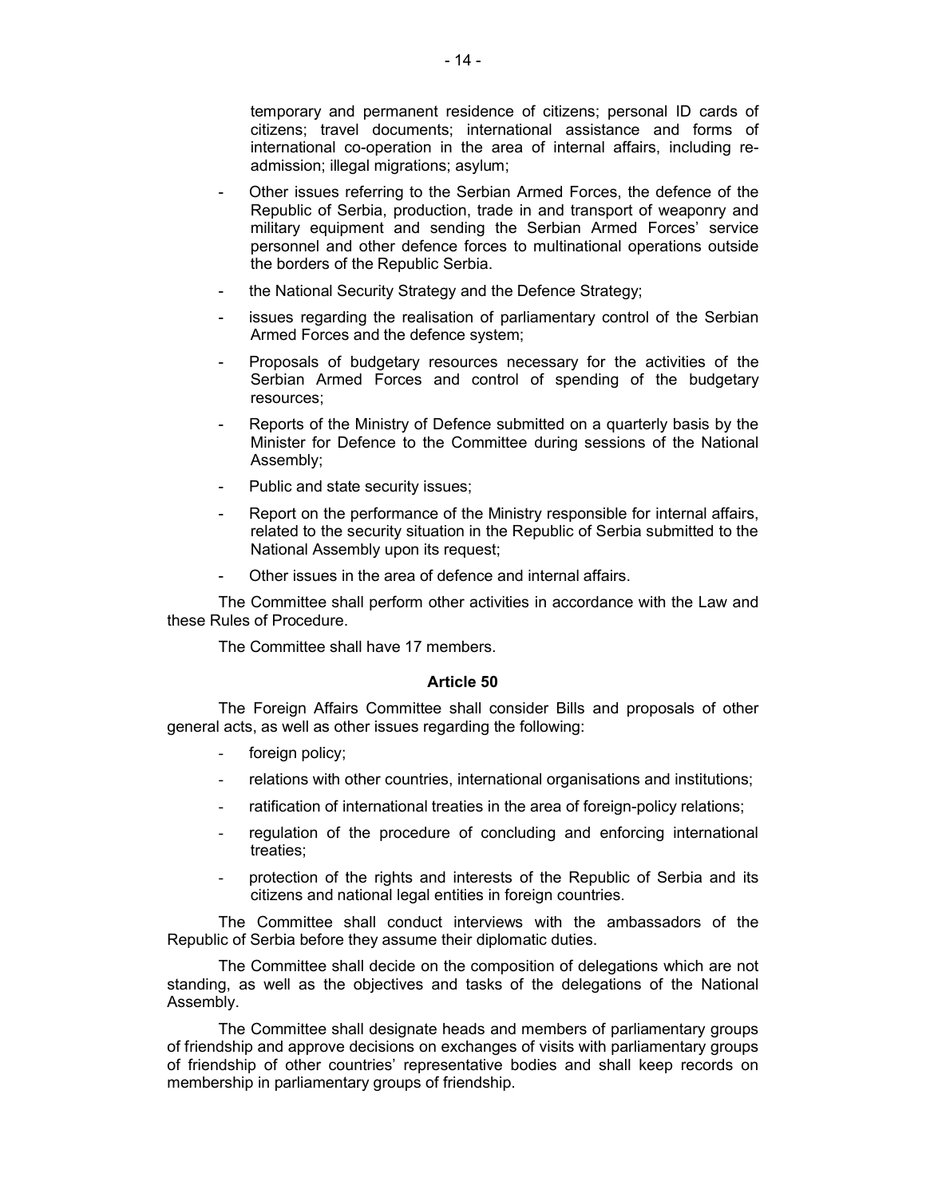temporary and permanent residence of citizens; personal ID cards of citizens; travel documents; international assistance and forms of international co-operation in the area of internal affairs, including re-admission; illegal migrations; asylum;

- Other issues referring to the Serbian Armed Forces, the defence of the Republic of Serbia, production, trade in and transport of weaponry and military equipment and sending the Serbian Armed Forces' service personnel and other defence forces to multinational operations outside the borders of the Republic Serbia.
- the National Security Strategy and the Defence Strategy;
- issues regarding the realisation of parliamentary control of the Serbian Armed Forces and the defence system;
- Proposals of budgetary resources necessary for the activities of the Serbian Armed Forces and control of spending of the budgetary resources;
- Reports of the Ministry of Defence submitted on a quarterly basis by the Minister for Defence to the Committee during sessions of the National Assembly;
- Public and state security issues;
- Report on the performance of the Ministry responsible for internal affairs, related to the security situation in the Republic of Serbia submitted to the National Assembly upon its request;
- Other issues in the area of defence and internal affairs.

The Committee shall perform other activities in accordance with the Law and these Rules of Procedure.

The Committee shall have 17 members.

**Article 50**

The Foreign Affairs Committee shall consider Bills and proposals of other general acts, as well as other issues regarding the following:

- foreign policy;
- relations with other countries, international organisations and institutions;
- ratification of international treaties in the area of foreign-policy relations;
- regulation of the procedure of concluding and enforcing international treaties;
- protection of the rights and interests of the Republic of Serbia and its citizens and national legal entities in foreign countries.

The Committee shall conduct interviews with the ambassadors of the Republic of Serbia before they assume their diplomatic duties.

The Committee shall decide on the composition of delegations which are not standing, as well as the objectives and tasks of the delegations of the National Assembly.

The Committee shall designate heads and members of parliamentary groups of friendship and approve decisions on exchanges of visits with parliamentary groups of friendship of other countries' representative bodies and shall keep records on membership in parliamentary groups of friendship.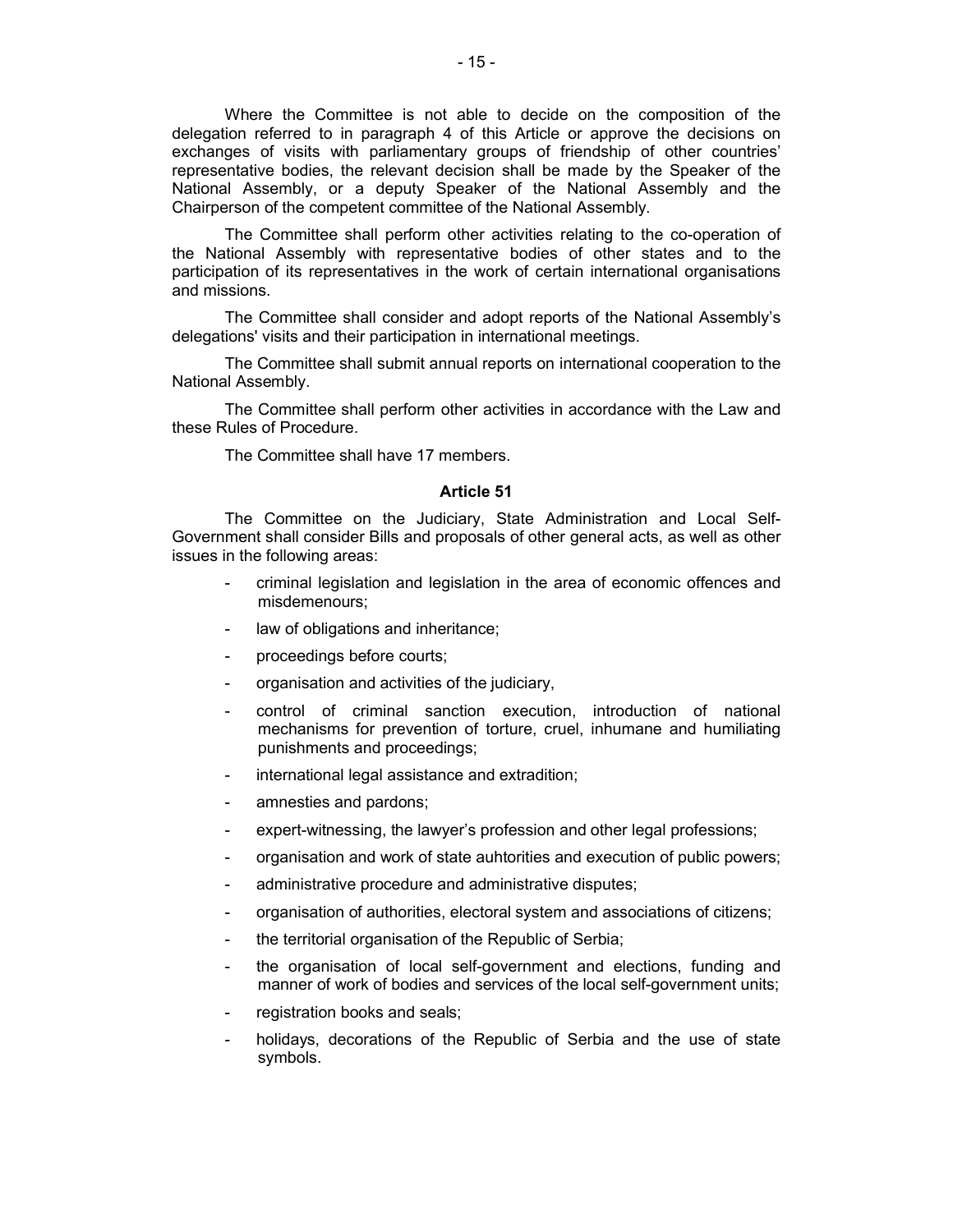Where the Committee is not able to decide on the composition of the delegation referred to in paragraph 4 of this Article or approve the decisions on exchanges of visits with parliamentary groups of friendship of other countries' representative bodies, the relevant decision shall be made by the Speaker of the National Assembly, or a deputy Speaker of the National Assembly and the Chairperson of the competent committee of the National Assembly.

The Committee shall perform other activities relating to the co-operation of the National Assembly with representative bodies of other states and to the participation of its representatives in the work of certain international organisations and missions.

The Committee shall consider and adopt reports of the National Assembly's delegations' visits and their participation in international meetings.

The Committee shall submit annual reports on international cooperation to the National Assembly.

The Committee shall perform other activities in accordance with the Law and these Rules of Procedure.

The Committee shall have 17 members.

**Article 51**

The Committee on the Judiciary, State Administration and Local Self-Government shall consider Bills and proposals of other general acts, as well as other issues in the following areas:

- criminal legislation and legislation in the area of economic offences and misdemenours;
- law of obligations and inheritance;
- proceedings before courts;
- organisation and activities of the judiciary,
- control of criminal sanction execution, introduction of national mechanisms for prevention of torture, cruel, inhumane and humiliating punishments and proceedings;
- international legal assistance and extradition;
- amnesties and pardons;
- expert-witnessing, the lawyer's profession and other legal professions;
- organisation and work of state auhtorities and execution of public powers;
- administrative procedure and administrative disputes;
- organisation of authorities, electoral system and associations of citizens;
- the territorial organisation of the Republic of Serbia;
- the organisation of local self-government and elections, funding and manner of work of bodies and services of the local self-government units;
- registration books and seals;
- holidays, decorations of the Republic of Serbia and the use of state symbols.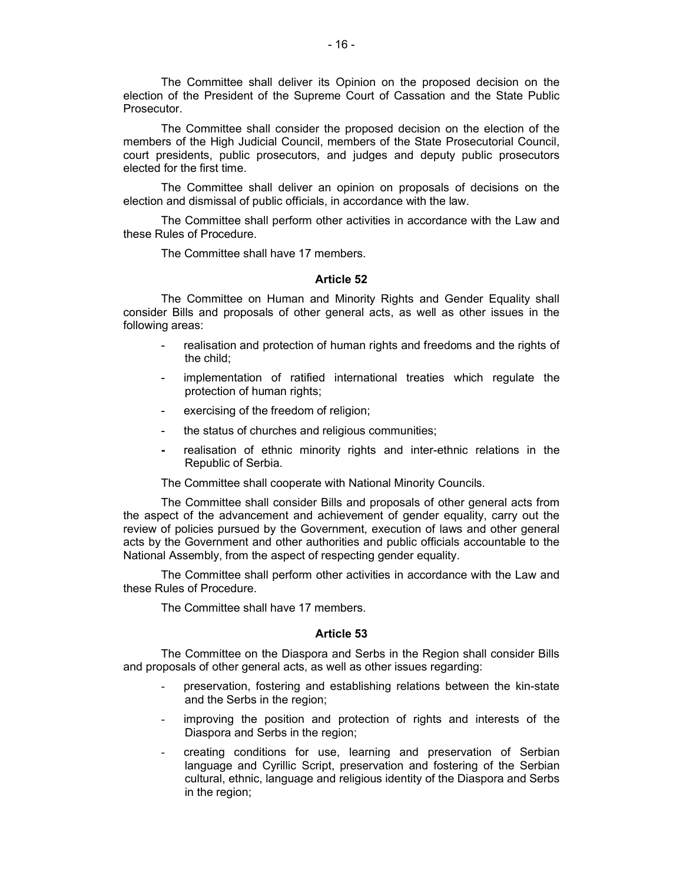The Committee shall deliver its Opinion on the proposed decision on the election of the President of the Supreme Court of Cassation and the State Public Prosecutor.

The Committee shall consider the proposed decision on the election of the members of the High Judicial Council, members of the State Prosecutorial Council, court presidents, public prosecutors, and judges and deputy public prosecutors elected for the first time.

The Committee shall deliver an opinion on proposals of decisions on the election and dismissal of public officials, in accordance with the law.

The Committee shall perform other activities in accordance with the Law and these Rules of Procedure.

The Committee shall have 17 members.

**Article 52**

The Committee on Human and Minority Rights and Gender Equality shall consider Bills and proposals of other general acts, as well as other issues in the following areas:

- realisation and protection of human rights and freedoms and the rights of the child;
- implementation of ratified international treaties which regulate the protection of human rights;
- exercising of the freedom of religion;
- the status of churches and religious communities;
- realisation of ethnic minority rights and inter-ethnic relations in the Republic of Serbia.

The Committee shall cooperate with National Minority Councils.

The Committee shall consider Bills and proposals of other general acts from the aspect of the advancement and achievement of gender equality, carry out the review of policies pursued by the Government, execution of laws and other general acts by the Government and other authorities and public officials accountable to the National Assembly, from the aspect of respecting gender equality.

The Committee shall perform other activities in accordance with the Law and these Rules of Procedure.

The Committee shall have 17 members.

**Article 53**

The Committee on the Diaspora and Serbs in the Region shall consider Bills and proposals of other general acts, as well as other issues regarding:

- preservation, fostering and establishing relations between the kin-state and the Serbs in the region;
- improving the position and protection of rights and interests of the Diaspora and Serbs in the region;
- creating conditions for use, learning and preservation of Serbian language and Cyrillic Script, preservation and fostering of the Serbian cultural, ethnic, language and religious identity of the Diaspora and Serbs in the region;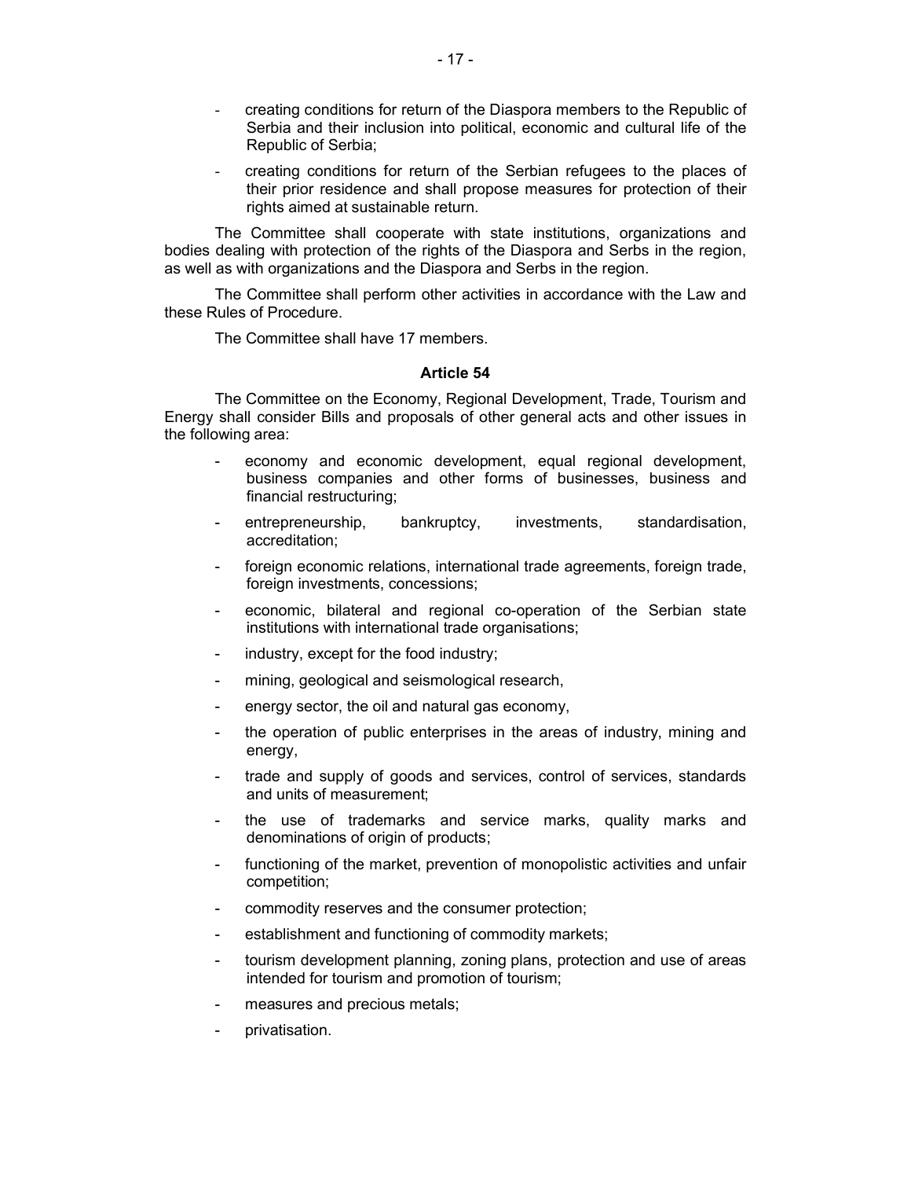- creating conditions for return of the Diaspora members to the Republic of Serbia and their inclusion into political, economic and cultural life of the Republic of Serbia;
- creating conditions for return of the Serbian refugees to the places of their prior residence and shall propose measures for protection of their rights aimed at sustainable return.

The Committee shall cooperate with state institutions, organizations and bodies dealing with protection of the rights of the Diaspora and Serbs in the region, as well as with organizations and the Diaspora and Serbs in the region.

The Committee shall perform other activities in accordance with the Law and these Rules of Procedure.

The Committee shall have 17 members.

**Article 54**

The Committee on the Economy, Regional Development, Trade, Tourism and Energy shall consider Bills and proposals of other general acts and other issues in the following area:

- economy and economic development, equal regional development, business companies and other forms of businesses, business and financial restructuring;
- entrepreneurship, bankruptcy, investments, standardisation, accreditation;
- foreign economic relations, international trade agreements, foreign trade, foreign investments, concessions;
- economic, bilateral and regional co-operation of the Serbian state institutions with international trade organisations;
- industry, except for the food industry;
- mining, geological and seismological research,
- energy sector, the oil and natural gas economy,
- the operation of public enterprises in the areas of industry, mining and energy,
- trade and supply of goods and services, control of services, standards and units of measurement;
- the use of trademarks and service marks, quality marks and denominations of origin of products;
- functioning of the market, prevention of monopolistic activities and unfair competition;
- commodity reserves and the consumer protection;
- establishment and functioning of commodity markets;
- tourism development planning, zoning plans, protection and use of areas intended for tourism and promotion of tourism;
- measures and precious metals;
- privatisation.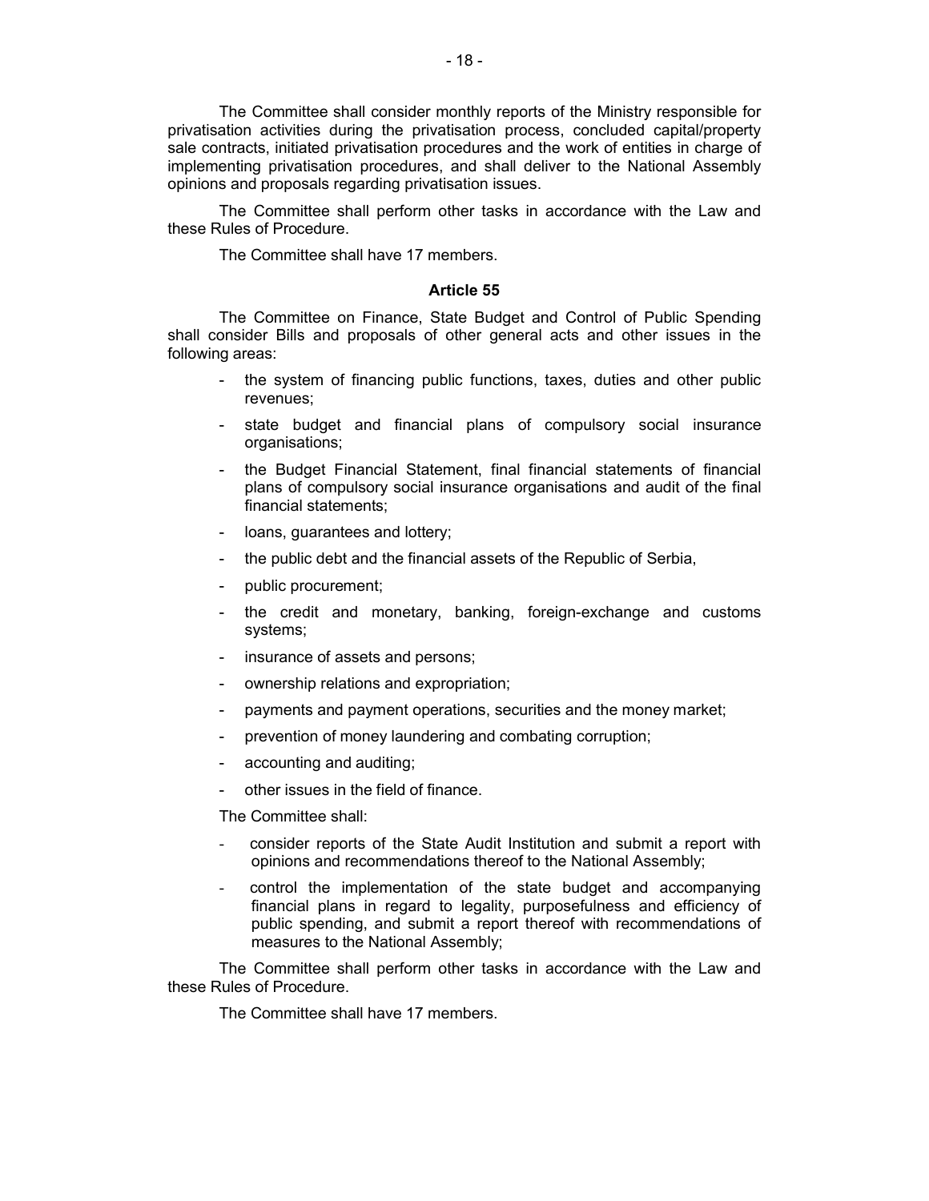The Committee shall consider monthly reports of the Ministry responsible for privatisation activities during the privatisation process, concluded capital/property sale contracts, initiated privatisation procedures and the work of entities in charge of implementing privatisation procedures, and shall deliver to the National Assembly opinions and proposals regarding privatisation issues.

The Committee shall perform other tasks in accordance with the Law and these Rules of Procedure.

The Committee shall have 17 members.

### Article 55

The Committee on Finance, State Budget and Control of Public Spending shall consider Bills and proposals of other general acts and other issues in the following areas:

- the system of financing public functions, taxes, duties and other public revenues;
- state budget and financial plans of compulsory social insurance organisations;
- the Budget Financial Statement, final financial statements of financial plans of compulsory social insurance organisations and audit of the final financial statements;
- loans, guarantees and lottery;
- the public debt and the financial assets of the Republic of Serbia,
- public procurement;
- the credit and monetary, banking, foreign-exchange and customs systems;
- insurance of assets and persons;
- ownership relations and expropriation;
- payments and payment operations, securities and the money market;
- prevention of money laundering and combating corruption;
- accounting and auditing;
- other issues in the field of finance.

The Committee shall:

- consider reports of the State Audit Institution and submit a report with opinions and recommendations thereof to the National Assembly;
- control the implementation of the state budget and accompanying financial plans in regard to legality, purposefulness and efficiency of public spending, and submit a report thereof with recommendations of measures to the National Assembly;

The Committee shall perform other tasks in accordance with the Law and these Rules of Procedure.

The Committee shall have 17 members.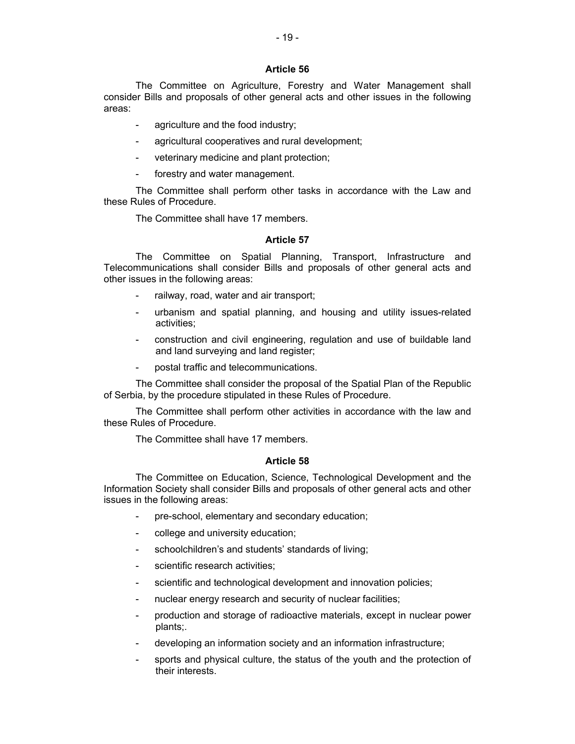### Article 56

The Committee on Agriculture, Forestry and Water Management shall consider Bills and proposals of other general acts and other issues in the following areas:

- agriculture and the food industry;
- agricultural cooperatives and rural development;
- veterinary medicine and plant protection;
- forestry and water management.

The Committee shall perform other tasks in accordance with the Law and these Rules of Procedure.

The Committee shall have 17 members.

### Article 57

The Committee on Spatial Planning, Transport, Infrastructure and Telecommunications shall consider Bills and proposals of other general acts and other issues in the following areas:

- railway, road, water and air transport;
- urbanism and spatial planning, and housing and utility issues-related activities;
- construction and civil engineering, regulation and use of buildable land and land surveying and land register;
- postal traffic and telecommunications.

The Committee shall consider the proposal of the Spatial Plan of the Republic of Serbia, by the procedure stipulated in these Rules of Procedure.

The Committee shall perform other activities in accordance with the law and these Rules of Procedure.

The Committee shall have 17 members.

### Article 58

The Committee on Education, Science, Technological Development and the Information Society shall consider Bills and proposals of other general acts and other issues in the following areas:

- pre-school, elementary and secondary education;
- college and university education;
- schoolchildren's and students' standards of living;
- scientific research activities;
- scientific and technological development and innovation policies;
- nuclear energy research and security of nuclear facilities;
- production and storage of radioactive materials, except in nuclear power plants;.
- developing an information society and an information infrastructure;
- sports and physical culture, the status of the youth and the protection of their interests.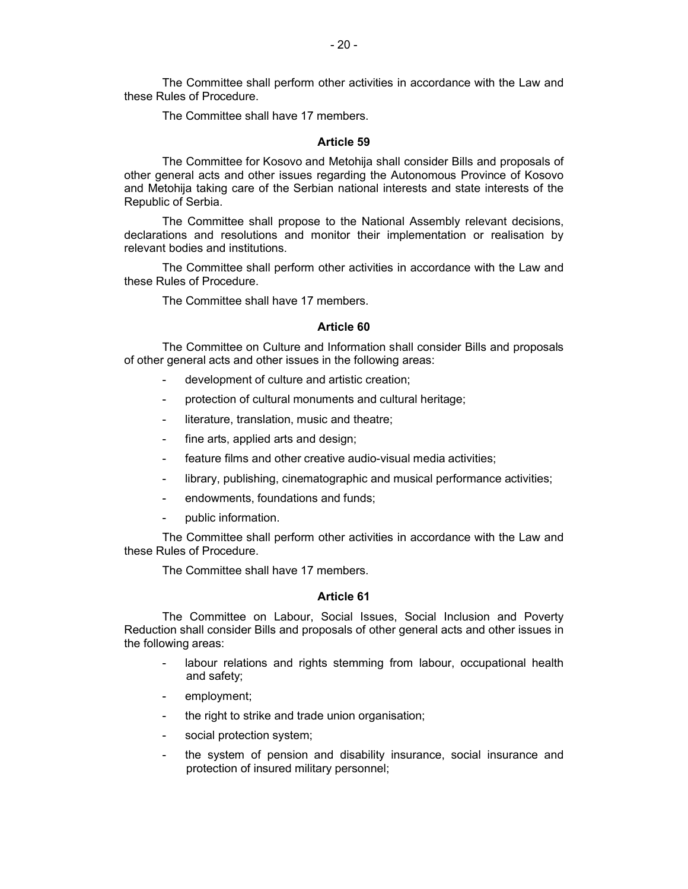The Committee shall perform other activities in accordance with the Law and these Rules of Procedure.

The Committee shall have 17 members.

### Article 59

The Committee for Kosovo and Metohija shall consider Bills and proposals of other general acts and other issues regarding the Autonomous Province of Kosovo and Metohija taking care of the Serbian national interests and state interests of the Republic of Serbia.

The Committee shall propose to the National Assembly relevant decisions, declarations and resolutions and monitor their implementation or realisation by relevant bodies and institutions.

The Committee shall perform other activities in accordance with the Law and these Rules of Procedure.

The Committee shall have 17 members.

### Article 60

The Committee on Culture and Information shall consider Bills and proposals of other general acts and other issues in the following areas:

- development of culture and artistic creation;
- protection of cultural monuments and cultural heritage;
- literature, translation, music and theatre;
- fine arts, applied arts and design;
- feature films and other creative audio-visual media activities;
- library, publishing, cinematographic and musical performance activities;
- endowments, foundations and funds;
- public information.

The Committee shall perform other activities in accordance with the Law and these Rules of Procedure.

The Committee shall have 17 members.

### Article 61

The Committee on Labour, Social Issues, Social Inclusion and Poverty Reduction shall consider Bills and proposals of other general acts and other issues in the following areas:

- labour relations and rights stemming from labour, occupational health and safety;
- employment;
- the right to strike and trade union organisation;
- social protection system;
- the system of pension and disability insurance, social insurance and protection of insured military personnel;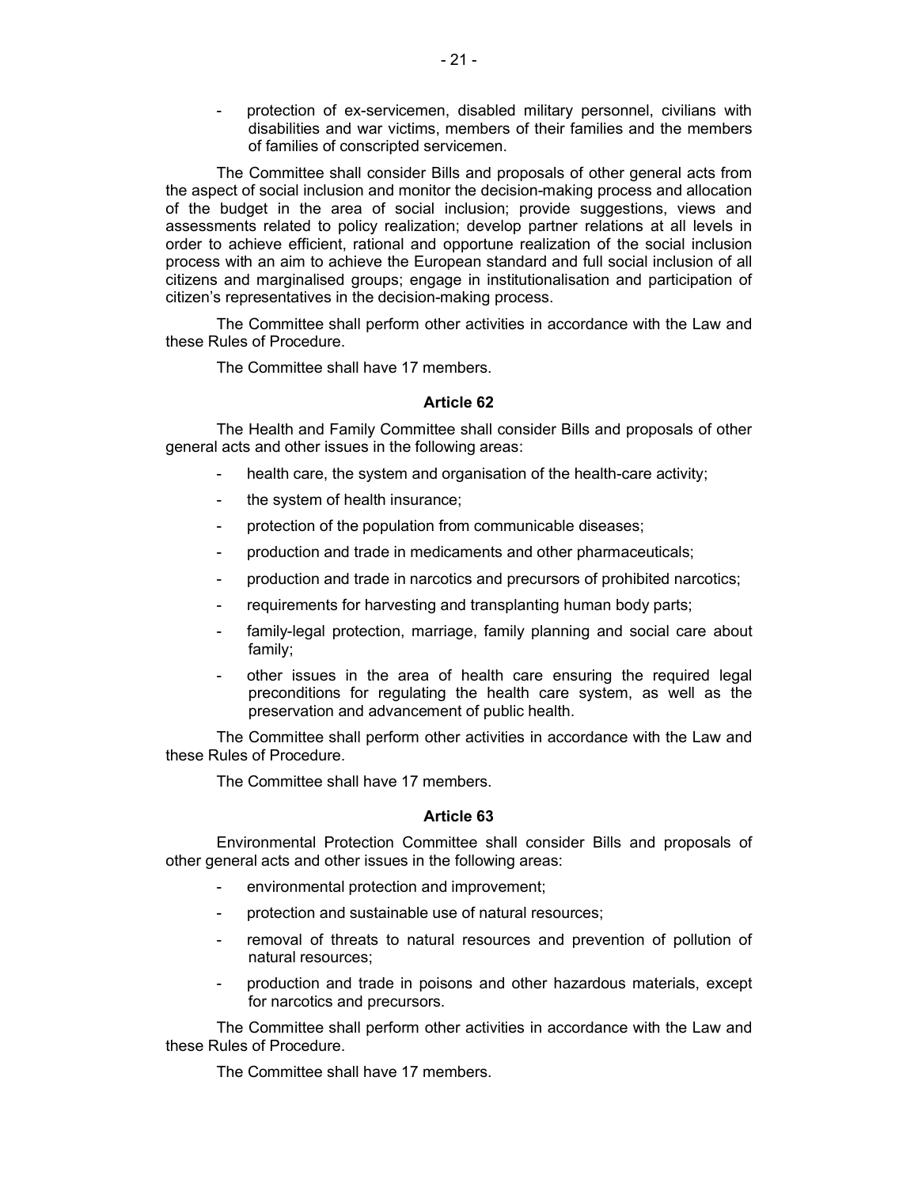- protection of ex-servicemen, disabled military personnel, civilians with disabilities and war victims, members of their families and the members of families of conscripted servicemen.

The Committee shall consider Bills and proposals of other general acts from the aspect of social inclusion and monitor the decision-making process and allocation of the budget in the area of social inclusion; provide suggestions, views and assessments related to policy realization; develop partner relations at all levels in order to achieve efficient, rational and opportune realization of the social inclusion process with an aim to achieve the European standard and full social inclusion of all citizens and marginalised groups; engage in institutionalisation and participation of citizen's representatives in the decision-making process.

The Committee shall perform other activities in accordance with the Law and these Rules of Procedure.

The Committee shall have 17 members.

**Article 62**

The Health and Family Committee shall consider Bills and proposals of other general acts and other issues in the following areas:

- health care, the system and organisation of the health-care activity;
- the system of health insurance;
- protection of the population from communicable diseases;
- production and trade in medicaments and other pharmaceuticals;
- production and trade in narcotics and precursors of prohibited narcotics;
- requirements for harvesting and transplanting human body parts;
- family-legal protection, marriage, family planning and social care about family;
- other issues in the area of health care ensuring the required legal preconditions for regulating the health care system, as well as the preservation and advancement of public health.

The Committee shall perform other activities in accordance with the Law and these Rules of Procedure.

The Committee shall have 17 members.

**Article 63**

Environmental Protection Committee shall consider Bills and proposals of other general acts and other issues in the following areas:

- environmental protection and improvement;
- protection and sustainable use of natural resources;
- removal of threats to natural resources and prevention of pollution of natural resources;
- production and trade in poisons and other hazardous materials, except for narcotics and precursors.

The Committee shall perform other activities in accordance with the Law and these Rules of Procedure.

The Committee shall have 17 members.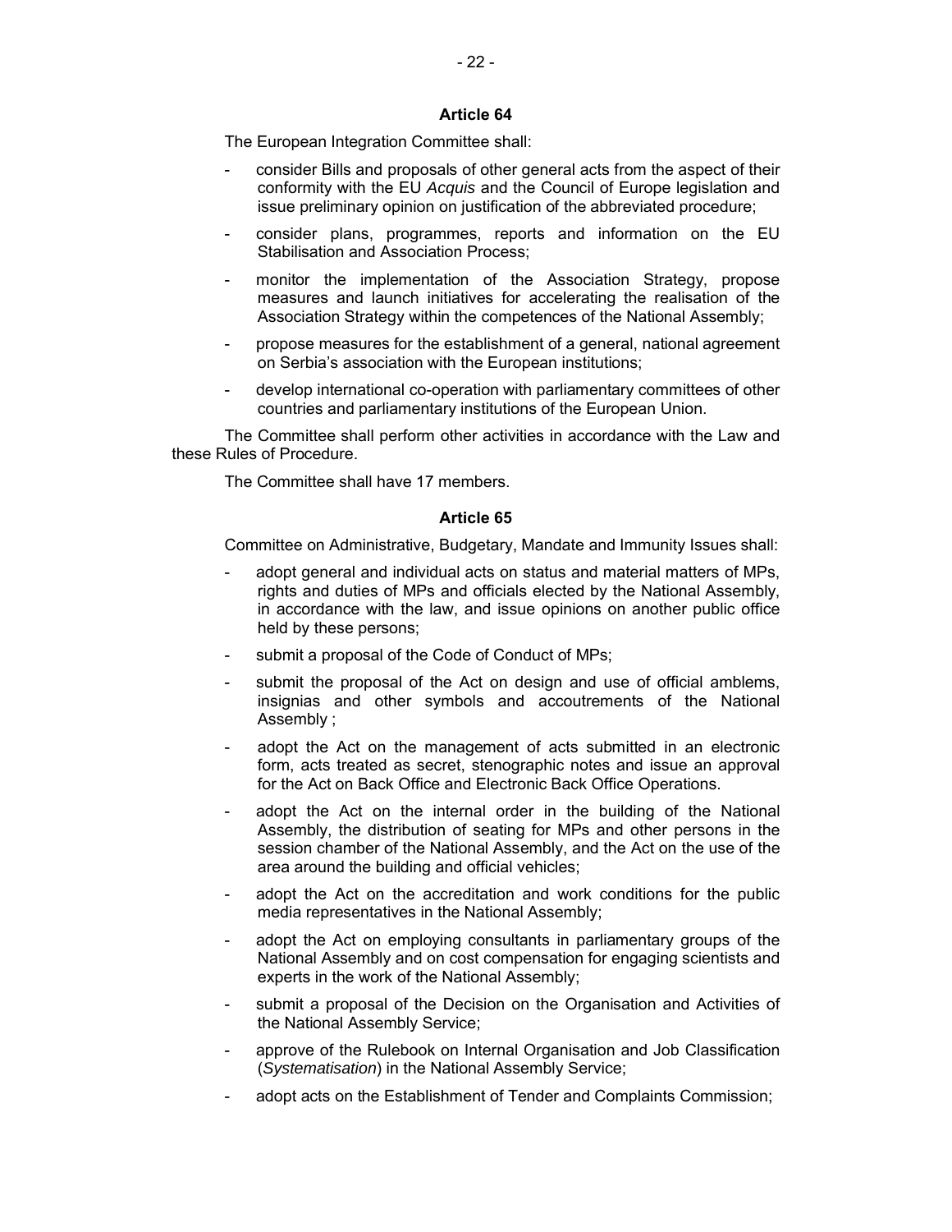**Article 64**

The European Integration Committee shall:

- consider Bills and proposals of other general acts from the aspect of their conformity with the EU *Acquis* and the Council of Europe legislation and issue preliminary opinion on justification of the abbreviated procedure;
- consider plans, programmes, reports and information on the EU Stabilisation and Association Process;
- monitor the implementation of the Association Strategy, propose measures and launch initiatives for accelerating the realisation of the Association Strategy within the competences of the National Assembly;
- propose measures for the establishment of a general, national agreement on Serbia's association with the European institutions;
- develop international co-operation with parliamentary committees of other countries and parliamentary institutions of the European Union.

The Committee shall perform other activities in accordance with the Law and these Rules of Procedure.

The Committee shall have 17 members.

**Article 65**

Committee on Administrative, Budgetary, Mandate and Immunity Issues shall:

- adopt general and individual acts on status and material matters of MPs, rights and duties of MPs and officials elected by the National Assembly, in accordance with the law, and issue opinions on another public office held by these persons;
- submit a proposal of the Code of Conduct of MPs;
- submit the proposal of the Act on design and use of official amblems, insignias and other symbols and accoutrements of the National Assembly ;
- adopt the Act on the management of acts submitted in an electronic form, acts treated as secret, stenographic notes and issue an approval for the Act on Back Office and Electronic Back Office Operations.
- adopt the Act on the internal order in the building of the National Assembly, the distribution of seating for MPs and other persons in the session chamber of the National Assembly, and the Act on the use of the area around the building and official vehicles;
- adopt the Act on the accreditation and work conditions for the public media representatives in the National Assembly;
- adopt the Act on employing consultants in parliamentary groups of the National Assembly and on cost compensation for engaging scientists and experts in the work of the National Assembly;
- submit a proposal of the Decision on the Organisation and Activities of the National Assembly Service;
- approve of the Rulebook on Internal Organisation and Job Classification (*Systematisation*) in the National Assembly Service;
- adopt acts on the Establishment of Tender and Complaints Commission;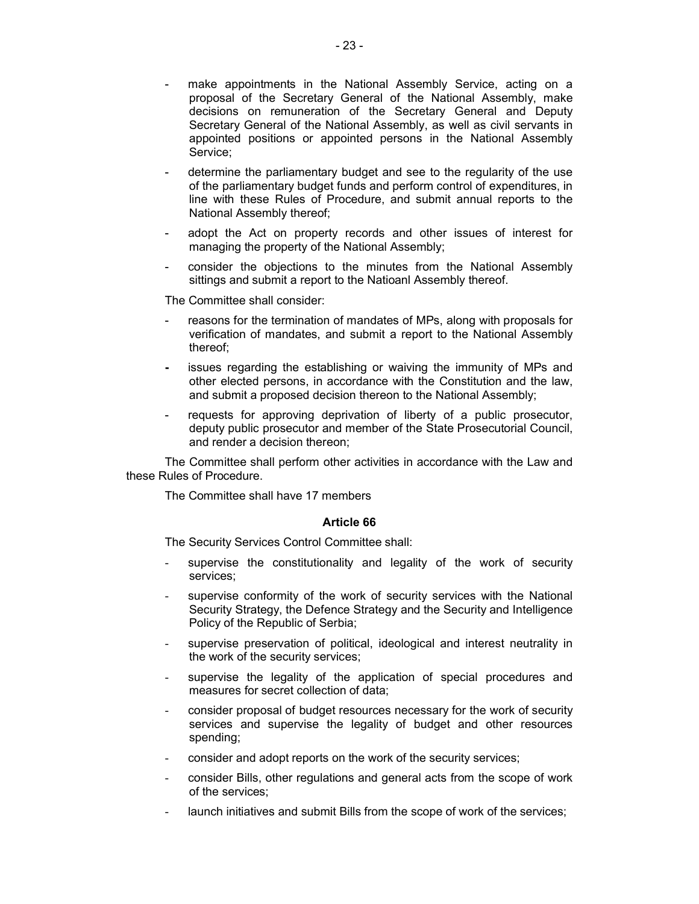- make appointments in the National Assembly Service, acting on a proposal of the Secretary General of the National Assembly, make decisions on remuneration of the Secretary General and Deputy Secretary General of the National Assembly, as well as civil servants in appointed positions or appointed persons in the National Assembly Service;
- determine the parliamentary budget and see to the regularity of the use of the parliamentary budget funds and perform control of expenditures, in line with these Rules of Procedure, and submit annual reports to the National Assembly thereof;
- adopt the Act on property records and other issues of interest for managing the property of the National Assembly;
- consider the objections to the minutes from the National Assembly sittings and submit a report to the Natioanl Assembly thereof.

The Committee shall consider:

- reasons for the termination of mandates of MPs, along with proposals for verification of mandates, and submit a report to the National Assembly thereof;
- issues regarding the establishing or waiving the immunity of MPs and other elected persons, in accordance with the Constitution and the law, and submit a proposed decision thereon to the National Assembly;
- requests for approving deprivation of liberty of a public prosecutor, deputy public prosecutor and member of the State Prosecutorial Council, and render a decision thereon;

The Committee shall perform other activities in accordance with the Law and these Rules of Procedure.

The Committee shall have 17 members

**Article 66**

The Security Services Control Committee shall:

- supervise the constitutionality and legality of the work of security services;
- supervise conformity of the work of security services with the National Security Strategy, the Defence Strategy and the Security and Intelligence Policy of the Republic of Serbia;
- supervise preservation of political, ideological and interest neutrality in the work of the security services;
- supervise the legality of the application of special procedures and measures for secret collection of data;
- consider proposal of budget resources necessary for the work of security services and supervise the legality of budget and other resources spending;
- consider and adopt reports on the work of the security services;
- consider Bills, other regulations and general acts from the scope of work of the services;
- launch initiatives and submit Bills from the scope of work of the services;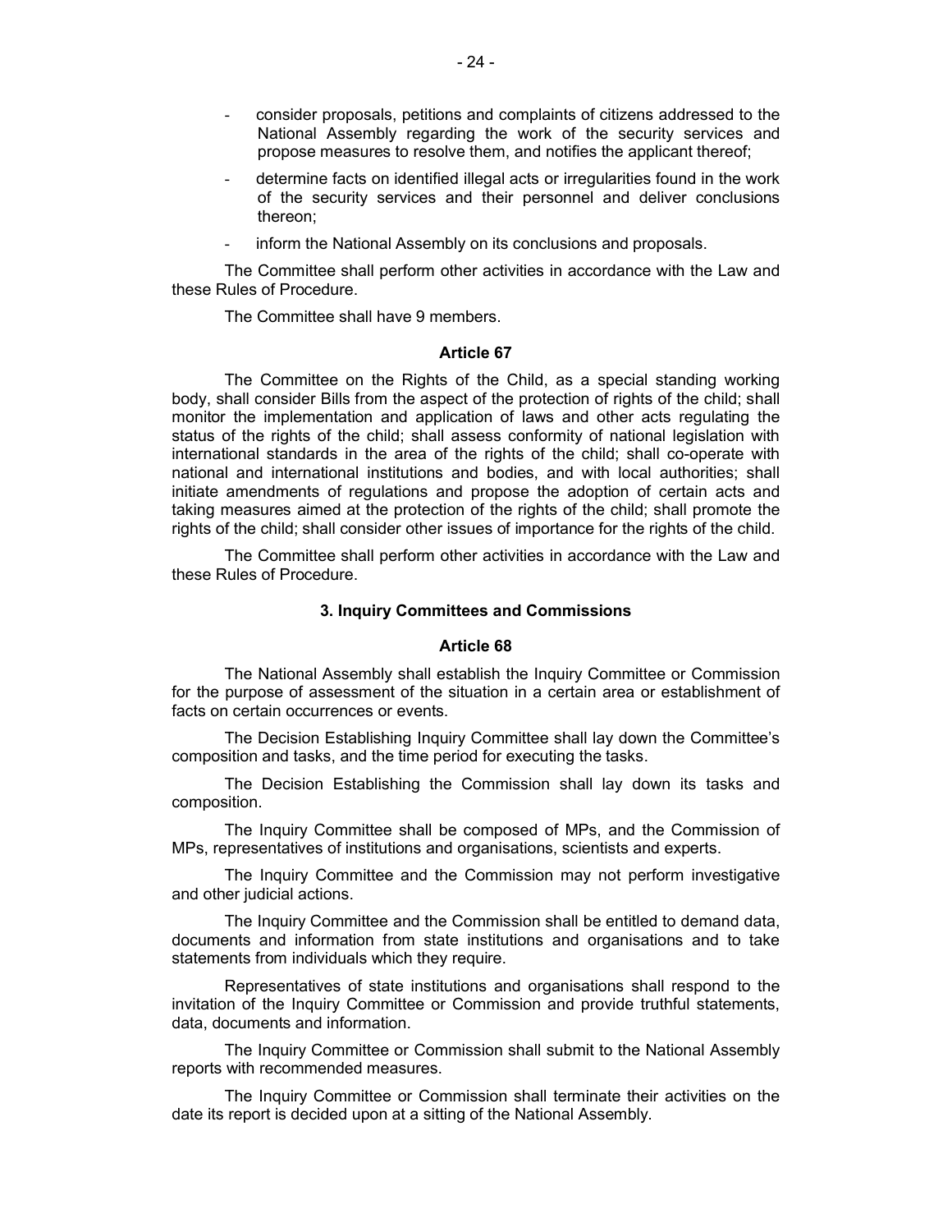- consider proposals, petitions and complaints of citizens addressed to the National Assembly regarding the work of the security services and propose measures to resolve them, and notifies the applicant thereof;
- determine facts on identified illegal acts or irregularities found in the work of the security services and their personnel and deliver conclusions thereon;
- inform the National Assembly on its conclusions and proposals.

The Committee shall perform other activities in accordance with the Law and these Rules of Procedure.

The Committee shall have 9 members.

#### Article 67

The Committee on the Rights of the Child, as a special standing working body, shall consider Bills from the aspect of the protection of rights of the child; shall monitor the implementation and application of laws and other acts regulating the status of the rights of the child; shall assess conformity of national legislation with international standards in the area of the rights of the child; shall co-operate with national and international institutions and bodies, and with local authorities; shall initiate amendments of regulations and propose the adoption of certain acts and taking measures aimed at the protection of the rights of the child; shall promote the rights of the child; shall consider other issues of importance for the rights of the child.

The Committee shall perform other activities in accordance with the Law and these Rules of Procedure.

### 3. Inquiry Committees and Commissions

#### Article 68

The National Assembly shall establish the Inquiry Committee or Commission for the purpose of assessment of the situation in a certain area or establishment of facts on certain occurrences or events.

The Decision Establishing Inquiry Committee shall lay down the Committee's composition and tasks, and the time period for executing the tasks.

The Decision Establishing the Commission shall lay down its tasks and composition.

The Inquiry Committee shall be composed of MPs, and the Commission of MPs, representatives of institutions and organisations, scientists and experts.

The Inquiry Committee and the Commission may not perform investigative and other judicial actions.

The Inquiry Committee and the Commission shall be entitled to demand data, documents and information from state institutions and organisations and to take statements from individuals which they require.

Representatives of state institutions and organisations shall respond to the invitation of the Inquiry Committee or Commission and provide truthful statements, data, documents and information.

The Inquiry Committee or Commission shall submit to the National Assembly reports with recommended measures.

The Inquiry Committee or Commission shall terminate their activities on the date its report is decided upon at a sitting of the National Assembly.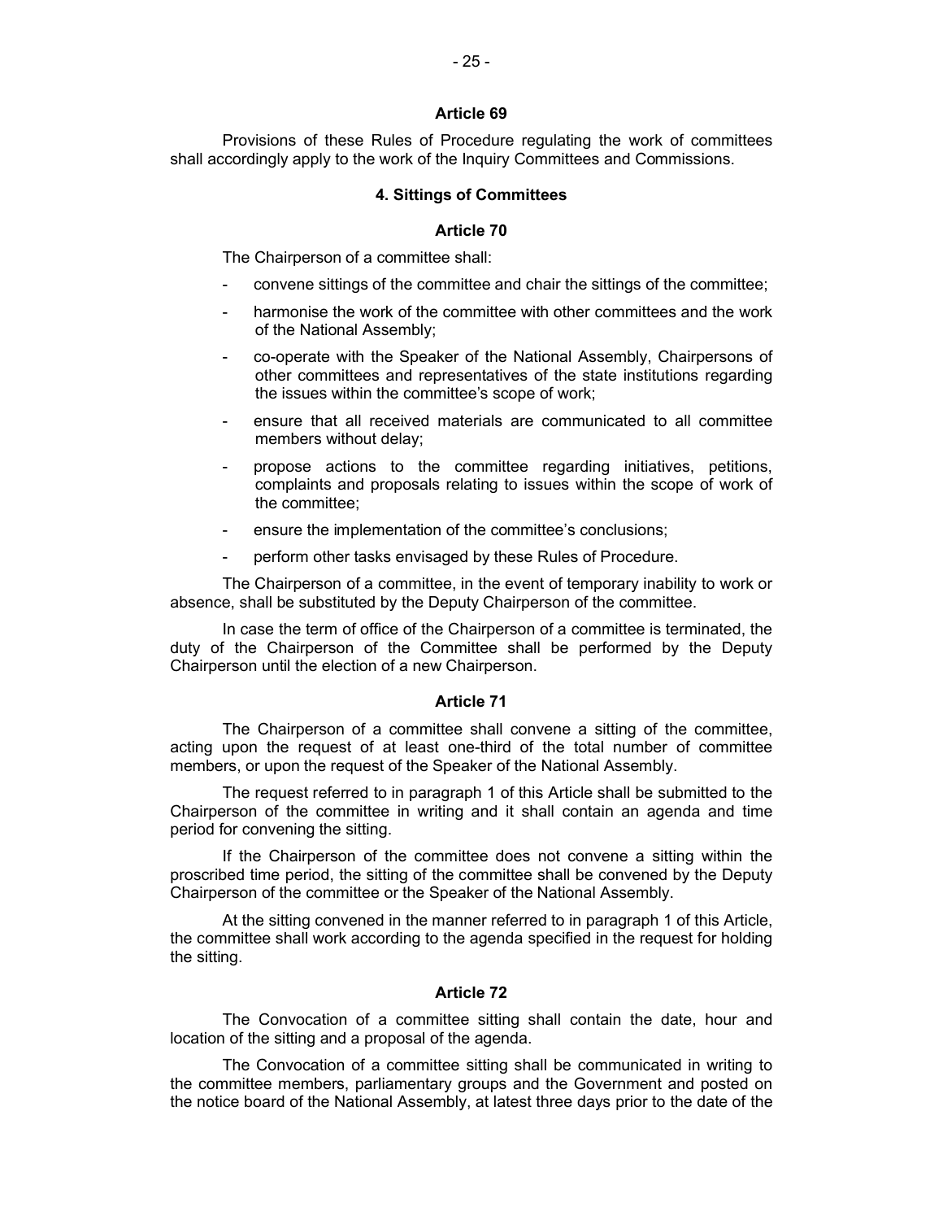**Article 69**

Provisions of these Rules of Procedure regulating the work of committees shall accordingly apply to the work of the Inquiry Committees and Commissions.

### 4. Sittings of Committees

**Article 70**

The Chairperson of a committee shall:

- convene sittings of the committee and chair the sittings of the committee;
- harmonise the work of the committee with other committees and the work of the National Assembly;
- co-operate with the Speaker of the National Assembly, Chairpersons of other committees and representatives of the state institutions regarding the issues within the committee's scope of work;
- ensure that all received materials are communicated to all committee members without delay;
- propose actions to the committee regarding initiatives, petitions, complaints and proposals relating to issues within the scope of work of the committee;
- ensure the implementation of the committee's conclusions;
- perform other tasks envisaged by these Rules of Procedure.

The Chairperson of a committee, in the event of temporary inability to work or absence, shall be substituted by the Deputy Chairperson of the committee.

In case the term of office of the Chairperson of a committee is terminated, the duty of the Chairperson of the Committee shall be performed by the Deputy Chairperson until the election of a new Chairperson.

**Article 71**

The Chairperson of a committee shall convene a sitting of the committee, acting upon the request of at least one-third of the total number of committee members, or upon the request of the Speaker of the National Assembly.

The request referred to in paragraph 1 of this Article shall be submitted to the Chairperson of the committee in writing and it shall contain an agenda and time period for convening the sitting.

If the Chairperson of the committee does not convene a sitting within the proscribed time period, the sitting of the committee shall be convened by the Deputy Chairperson of the committee or the Speaker of the National Assembly.

At the sitting convened in the manner referred to in paragraph 1 of this Article, the committee shall work according to the agenda specified in the request for holding the sitting.

**Article 72**

The Convocation of a committee sitting shall contain the date, hour and location of the sitting and a proposal of the agenda.

The Convocation of a committee sitting shall be communicated in writing to the committee members, parliamentary groups and the Government and posted on the notice board of the National Assembly, at latest three days prior to the date of the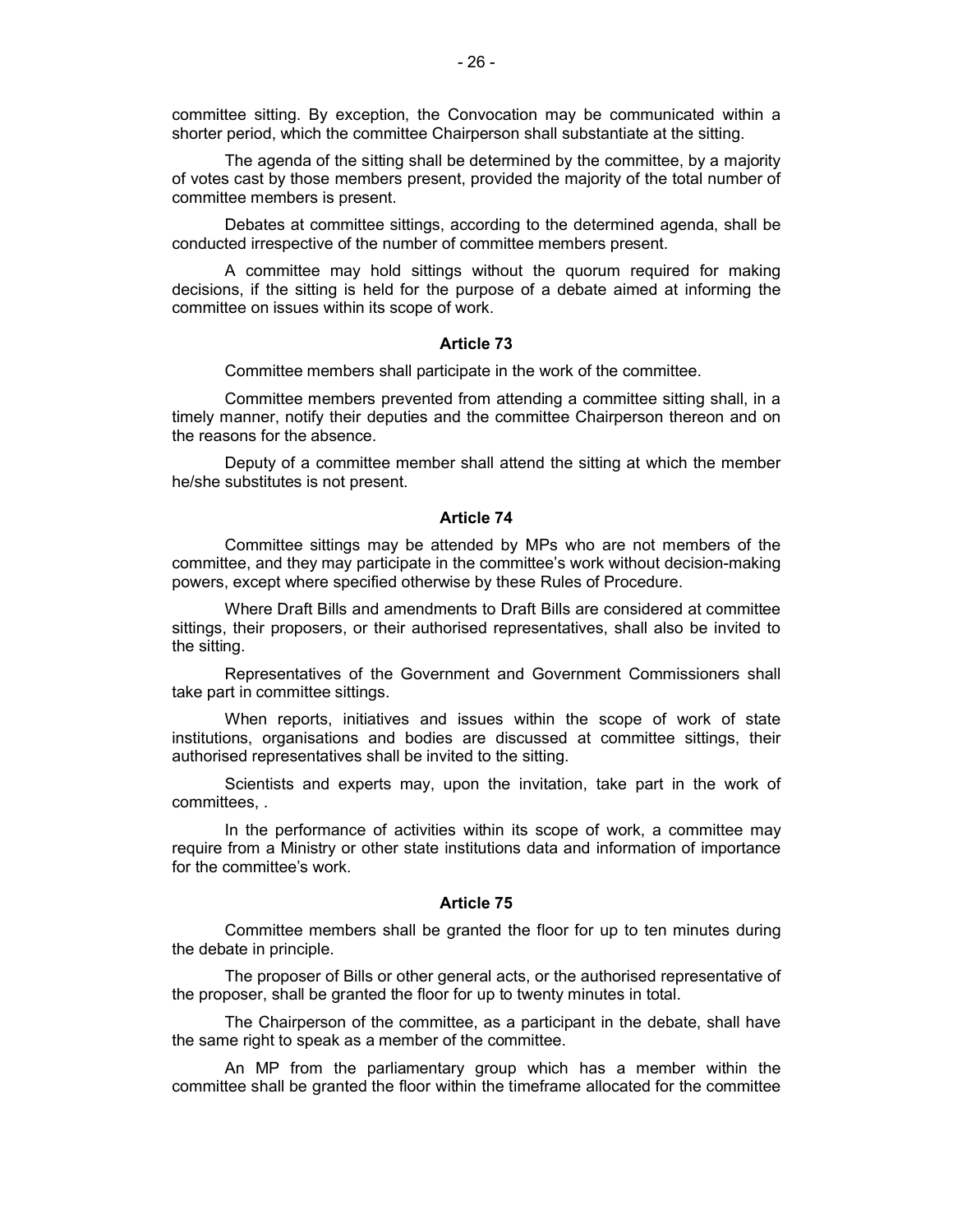committee sitting. By exception, the Convocation may be communicated within a shorter period, which the committee Chairperson shall substantiate at the sitting.

The agenda of the sitting shall be determined by the committee, by a majority of votes cast by those members present, provided the majority of the total number of committee members is present.

Debates at committee sittings, according to the determined agenda, shall be conducted irrespective of the number of committee members present.

A committee may hold sittings without the quorum required for making decisions, if the sitting is held for the purpose of a debate aimed at informing the committee on issues within its scope of work.

### Article 73

Committee members shall participate in the work of the committee.

Committee members prevented from attending a committee sitting shall, in a timely manner, notify their deputies and the committee Chairperson thereon and on the reasons for the absence.

Deputy of a committee member shall attend the sitting at which the member he/she substitutes is not present.

### Article 74

Committee sittings may be attended by MPs who are not members of the committee, and they may participate in the committee's work without decision-making powers, except where specified otherwise by these Rules of Procedure.

Where Draft Bills and amendments to Draft Bills are considered at committee sittings, their proposers, or their authorised representatives, shall also be invited to the sitting.

Representatives of the Government and Government Commissioners shall take part in committee sittings.

When reports, initiatives and issues within the scope of work of state institutions, organisations and bodies are discussed at committee sittings, their authorised representatives shall be invited to the sitting.

Scientists and experts may, upon the invitation, take part in the work of committees, .

In the performance of activities within its scope of work, a committee may require from a Ministry or other state institutions data and information of importance for the committee's work.

### Article 75

Committee members shall be granted the floor for up to ten minutes during the debate in principle.

The proposer of Bills or other general acts, or the authorised representative of the proposer, shall be granted the floor for up to twenty minutes in total.

The Chairperson of the committee, as a participant in the debate, shall have the same right to speak as a member of the committee.

An MP from the parliamentary group which has a member within the committee shall be granted the floor within the timeframe allocated for the committee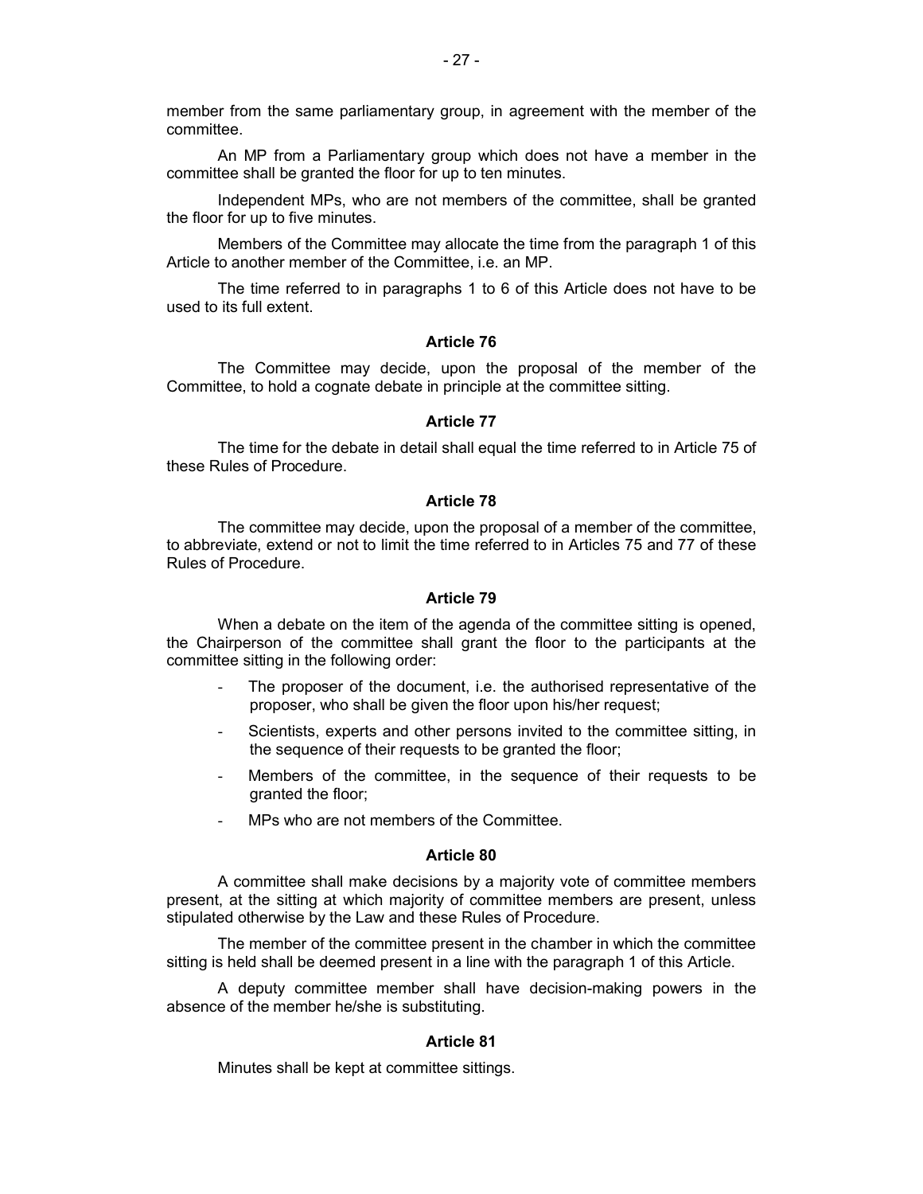member from the same parliamentary group, in agreement with the member of the committee.

An MP from a Parliamentary group which does not have a member in the committee shall be granted the floor for up to ten minutes.

Independent MPs, who are not members of the committee, shall be granted the floor for up to five minutes.

Members of the Committee may allocate the time from the paragraph 1 of this Article to another member of the Committee, i.e. an MP.

The time referred to in paragraphs 1 to 6 of this Article does not have to be used to its full extent.

### Article 76

The Committee may decide, upon the proposal of the member of the Committee, to hold a cognate debate in principle at the committee sitting.

### Article 77

The time for the debate in detail shall equal the time referred to in Article 75 of these Rules of Procedure.

### Article 78

The committee may decide, upon the proposal of a member of the committee, to abbreviate, extend or not to limit the time referred to in Articles 75 and 77 of these Rules of Procedure.

### Article 79

When a debate on the item of the agenda of the committee sitting is opened, the Chairperson of the committee shall grant the floor to the participants at the committee sitting in the following order:

- The proposer of the document, i.e. the authorised representative of the proposer, who shall be given the floor upon his/her request;
- Scientists, experts and other persons invited to the committee sitting, in the sequence of their requests to be granted the floor;
- Members of the committee, in the sequence of their requests to be granted the floor;
- MPs who are not members of the Committee.

### Article 80

A committee shall make decisions by a majority vote of committee members present, at the sitting at which majority of committee members are present, unless stipulated otherwise by the Law and these Rules of Procedure.

The member of the committee present in the chamber in which the committee sitting is held shall be deemed present in a line with the paragraph 1 of this Article.

A deputy committee member shall have decision-making powers in the absence of the member he/she is substituting.

### Article 81

Minutes shall be kept at committee sittings.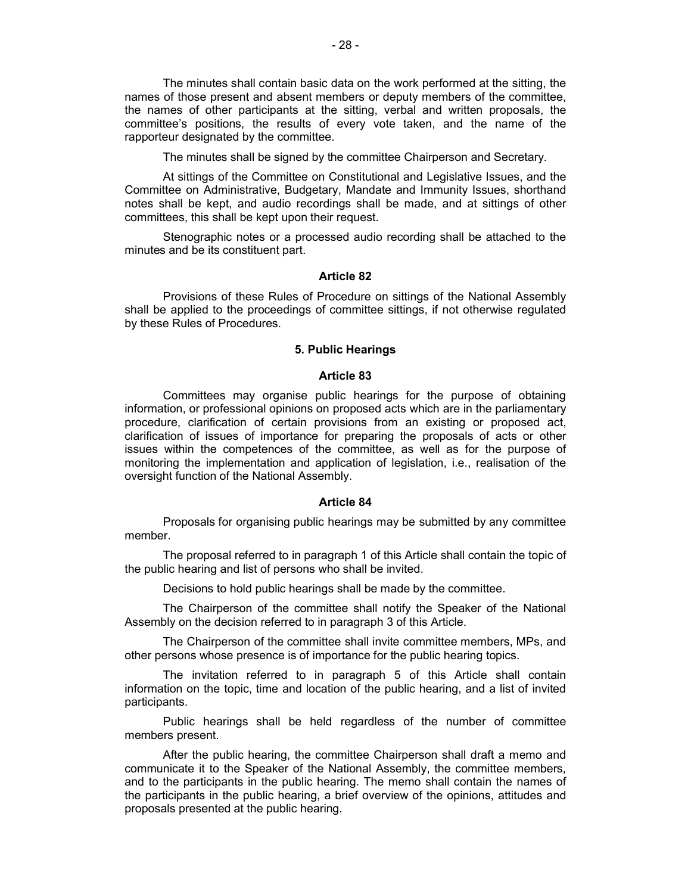The minutes shall contain basic data on the work performed at the sitting, the names of those present and absent members or deputy members of the committee, the names of other participants at the sitting, verbal and written proposals, the committee's positions, the results of every vote taken, and the name of the rapporteur designated by the committee.

The minutes shall be signed by the committee Chairperson and Secretary.

At sittings of the Committee on Constitutional and Legislative Issues, and the Committee on Administrative, Budgetary, Mandate and Immunity Issues, shorthand notes shall be kept, and audio recordings shall be made, and at sittings of other committees, this shall be kept upon their request.

Stenographic notes or a processed audio recording shall be attached to the minutes and be its constituent part.

**Article 82**

Provisions of these Rules of Procedure on sittings of the National Assembly shall be applied to the proceedings of committee sittings, if not otherwise regulated by these Rules of Procedures.

### 5. Public Hearings

**Article 83**

Committees may organise public hearings for the purpose of obtaining information, or professional opinions on proposed acts which are in the parliamentary procedure, clarification of certain provisions from an existing or proposed act, clarification of issues of importance for preparing the proposals of acts or other issues within the competences of the committee, as well as for the purpose of monitoring the implementation and application of legislation, i.e., realisation of the oversight function of the National Assembly.

**Article 84**

Proposals for organising public hearings may be submitted by any committee member.

The proposal referred to in paragraph 1 of this Article shall contain the topic of the public hearing and list of persons who shall be invited.

Decisions to hold public hearings shall be made by the committee.

The Chairperson of the committee shall notify the Speaker of the National Assembly on the decision referred to in paragraph 3 of this Article.

The Chairperson of the committee shall invite committee members, MPs, and other persons whose presence is of importance for the public hearing topics.

The invitation referred to in paragraph 5 of this Article shall contain information on the topic, time and location of the public hearing, and a list of invited participants.

Public hearings shall be held regardless of the number of committee members present.

After the public hearing, the committee Chairperson shall draft a memo and communicate it to the Speaker of the National Assembly, the committee members, and to the participants in the public hearing. The memo shall contain the names of the participants in the public hearing, a brief overview of the opinions, attitudes and proposals presented at the public hearing.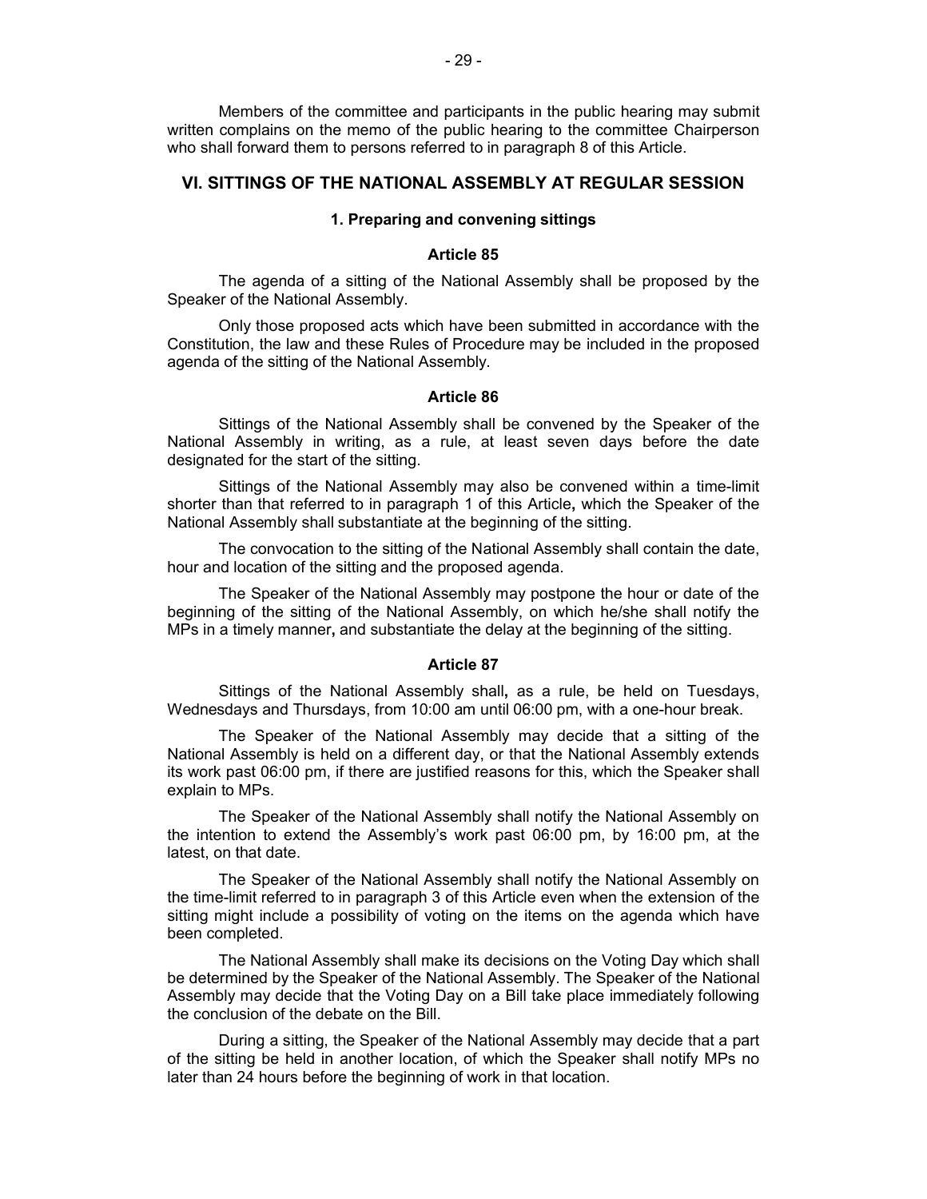Members of the committee and participants in the public hearing may submit written complains on the memo of the public hearing to the committee Chairperson who shall forward them to persons referred to in paragraph 8 of this Article.

## VI. SITTINGS OF THE NATIONAL ASSEMBLY AT REGULAR SESSION

### 1. Preparing and convening sittings

#### Article 85

The agenda of a sitting of the National Assembly shall be proposed by the Speaker of the National Assembly.

Only those proposed acts which have been submitted in accordance with the Constitution, the law and these Rules of Procedure may be included in the proposed agenda of the sitting of the National Assembly.

#### Article 86

Sittings of the National Assembly shall be convened by the Speaker of the National Assembly in writing, as a rule, at least seven days before the date designated for the start of the sitting.

Sittings of the National Assembly may also be convened within a time-limit shorter than that referred to in paragraph 1 of this Article**,** which the Speaker of the National Assembly shall substantiate at the beginning of the sitting.

The convocation to the sitting of the National Assembly shall contain the date, hour and location of the sitting and the proposed agenda.

The Speaker of the National Assembly may postpone the hour or date of the beginning of the sitting of the National Assembly, on which he/she shall notify the MPs in a timely manner**,** and substantiate the delay at the beginning of the sitting.

#### Article 87

Sittings of the National Assembly shall**,** as a rule, be held on Tuesdays, Wednesdays and Thursdays, from 10:00 am until 06:00 pm, with a one-hour break.

The Speaker of the National Assembly may decide that a sitting of the National Assembly is held on a different day, or that the National Assembly extends its work past 06:00 pm, if there are justified reasons for this, which the Speaker shall explain to MPs.

The Speaker of the National Assembly shall notify the National Assembly on the intention to extend the Assembly's work past 06:00 pm, by 16:00 pm, at the latest, on that date.

The Speaker of the National Assembly shall notify the National Assembly on the time-limit referred to in paragraph 3 of this Article even when the extension of the sitting might include a possibility of voting on the items on the agenda which have been completed.

The National Assembly shall make its decisions on the Voting Day which shall be determined by the Speaker of the National Assembly. The Speaker of the National Assembly may decide that the Voting Day on a Bill take place immediately following the conclusion of the debate on the Bill.

During a sitting, the Speaker of the National Assembly may decide that a part of the sitting be held in another location, of which the Speaker shall notify MPs no later than 24 hours before the beginning of work in that location.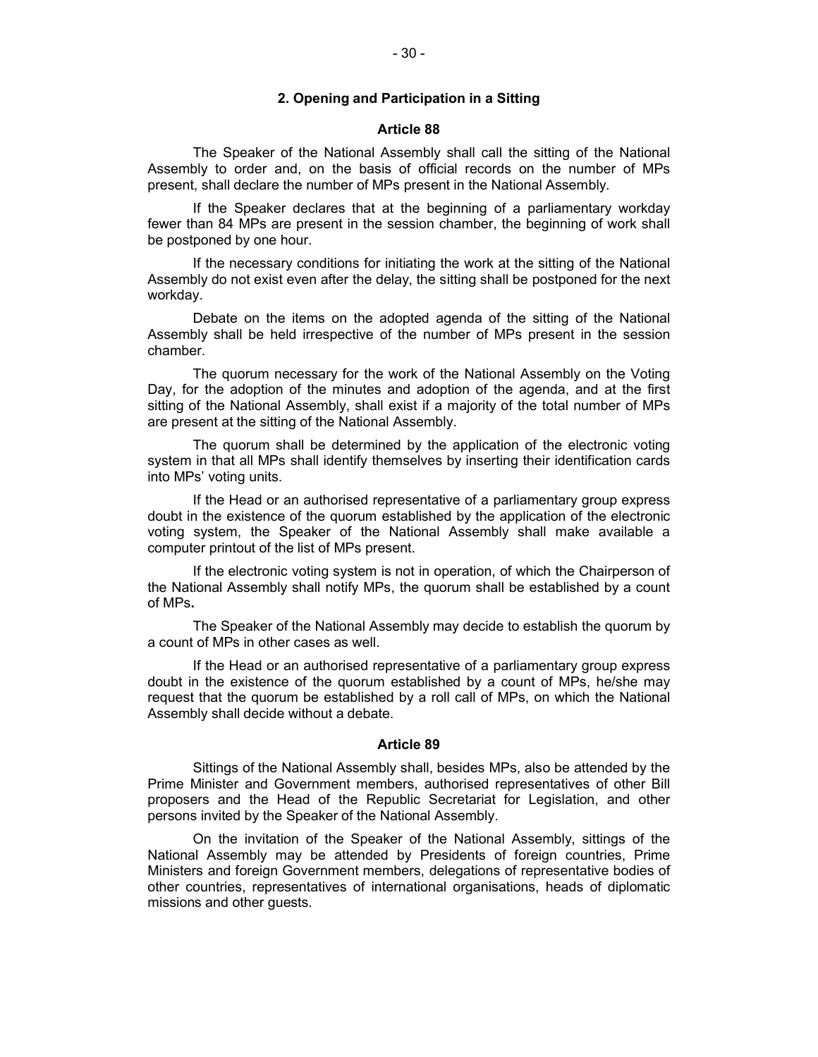## 2. Opening and Participation in a Sitting

### Article 88

The Speaker of the National Assembly shall call the sitting of the National Assembly to order and, on the basis of official records on the number of MPs present, shall declare the number of MPs present in the National Assembly.

If the Speaker declares that at the beginning of a parliamentary workday fewer than 84 MPs are present in the session chamber, the beginning of work shall be postponed by one hour.

If the necessary conditions for initiating the work at the sitting of the National Assembly do not exist even after the delay, the sitting shall be postponed for the next workday.

Debate on the items on the adopted agenda of the sitting of the National Assembly shall be held irrespective of the number of MPs present in the session chamber.

The quorum necessary for the work of the National Assembly on the Voting Day, for the adoption of the minutes and adoption of the agenda, and at the first sitting of the National Assembly, shall exist if a majority of the total number of MPs are present at the sitting of the National Assembly.

The quorum shall be determined by the application of the electronic voting system in that all MPs shall identify themselves by inserting their identification cards into MPs' voting units.

If the Head or an authorised representative of a parliamentary group express doubt in the existence of the quorum established by the application of the electronic voting system, the Speaker of the National Assembly shall make available a computer printout of the list of MPs present.

If the electronic voting system is not in operation, of which the Chairperson of the National Assembly shall notify MPs, the quorum shall be established by a count of MPs**.**

The Speaker of the National Assembly may decide to establish the quorum by a count of MPs in other cases as well.

If the Head or an authorised representative of a parliamentary group express doubt in the existence of the quorum established by a count of MPs, he/she may request that the quorum be established by a roll call of MPs, on which the National Assembly shall decide without a debate.

### Article 89

Sittings of the National Assembly shall, besides MPs, also be attended by the Prime Minister and Government members, authorised representatives of other Bill proposers and the Head of the Republic Secretariat for Legislation, and other persons invited by the Speaker of the National Assembly.

On the invitation of the Speaker of the National Assembly, sittings of the National Assembly may be attended by Presidents of foreign countries, Prime Ministers and foreign Government members, delegations of representative bodies of other countries, representatives of international organisations, heads of diplomatic missions and other guests.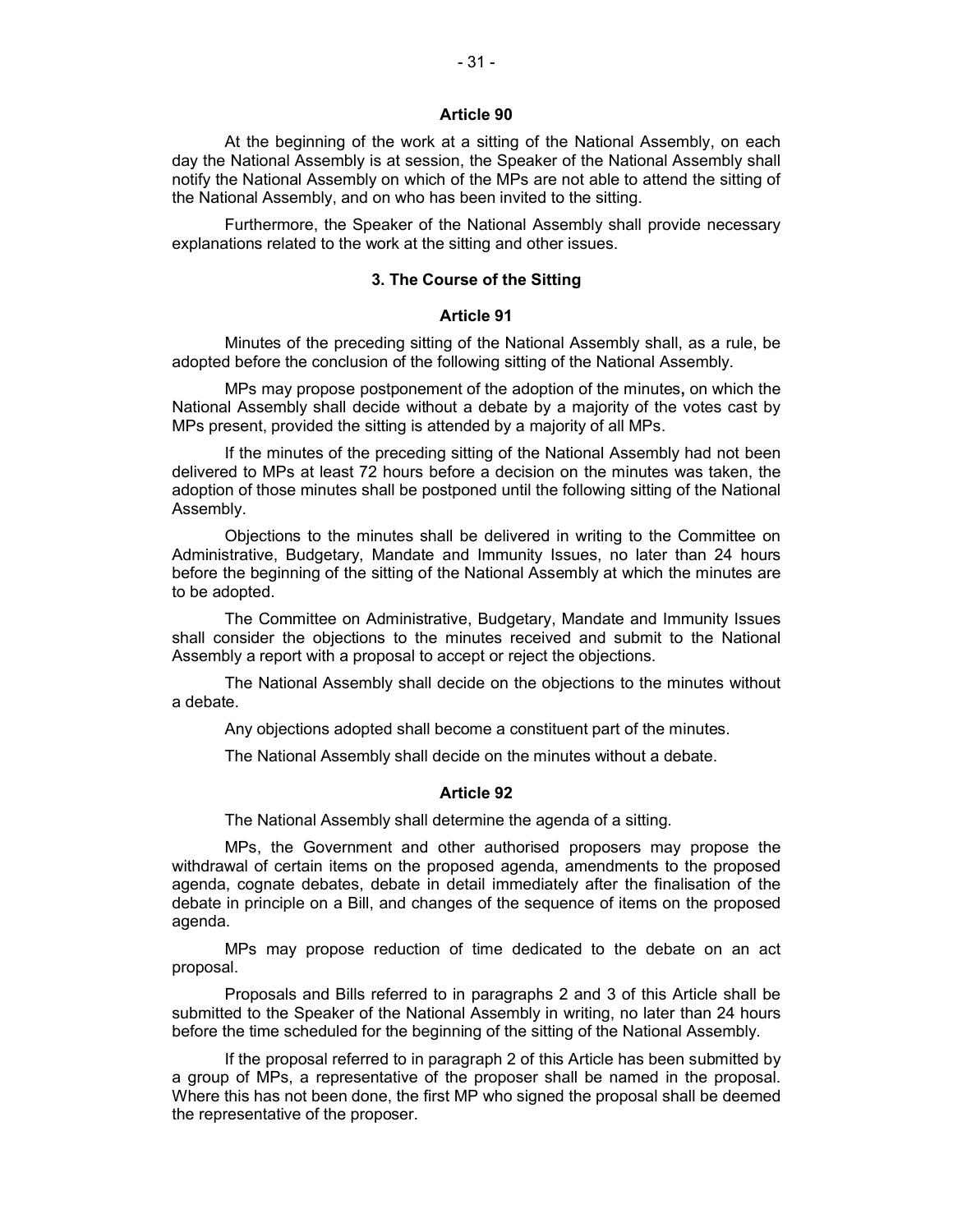**Article 90**

At the beginning of the work at a sitting of the National Assembly, on each day the National Assembly is at session, the Speaker of the National Assembly shall notify the National Assembly on which of the MPs are not able to attend the sitting of the National Assembly, and on who has been invited to the sitting.

Furthermore, the Speaker of the National Assembly shall provide necessary explanations related to the work at the sitting and other issues.

### 3. The Course of the Sitting

**Article 91**

Minutes of the preceding sitting of the National Assembly shall, as a rule, be adopted before the conclusion of the following sitting of the National Assembly.

MPs may propose postponement of the adoption of the minutes**,** on which the National Assembly shall decide without a debate by a majority of the votes cast by MPs present, provided the sitting is attended by a majority of all MPs.

If the minutes of the preceding sitting of the National Assembly had not been delivered to MPs at least 72 hours before a decision on the minutes was taken, the adoption of those minutes shall be postponed until the following sitting of the National Assembly.

Objections to the minutes shall be delivered in writing to the Committee on Administrative, Budgetary, Mandate and Immunity Issues, no later than 24 hours before the beginning of the sitting of the National Assembly at which the minutes are to be adopted.

The Committee on Administrative, Budgetary, Mandate and Immunity Issues shall consider the objections to the minutes received and submit to the National Assembly a report with a proposal to accept or reject the objections.

The National Assembly shall decide on the objections to the minutes without a debate.

Any objections adopted shall become a constituent part of the minutes.

The National Assembly shall decide on the minutes without a debate.

**Article 92**

The National Assembly shall determine the agenda of a sitting.

MPs, the Government and other authorised proposers may propose the withdrawal of certain items on the proposed agenda, amendments to the proposed agenda, cognate debates, debate in detail immediately after the finalisation of the debate in principle on a Bill, and changes of the sequence of items on the proposed agenda.

MPs may propose reduction of time dedicated to the debate on an act proposal.

Proposals and Bills referred to in paragraphs 2 and 3 of this Article shall be submitted to the Speaker of the National Assembly in writing, no later than 24 hours before the time scheduled for the beginning of the sitting of the National Assembly.

If the proposal referred to in paragraph 2 of this Article has been submitted by a group of MPs, a representative of the proposer shall be named in the proposal. Where this has not been done, the first MP who signed the proposal shall be deemed the representative of the proposer.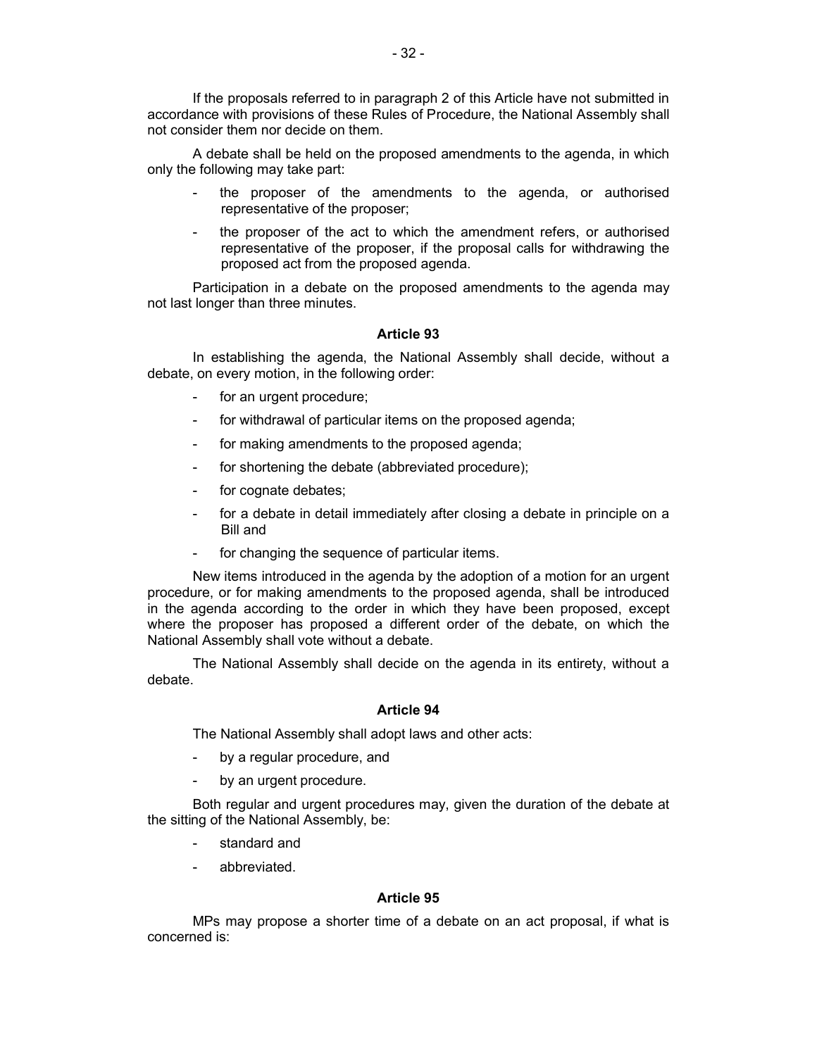If the proposals referred to in paragraph 2 of this Article have not submitted in accordance with provisions of these Rules of Procedure, the National Assembly shall not consider them nor decide on them.

A debate shall be held on the proposed amendments to the agenda, in which only the following may take part:

- the proposer of the amendments to the agenda, or authorised representative of the proposer;
- the proposer of the act to which the amendment refers, or authorised representative of the proposer, if the proposal calls for withdrawing the proposed act from the proposed agenda.

Participation in a debate on the proposed amendments to the agenda may not last longer than three minutes.

### Article 93

In establishing the agenda, the National Assembly shall decide, without a debate, on every motion, in the following order:

- for an urgent procedure;
- for withdrawal of particular items on the proposed agenda;
- for making amendments to the proposed agenda;
- for shortening the debate (abbreviated procedure);
- for cognate debates;
- for a debate in detail immediately after closing a debate in principle on a Bill and
- for changing the sequence of particular items.

New items introduced in the agenda by the adoption of a motion for an urgent procedure, or for making amendments to the proposed agenda, shall be introduced in the agenda according to the order in which they have been proposed, except where the proposer has proposed a different order of the debate, on which the National Assembly shall vote without a debate.

The National Assembly shall decide on the agenda in its entirety, without a debate.

### Article 94

The National Assembly shall adopt laws and other acts:

- by a regular procedure, and
- by an urgent procedure.

Both regular and urgent procedures may, given the duration of the debate at the sitting of the National Assembly, be:

- standard and
- abbreviated.

### Article 95

MPs may propose a shorter time of a debate on an act proposal, if what is concerned is: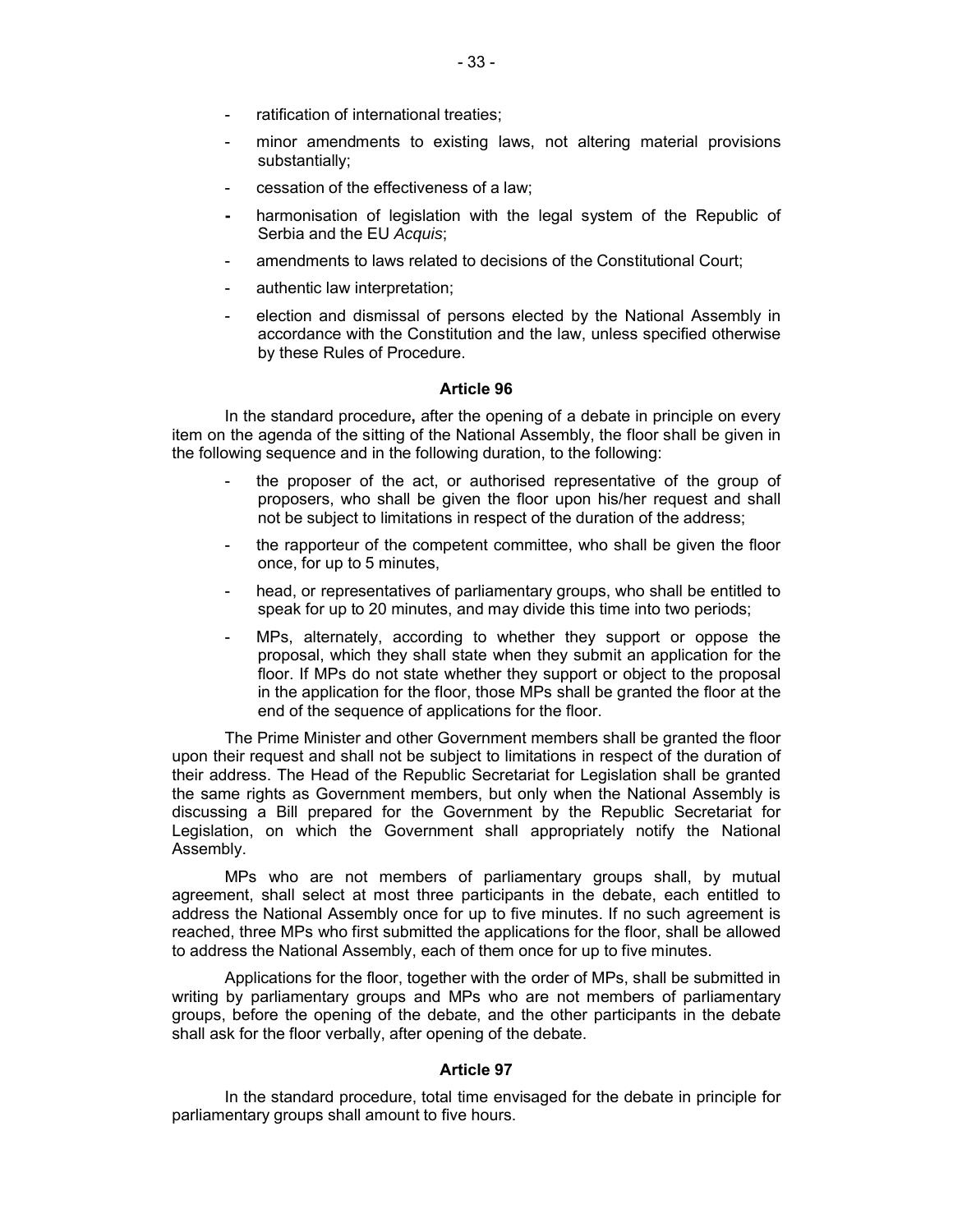- ratification of international treaties;
- minor amendments to existing laws, not altering material provisions substantially;
- cessation of the effectiveness of a law;
- harmonisation of legislation with the legal system of the Republic of Serbia and the EU *Acquis*;
- amendments to laws related to decisions of the Constitutional Court;
- authentic law interpretation;
- election and dismissal of persons elected by the National Assembly in accordance with the Constitution and the law, unless specified otherwise by these Rules of Procedure.

### Article 96

In the standard procedure**,** after the opening of a debate in principle on every item on the agenda of the sitting of the National Assembly, the floor shall be given in the following sequence and in the following duration, to the following:

- the proposer of the act, or authorised representative of the group of proposers, who shall be given the floor upon his/her request and shall not be subject to limitations in respect of the duration of the address;
- the rapporteur of the competent committee, who shall be given the floor once, for up to 5 minutes,
- head, or representatives of parliamentary groups, who shall be entitled to speak for up to 20 minutes, and may divide this time into two periods;
- MPs, alternately, according to whether they support or oppose the proposal, which they shall state when they submit an application for the floor. If MPs do not state whether they support or object to the proposal in the application for the floor, those MPs shall be granted the floor at the end of the sequence of applications for the floor.

The Prime Minister and other Government members shall be granted the floor upon their request and shall not be subject to limitations in respect of the duration of their address. The Head of the Republic Secretariat for Legislation shall be granted the same rights as Government members, but only when the National Assembly is discussing a Bill prepared for the Government by the Republic Secretariat for Legislation, on which the Government shall appropriately notify the National Assembly.

MPs who are not members of parliamentary groups shall, by mutual agreement, shall select at most three participants in the debate, each entitled to address the National Assembly once for up to five minutes. If no such agreement is reached, three MPs who first submitted the applications for the floor, shall be allowed to address the National Assembly, each of them once for up to five minutes.

Applications for the floor, together with the order of MPs, shall be submitted in writing by parliamentary groups and MPs who are not members of parliamentary groups, before the opening of the debate, and the other participants in the debate shall ask for the floor verbally, after opening of the debate.

### Article 97

In the standard procedure, total time envisaged for the debate in principle for parliamentary groups shall amount to five hours.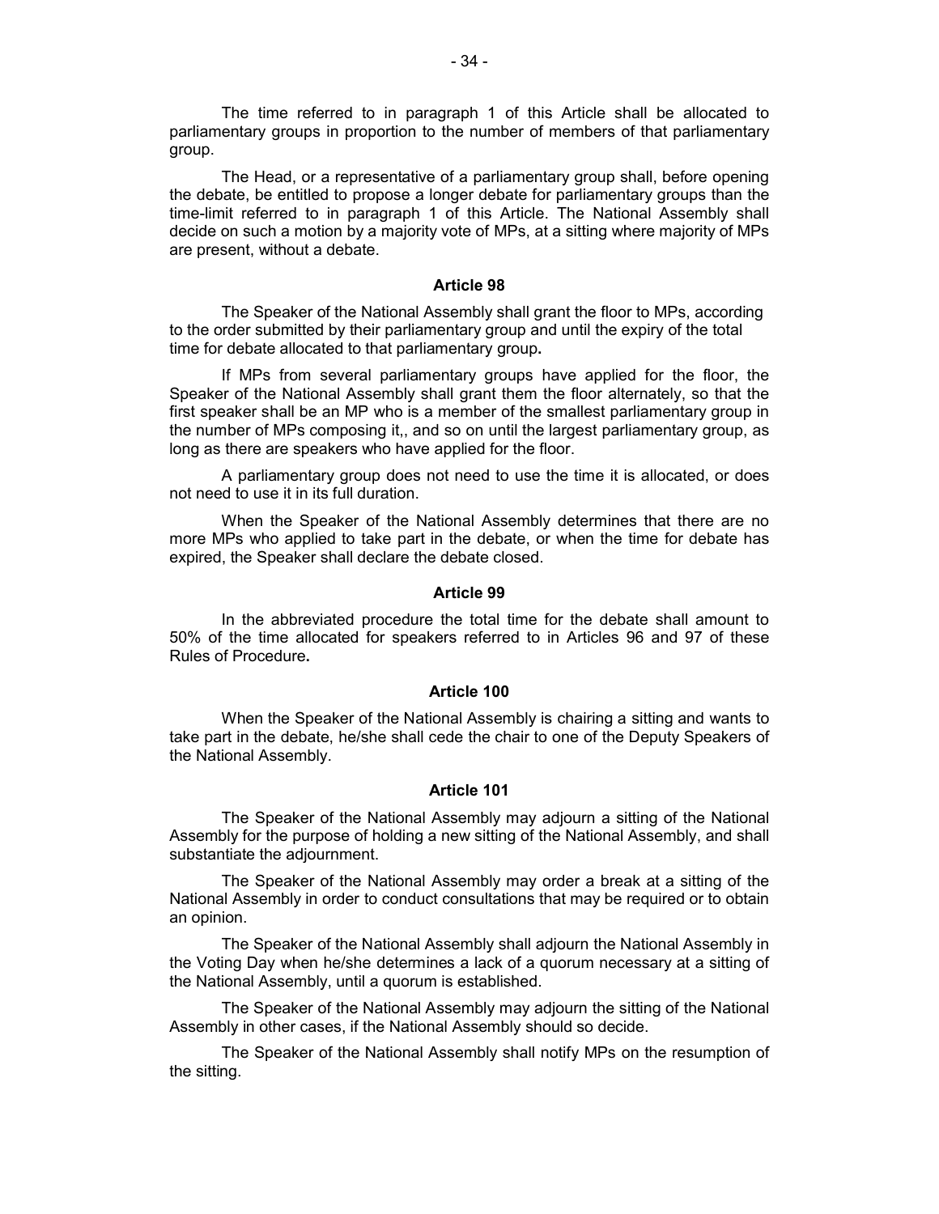The time referred to in paragraph 1 of this Article shall be allocated to parliamentary groups in proportion to the number of members of that parliamentary group.

The Head, or a representative of a parliamentary group shall, before opening the debate, be entitled to propose a longer debate for parliamentary groups than the time-limit referred to in paragraph 1 of this Article. The National Assembly shall decide on such a motion by a majority vote of MPs, at a sitting where majority of MPs are present, without a debate.

### Article 98

The Speaker of the National Assembly shall grant the floor to MPs, according to the order submitted by their parliamentary group and until the expiry of the total time for debate allocated to that parliamentary group**.**

If MPs from several parliamentary groups have applied for the floor, the Speaker of the National Assembly shall grant them the floor alternately, so that the first speaker shall be an MP who is a member of the smallest parliamentary group in the number of MPs composing it,, and so on until the largest parliamentary group, as long as there are speakers who have applied for the floor.

A parliamentary group does not need to use the time it is allocated, or does not need to use it in its full duration.

When the Speaker of the National Assembly determines that there are no more MPs who applied to take part in the debate, or when the time for debate has expired, the Speaker shall declare the debate closed.

### Article 99

In the abbreviated procedure the total time for the debate shall amount to 50% of the time allocated for speakers referred to in Articles 96 and 97 of these Rules of Procedure**.**

### Article 100

When the Speaker of the National Assembly is chairing a sitting and wants to take part in the debate, he/she shall cede the chair to one of the Deputy Speakers of the National Assembly.

### Article 101

The Speaker of the National Assembly may adjourn a sitting of the National Assembly for the purpose of holding a new sitting of the National Assembly, and shall substantiate the adjournment.

The Speaker of the National Assembly may order a break at a sitting of the National Assembly in order to conduct consultations that may be required or to obtain an opinion.

The Speaker of the National Assembly shall adjourn the National Assembly in the Voting Day when he/she determines a lack of a quorum necessary at a sitting of the National Assembly, until a quorum is established.

The Speaker of the National Assembly may adjourn the sitting of the National Assembly in other cases, if the National Assembly should so decide.

The Speaker of the National Assembly shall notify MPs on the resumption of the sitting.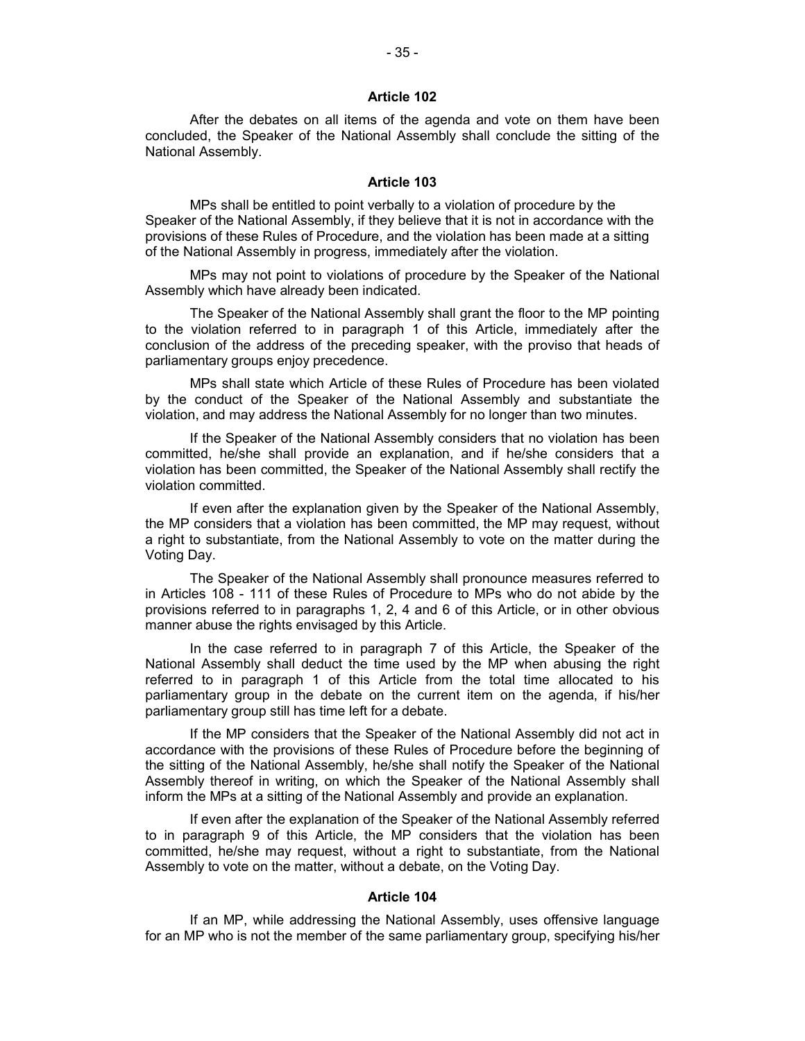### Article 102

After the debates on all items of the agenda and vote on them have been concluded, the Speaker of the National Assembly shall conclude the sitting of the National Assembly.

### Article 103

MPs shall be entitled to point verbally to a violation of procedure by the Speaker of the National Assembly, if they believe that it is not in accordance with the provisions of these Rules of Procedure, and the violation has been made at a sitting of the National Assembly in progress, immediately after the violation.

MPs may not point to violations of procedure by the Speaker of the National Assembly which have already been indicated.

The Speaker of the National Assembly shall grant the floor to the MP pointing to the violation referred to in paragraph 1 of this Article, immediately after the conclusion of the address of the preceding speaker, with the proviso that heads of parliamentary groups enjoy precedence.

MPs shall state which Article of these Rules of Procedure has been violated by the conduct of the Speaker of the National Assembly and substantiate the violation, and may address the National Assembly for no longer than two minutes.

If the Speaker of the National Assembly considers that no violation has been committed, he/she shall provide an explanation, and if he/she considers that a violation has been committed, the Speaker of the National Assembly shall rectify the violation committed.

If even after the explanation given by the Speaker of the National Assembly, the MP considers that a violation has been committed, the MP may request, without a right to substantiate, from the National Assembly to vote on the matter during the Voting Day.

The Speaker of the National Assembly shall pronounce measures referred to in Articles 108 - 111 of these Rules of Procedure to MPs who do not abide by the provisions referred to in paragraphs 1, 2, 4 and 6 of this Article, or in other obvious manner abuse the rights envisaged by this Article.

In the case referred to in paragraph 7 of this Article, the Speaker of the National Assembly shall deduct the time used by the MP when abusing the right referred to in paragraph 1 of this Article from the total time allocated to his parliamentary group in the debate on the current item on the agenda, if his/her parliamentary group still has time left for a debate.

If the MP considers that the Speaker of the National Assembly did not act in accordance with the provisions of these Rules of Procedure before the beginning of the sitting of the National Assembly, he/she shall notify the Speaker of the National Assembly thereof in writing, on which the Speaker of the National Assembly shall inform the MPs at a sitting of the National Assembly and provide an explanation.

If even after the explanation of the Speaker of the National Assembly referred to in paragraph 9 of this Article, the MP considers that the violation has been committed, he/she may request, without a right to substantiate, from the National Assembly to vote on the matter, without a debate, on the Voting Day.

### Article 104

If an MP, while addressing the National Assembly, uses offensive language for an MP who is not the member of the same parliamentary group, specifying his/her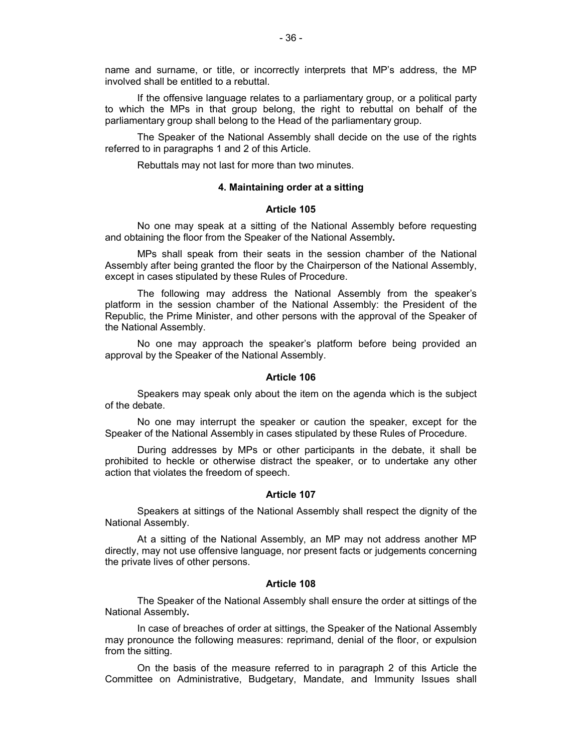name and surname, or title, or incorrectly interprets that MP's address, the MP involved shall be entitled to a rebuttal.

If the offensive language relates to a parliamentary group, or a political party to which the MPs in that group belong, the right to rebuttal on behalf of the parliamentary group shall belong to the Head of the parliamentary group.

The Speaker of the National Assembly shall decide on the use of the rights referred to in paragraphs 1 and 2 of this Article.

Rebuttals may not last for more than two minutes.

### 4. Maintaining order at a sitting

#### Article 105

No one may speak at a sitting of the National Assembly before requesting and obtaining the floor from the Speaker of the National Assembly**.**

MPs shall speak from their seats in the session chamber of the National Assembly after being granted the floor by the Chairperson of the National Assembly, except in cases stipulated by these Rules of Procedure.

The following may address the National Assembly from the speaker's platform in the session chamber of the National Assembly: the President of the Republic, the Prime Minister, and other persons with the approval of the Speaker of the National Assembly.

No one may approach the speaker's platform before being provided an approval by the Speaker of the National Assembly.

#### Article 106

Speakers may speak only about the item on the agenda which is the subject of the debate.

No one may interrupt the speaker or caution the speaker, except for the Speaker of the National Assembly in cases stipulated by these Rules of Procedure.

During addresses by MPs or other participants in the debate, it shall be prohibited to heckle or otherwise distract the speaker, or to undertake any other action that violates the freedom of speech.

#### Article 107

Speakers at sittings of the National Assembly shall respect the dignity of the National Assembly.

At a sitting of the National Assembly, an MP may not address another MP directly, may not use offensive language, nor present facts or judgements concerning the private lives of other persons.

#### Article 108

The Speaker of the National Assembly shall ensure the order at sittings of the National Assembly**.**

In case of breaches of order at sittings, the Speaker of the National Assembly may pronounce the following measures: reprimand, denial of the floor, or expulsion from the sitting.

On the basis of the measure referred to in paragraph 2 of this Article the Committee on Administrative, Budgetary, Mandate, and Immunity Issues shall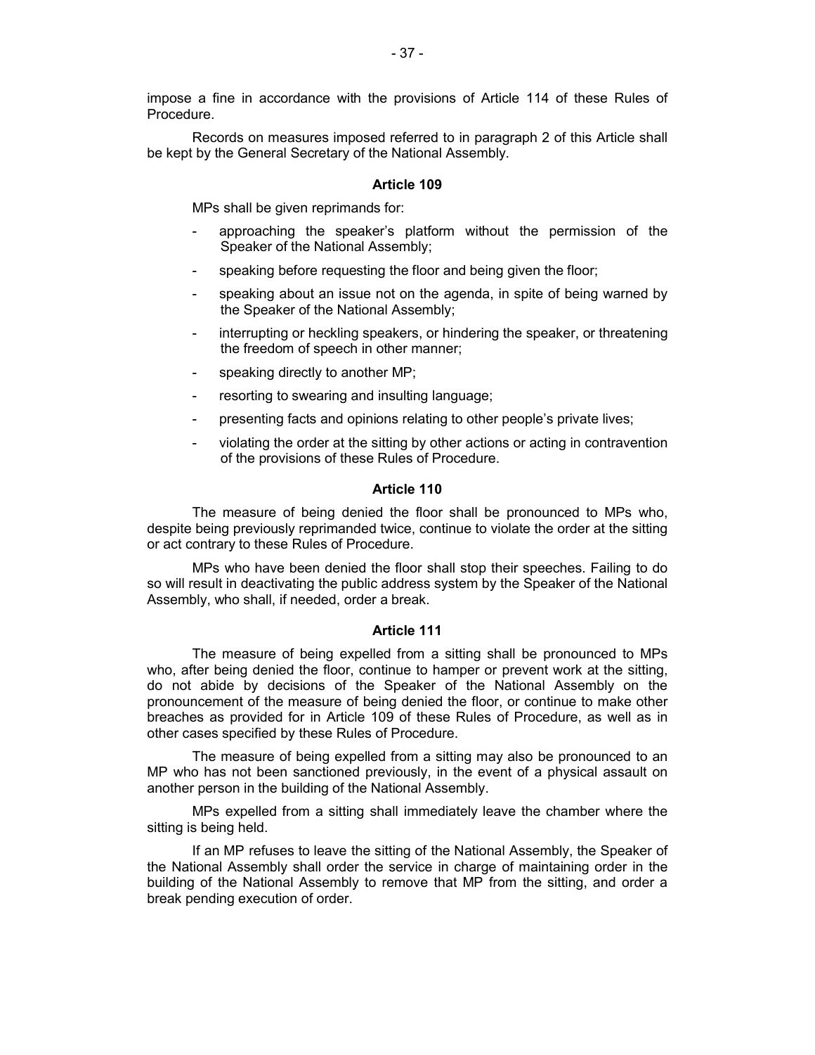impose a fine in accordance with the provisions of Article 114 of these Rules of Procedure.

Records on measures imposed referred to in paragraph 2 of this Article shall be kept by the General Secretary of the National Assembly.

### Article 109

MPs shall be given reprimands for:

- approaching the speaker's platform without the permission of the Speaker of the National Assembly;
- speaking before requesting the floor and being given the floor;
- speaking about an issue not on the agenda, in spite of being warned by the Speaker of the National Assembly;
- interrupting or heckling speakers, or hindering the speaker, or threatening the freedom of speech in other manner;
- speaking directly to another MP;
- resorting to swearing and insulting language;
- presenting facts and opinions relating to other people's private lives;
- violating the order at the sitting by other actions or acting in contravention of the provisions of these Rules of Procedure.

### Article 110

The measure of being denied the floor shall be pronounced to MPs who, despite being previously reprimanded twice, continue to violate the order at the sitting or act contrary to these Rules of Procedure.

MPs who have been denied the floor shall stop their speeches. Failing to do so will result in deactivating the public address system by the Speaker of the National Assembly, who shall, if needed, order a break.

### Article 111

The measure of being expelled from a sitting shall be pronounced to MPs who, after being denied the floor, continue to hamper or prevent work at the sitting, do not abide by decisions of the Speaker of the National Assembly on the pronouncement of the measure of being denied the floor, or continue to make other breaches as provided for in Article 109 of these Rules of Procedure, as well as in other cases specified by these Rules of Procedure.

The measure of being expelled from a sitting may also be pronounced to an MP who has not been sanctioned previously, in the event of a physical assault on another person in the building of the National Assembly.

MPs expelled from a sitting shall immediately leave the chamber where the sitting is being held.

If an MP refuses to leave the sitting of the National Assembly, the Speaker of the National Assembly shall order the service in charge of maintaining order in the building of the National Assembly to remove that MP from the sitting, and order a break pending execution of order.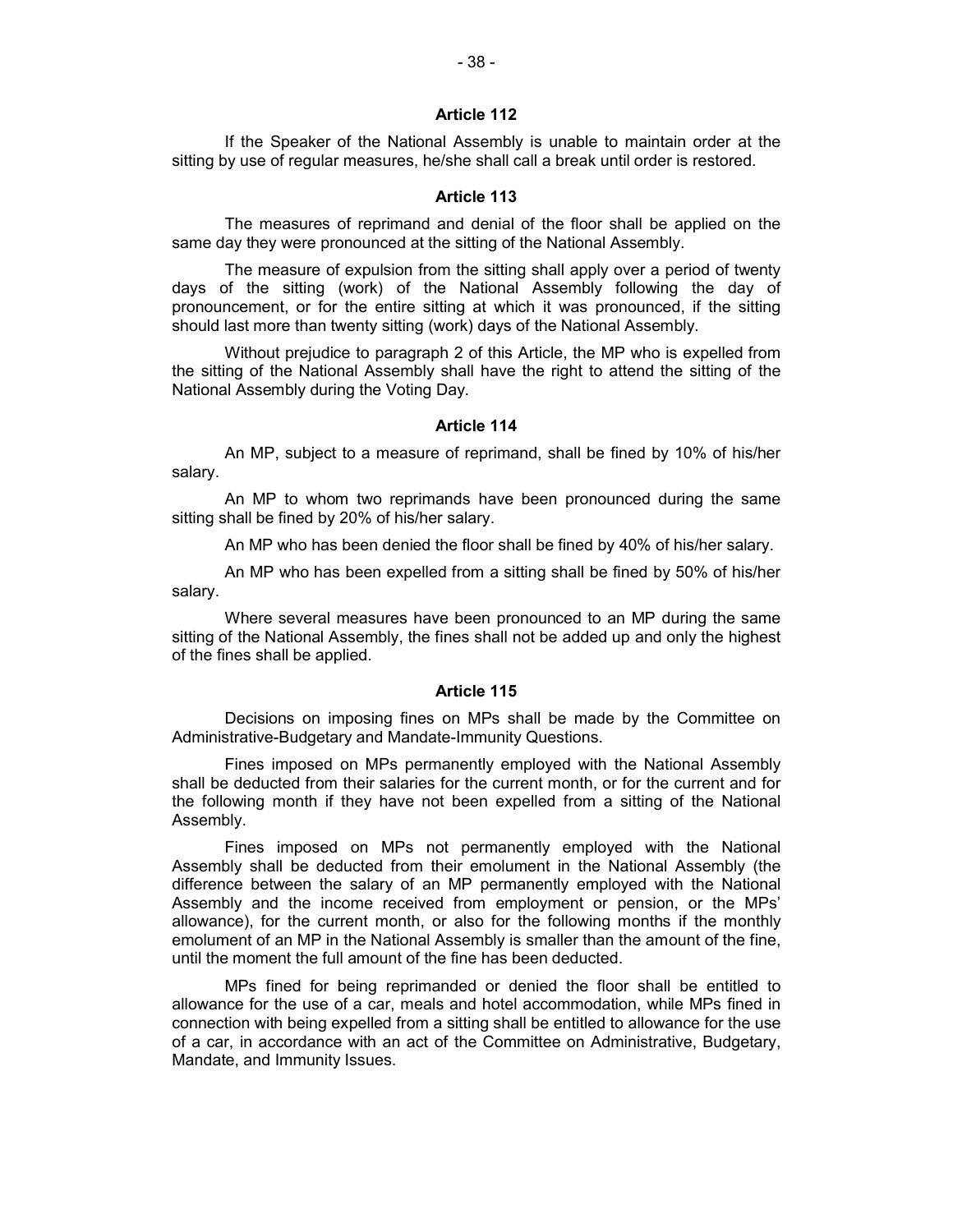### Article 112

If the Speaker of the National Assembly is unable to maintain order at the sitting by use of regular measures, he/she shall call a break until order is restored.

### Article 113

The measures of reprimand and denial of the floor shall be applied on the same day they were pronounced at the sitting of the National Assembly.

The measure of expulsion from the sitting shall apply over a period of twenty days of the sitting (work) of the National Assembly following the day of pronouncement, or for the entire sitting at which it was pronounced, if the sitting should last more than twenty sitting (work) days of the National Assembly.

Without prejudice to paragraph 2 of this Article, the MP who is expelled from the sitting of the National Assembly shall have the right to attend the sitting of the National Assembly during the Voting Day.

### Article 114

An MP, subject to a measure of reprimand, shall be fined by 10% of his/her salary.

An MP to whom two reprimands have been pronounced during the same sitting shall be fined by 20% of his/her salary.

An MP who has been denied the floor shall be fined by 40% of his/her salary.

An MP who has been expelled from a sitting shall be fined by 50% of his/her salary.

Where several measures have been pronounced to an MP during the same sitting of the National Assembly, the fines shall not be added up and only the highest of the fines shall be applied.

### Article 115

Decisions on imposing fines on MPs shall be made by the Committee on Administrative-Budgetary and Mandate-Immunity Questions.

Fines imposed on MPs permanently employed with the National Assembly shall be deducted from their salaries for the current month, or for the current and for the following month if they have not been expelled from a sitting of the National Assembly.

Fines imposed on MPs not permanently employed with the National Assembly shall be deducted from their emolument in the National Assembly (the difference between the salary of an MP permanently employed with the National Assembly and the income received from employment or pension, or the MPs' allowance), for the current month, or also for the following months if the monthly emolument of an MP in the National Assembly is smaller than the amount of the fine, until the moment the full amount of the fine has been deducted.

MPs fined for being reprimanded or denied the floor shall be entitled to allowance for the use of a car, meals and hotel accommodation, while MPs fined in connection with being expelled from a sitting shall be entitled to allowance for the use of a car, in accordance with an act of the Committee on Administrative, Budgetary, Mandate, and Immunity Issues.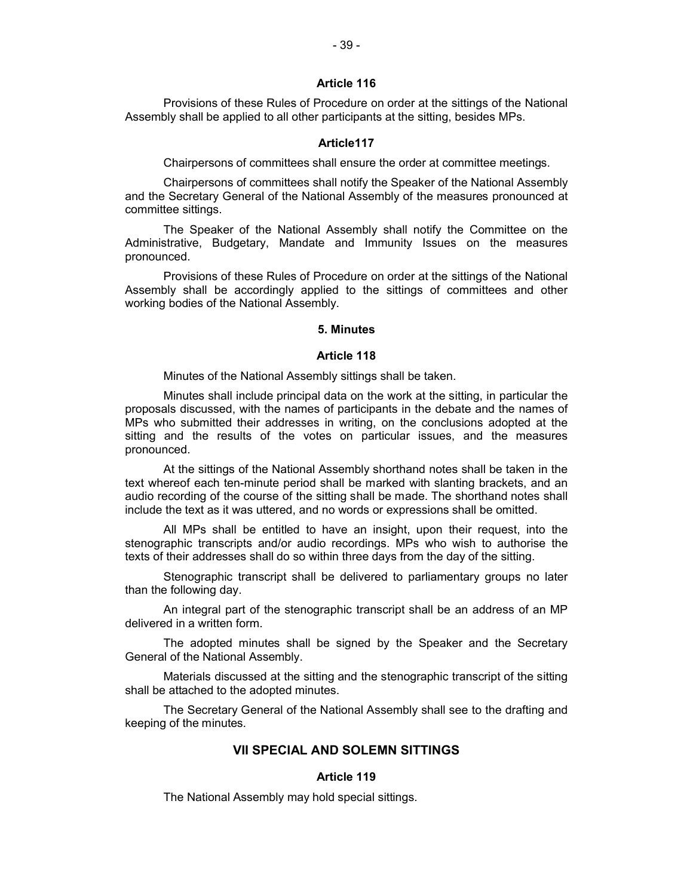#### Article 116

Provisions of these Rules of Procedure on order at the sittings of the National Assembly shall be applied to all other participants at the sitting, besides MPs.

#### Article117

Chairpersons of committees shall ensure the order at committee meetings.

Chairpersons of committees shall notify the Speaker of the National Assembly and the Secretary General of the National Assembly of the measures pronounced at committee sittings.

The Speaker of the National Assembly shall notify the Committee on the Administrative, Budgetary, Mandate and Immunity Issues on the measures pronounced.

Provisions of these Rules of Procedure on order at the sittings of the National Assembly shall be accordingly applied to the sittings of committees and other working bodies of the National Assembly.

### 5. Minutes

#### Article 118

Minutes of the National Assembly sittings shall be taken.

Minutes shall include principal data on the work at the sitting, in particular the proposals discussed, with the names of participants in the debate and the names of MPs who submitted their addresses in writing, on the conclusions adopted at the sitting and the results of the votes on particular issues, and the measures pronounced.

At the sittings of the National Assembly shorthand notes shall be taken in the text whereof each ten-minute period shall be marked with slanting brackets, and an audio recording of the course of the sitting shall be made. The shorthand notes shall include the text as it was uttered, and no words or expressions shall be omitted.

All MPs shall be entitled to have an insight, upon their request, into the stenographic transcripts and/or audio recordings. MPs who wish to authorise the texts of their addresses shall do so within three days from the day of the sitting.

Stenographic transcript shall be delivered to parliamentary groups no later than the following day.

An integral part of the stenographic transcript shall be an address of an MP delivered in a written form.

The adopted minutes shall be signed by the Speaker and the Secretary General of the National Assembly.

Materials discussed at the sitting and the stenographic transcript of the sitting shall be attached to the adopted minutes.

The Secretary General of the National Assembly shall see to the drafting and keeping of the minutes.

## VII SPECIAL AND SOLEMN SITTINGS

#### Article 119

The National Assembly may hold special sittings.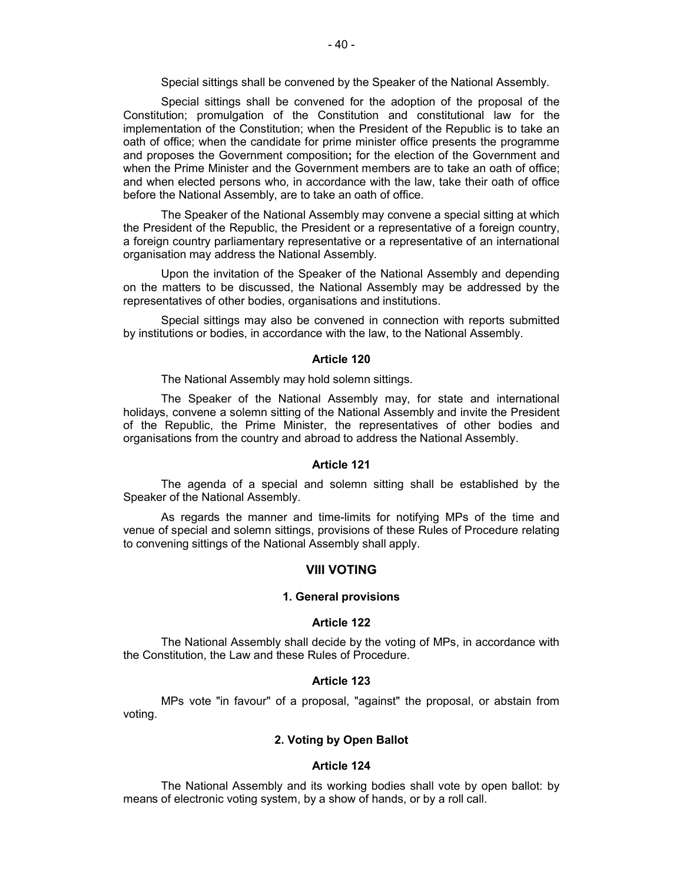Special sittings shall be convened by the Speaker of the National Assembly.

Special sittings shall be convened for the adoption of the proposal of the Constitution; promulgation of the Constitution and constitutional law for the implementation of the Constitution; when the President of the Republic is to take an oath of office; when the candidate for prime minister office presents the programme and proposes the Government composition**;** for the election of the Government and when the Prime Minister and the Government members are to take an oath of office; and when elected persons who, in accordance with the law, take their oath of office before the National Assembly, are to take an oath of office.

The Speaker of the National Assembly may convene a special sitting at which the President of the Republic, the President or a representative of a foreign country, a foreign country parliamentary representative or a representative of an international organisation may address the National Assembly.

Upon the invitation of the Speaker of the National Assembly and depending on the matters to be discussed, the National Assembly may be addressed by the representatives of other bodies, organisations and institutions.

Special sittings may also be convened in connection with reports submitted by institutions or bodies, in accordance with the law, to the National Assembly.

#### Article 120

The National Assembly may hold solemn sittings.

The Speaker of the National Assembly may, for state and international holidays, convene a solemn sitting of the National Assembly and invite the President of the Republic, the Prime Minister, the representatives of other bodies and organisations from the country and abroad to address the National Assembly.

#### Article 121

The agenda of a special and solemn sitting shall be established by the Speaker of the National Assembly.

As regards the manner and time-limits for notifying MPs of the time and venue of special and solemn sittings, provisions of these Rules of Procedure relating to convening sittings of the National Assembly shall apply.

## VIII VOTING

### 1. General provisions

#### Article 122

The National Assembly shall decide by the voting of MPs, in accordance with the Constitution, the Law and these Rules of Procedure.

#### Article 123

MPs vote "in favour" of a proposal, "against" the proposal, or abstain from voting.

### 2. Voting by Open Ballot

#### Article 124

The National Assembly and its working bodies shall vote by open ballot: by means of electronic voting system, by a show of hands, or by a roll call.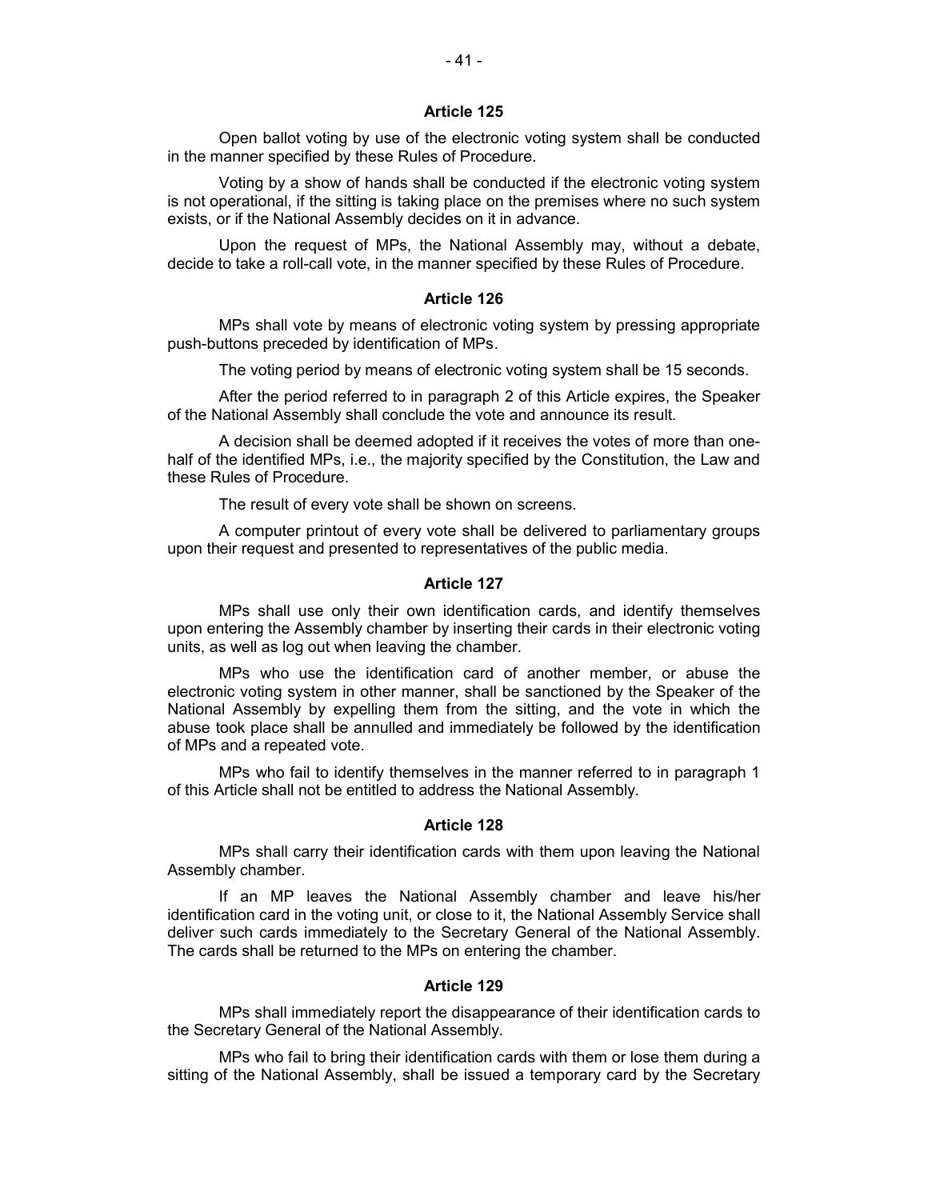### Article 125

Open ballot voting by use of the electronic voting system shall be conducted in the manner specified by these Rules of Procedure.

Voting by a show of hands shall be conducted if the electronic voting system is not operational, if the sitting is taking place on the premises where no such system exists, or if the National Assembly decides on it in advance.

Upon the request of MPs, the National Assembly may, without a debate, decide to take a roll-call vote, in the manner specified by these Rules of Procedure.

### Article 126

MPs shall vote by means of electronic voting system by pressing appropriate push-buttons preceded by identification of MPs.

The voting period by means of electronic voting system shall be 15 seconds.

After the period referred to in paragraph 2 of this Article expires, the Speaker of the National Assembly shall conclude the vote and announce its result.

A decision shall be deemed adopted if it receives the votes of more than one-half of the identified MPs, i.e., the majority specified by the Constitution, the Law and these Rules of Procedure.

The result of every vote shall be shown on screens.

A computer printout of every vote shall be delivered to parliamentary groups upon their request and presented to representatives of the public media.

### Article 127

MPs shall use only their own identification cards, and identify themselves upon entering the Assembly chamber by inserting their cards in their electronic voting units, as well as log out when leaving the chamber.

MPs who use the identification card of another member, or abuse the electronic voting system in other manner, shall be sanctioned by the Speaker of the National Assembly by expelling them from the sitting, and the vote in which the abuse took place shall be annulled and immediately be followed by the identification of MPs and a repeated vote.

MPs who fail to identify themselves in the manner referred to in paragraph 1 of this Article shall not be entitled to address the National Assembly.

### Article 128

MPs shall carry their identification cards with them upon leaving the National Assembly chamber.

If an MP leaves the National Assembly chamber and leave his/her identification card in the voting unit, or close to it, the National Assembly Service shall deliver such cards immediately to the Secretary General of the National Assembly. The cards shall be returned to the MPs on entering the chamber.

### Article 129

MPs shall immediately report the disappearance of their identification cards to the Secretary General of the National Assembly.

MPs who fail to bring their identification cards with them or lose them during a sitting of the National Assembly, shall be issued a temporary card by the Secretary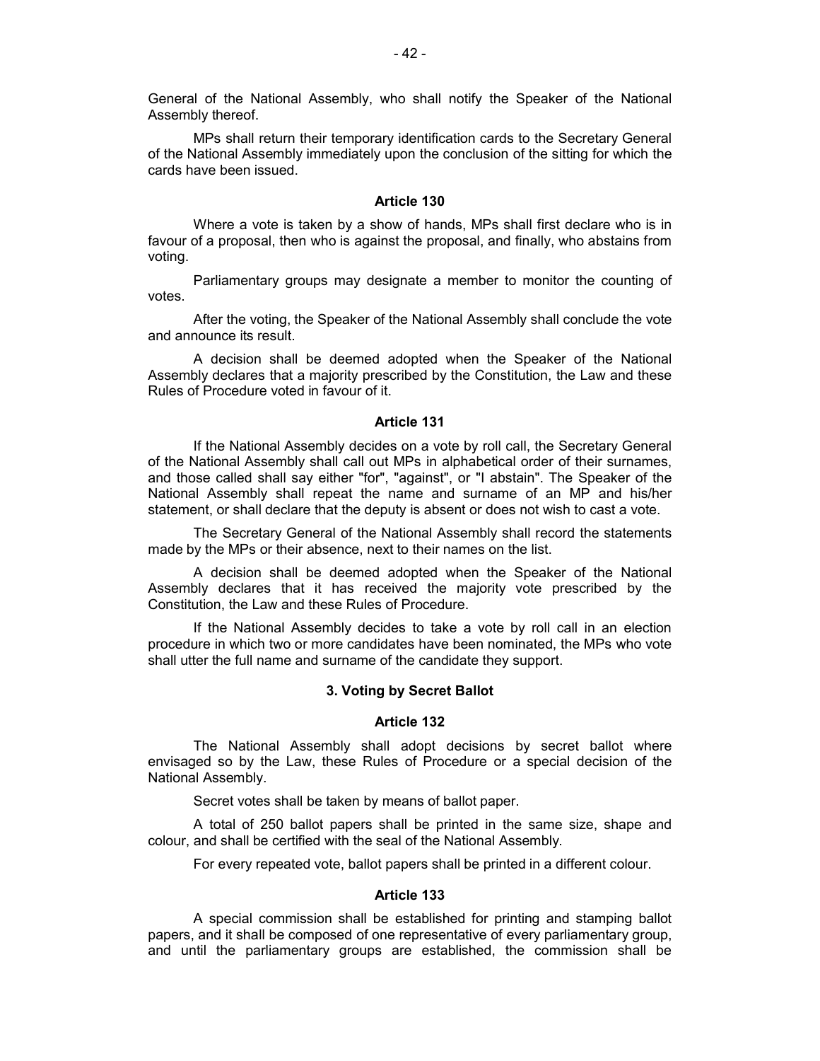General of the National Assembly, who shall notify the Speaker of the National Assembly thereof.

MPs shall return their temporary identification cards to the Secretary General of the National Assembly immediately upon the conclusion of the sitting for which the cards have been issued.

#### Article 130

Where a vote is taken by a show of hands, MPs shall first declare who is in favour of a proposal, then who is against the proposal, and finally, who abstains from voting.

Parliamentary groups may designate a member to monitor the counting of votes.

After the voting, the Speaker of the National Assembly shall conclude the vote and announce its result.

A decision shall be deemed adopted when the Speaker of the National Assembly declares that a majority prescribed by the Constitution, the Law and these Rules of Procedure voted in favour of it.

#### Article 131

If the National Assembly decides on a vote by roll call, the Secretary General of the National Assembly shall call out MPs in alphabetical order of their surnames, and those called shall say either "for", "against", or "I abstain". The Speaker of the National Assembly shall repeat the name and surname of an MP and his/her statement, or shall declare that the deputy is absent or does not wish to cast a vote.

The Secretary General of the National Assembly shall record the statements made by the MPs or their absence, next to their names on the list.

A decision shall be deemed adopted when the Speaker of the National Assembly declares that it has received the majority vote prescribed by the Constitution, the Law and these Rules of Procedure.

If the National Assembly decides to take a vote by roll call in an election procedure in which two or more candidates have been nominated, the MPs who vote shall utter the full name and surname of the candidate they support.

### 3. Voting by Secret Ballot

#### Article 132

The National Assembly shall adopt decisions by secret ballot where envisaged so by the Law, these Rules of Procedure or a special decision of the National Assembly.

Secret votes shall be taken by means of ballot paper.

A total of 250 ballot papers shall be printed in the same size, shape and colour, and shall be certified with the seal of the National Assembly.

For every repeated vote, ballot papers shall be printed in a different colour.

#### Article 133

A special commission shall be established for printing and stamping ballot papers, and it shall be composed of one representative of every parliamentary group, and until the parliamentary groups are established, the commission shall be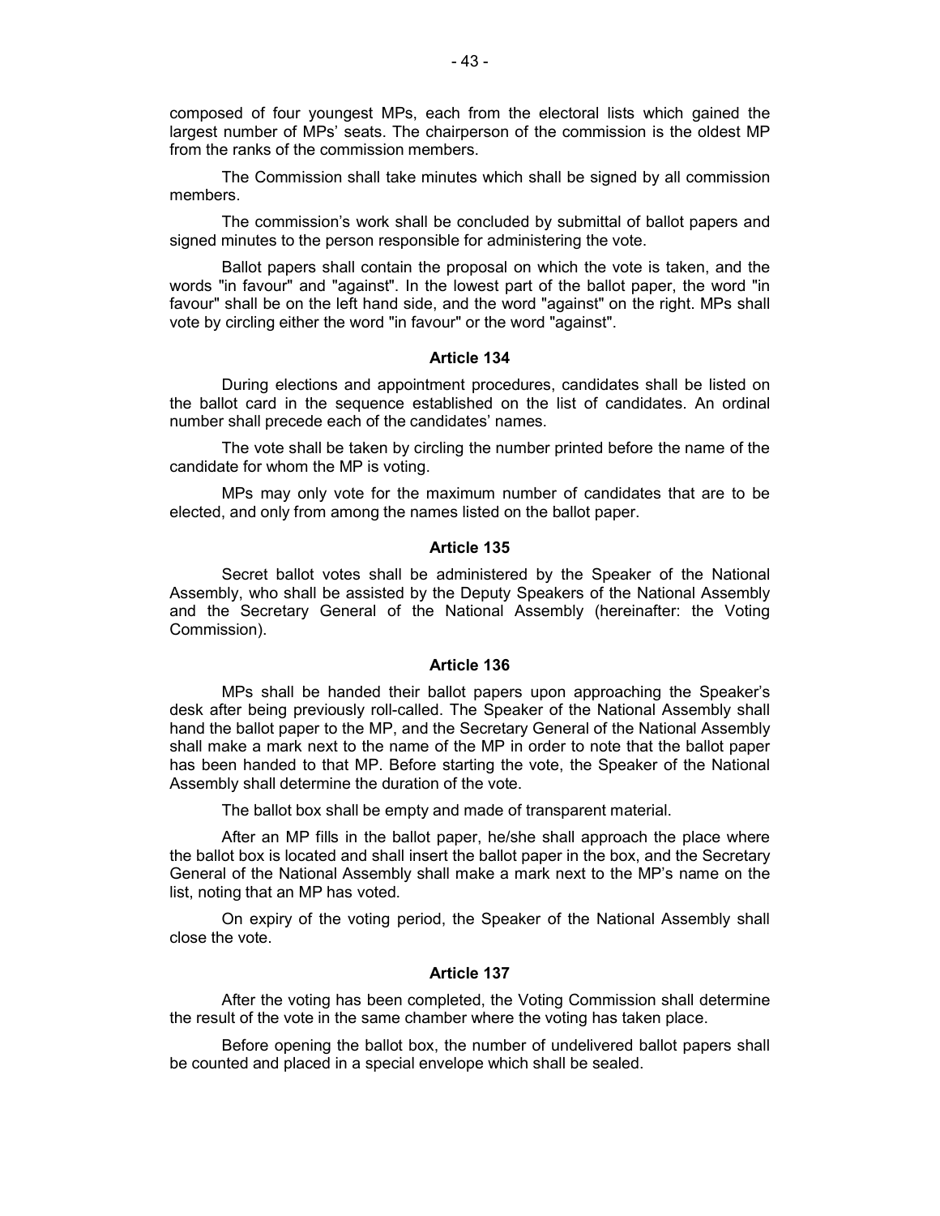composed of four youngest MPs, each from the electoral lists which gained the largest number of MPs' seats. The chairperson of the commission is the oldest MP from the ranks of the commission members.

The Commission shall take minutes which shall be signed by all commission members.

The commission's work shall be concluded by submittal of ballot papers and signed minutes to the person responsible for administering the vote.

Ballot papers shall contain the proposal on which the vote is taken, and the words "in favour" and "against". In the lowest part of the ballot paper, the word "in favour" shall be on the left hand side, and the word "against" on the right. MPs shall vote by circling either the word "in favour" or the word "against".

### Article 134

During elections and appointment procedures, candidates shall be listed on the ballot card in the sequence established on the list of candidates. An ordinal number shall precede each of the candidates' names.

The vote shall be taken by circling the number printed before the name of the candidate for whom the MP is voting.

MPs may only vote for the maximum number of candidates that are to be elected, and only from among the names listed on the ballot paper.

### Article 135

Secret ballot votes shall be administered by the Speaker of the National Assembly, who shall be assisted by the Deputy Speakers of the National Assembly and the Secretary General of the National Assembly (hereinafter: the Voting Commission).

### Article 136

MPs shall be handed their ballot papers upon approaching the Speaker's desk after being previously roll-called. The Speaker of the National Assembly shall hand the ballot paper to the MP, and the Secretary General of the National Assembly shall make a mark next to the name of the MP in order to note that the ballot paper has been handed to that MP. Before starting the vote, the Speaker of the National Assembly shall determine the duration of the vote.

The ballot box shall be empty and made of transparent material.

After an MP fills in the ballot paper, he/she shall approach the place where the ballot box is located and shall insert the ballot paper in the box, and the Secretary General of the National Assembly shall make a mark next to the MP's name on the list, noting that an MP has voted.

On expiry of the voting period, the Speaker of the National Assembly shall close the vote.

### Article 137

After the voting has been completed, the Voting Commission shall determine the result of the vote in the same chamber where the voting has taken place.

Before opening the ballot box, the number of undelivered ballot papers shall be counted and placed in a special envelope which shall be sealed.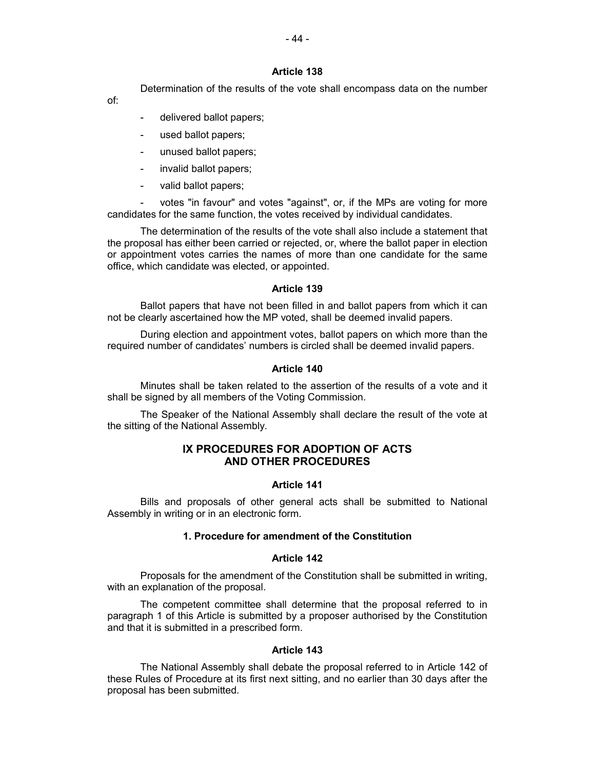#### Article 138

Determination of the results of the vote shall encompass data on the number of:

- delivered ballot papers;
- used ballot papers;
- unused ballot papers;
- invalid ballot papers;
- valid ballot papers;
- votes "in favour" and votes "against", or, if the MPs are voting for more candidates for the same function, the votes received by individual candidates.

The determination of the results of the vote shall also include a statement that the proposal has either been carried or rejected, or, where the ballot paper in election or appointment votes carries the names of more than one candidate for the same office, which candidate was elected, or appointed.

#### Article 139

Ballot papers that have not been filled in and ballot papers from which it can not be clearly ascertained how the MP voted, shall be deemed invalid papers.

During election and appointment votes, ballot papers on which more than the required number of candidates' numbers is circled shall be deemed invalid papers.

#### Article 140

Minutes shall be taken related to the assertion of the results of a vote and it shall be signed by all members of the Voting Commission.

The Speaker of the National Assembly shall declare the result of the vote at the sitting of the National Assembly.

## IX PROCEDURES FOR ADOPTION OF ACTS AND OTHER PROCEDURES

#### Article 141

Bills and proposals of other general acts shall be submitted to National Assembly in writing or in an electronic form.

### 1. Procedure for amendment of the Constitution

#### Article 142

Proposals for the amendment of the Constitution shall be submitted in writing, with an explanation of the proposal.

The competent committee shall determine that the proposal referred to in paragraph 1 of this Article is submitted by a proposer authorised by the Constitution and that it is submitted in a prescribed form.

#### Article 143

The National Assembly shall debate the proposal referred to in Article 142 of these Rules of Procedure at its first next sitting, and no earlier than 30 days after the proposal has been submitted.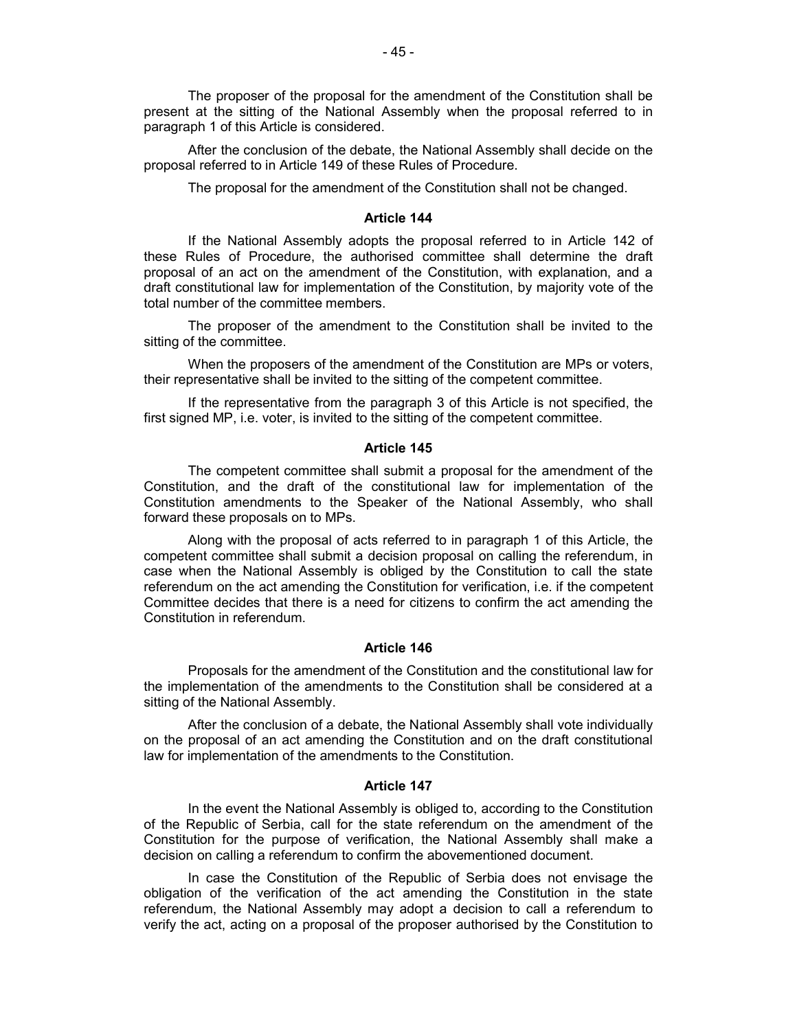The proposer of the proposal for the amendment of the Constitution shall be present at the sitting of the National Assembly when the proposal referred to in paragraph 1 of this Article is considered.

After the conclusion of the debate, the National Assembly shall decide on the proposal referred to in Article 149 of these Rules of Procedure.

The proposal for the amendment of the Constitution shall not be changed.

**Article 144**

If the National Assembly adopts the proposal referred to in Article 142 of these Rules of Procedure, the authorised committee shall determine the draft proposal of an act on the amendment of the Constitution, with explanation, and a draft constitutional law for implementation of the Constitution, by majority vote of the total number of the committee members.

The proposer of the amendment to the Constitution shall be invited to the sitting of the committee.

When the proposers of the amendment of the Constitution are MPs or voters, their representative shall be invited to the sitting of the competent committee.

If the representative from the paragraph 3 of this Article is not specified, the first signed MP, i.e. voter, is invited to the sitting of the competent committee.

**Article 145**

The competent committee shall submit a proposal for the amendment of the Constitution, and the draft of the constitutional law for implementation of the Constitution amendments to the Speaker of the National Assembly, who shall forward these proposals on to MPs.

Along with the proposal of acts referred to in paragraph 1 of this Article, the competent committee shall submit a decision proposal on calling the referendum, in case when the National Assembly is obliged by the Constitution to call the state referendum on the act amending the Constitution for verification, i.e. if the competent Committee decides that there is a need for citizens to confirm the act amending the Constitution in referendum.

**Article 146**

Proposals for the amendment of the Constitution and the constitutional law for the implementation of the amendments to the Constitution shall be considered at a sitting of the National Assembly.

After the conclusion of a debate, the National Assembly shall vote individually on the proposal of an act amending the Constitution and on the draft constitutional law for implementation of the amendments to the Constitution.

**Article 147**

In the event the National Assembly is obliged to, according to the Constitution of the Republic of Serbia, call for the state referendum on the amendment of the Constitution for the purpose of verification, the National Assembly shall make a decision on calling a referendum to confirm the abovementioned document.

In case the Constitution of the Republic of Serbia does not envisage the obligation of the verification of the act amending the Constitution in the state referendum, the National Assembly may adopt a decision to call a referendum to verify the act, acting on a proposal of the proposer authorised by the Constitution to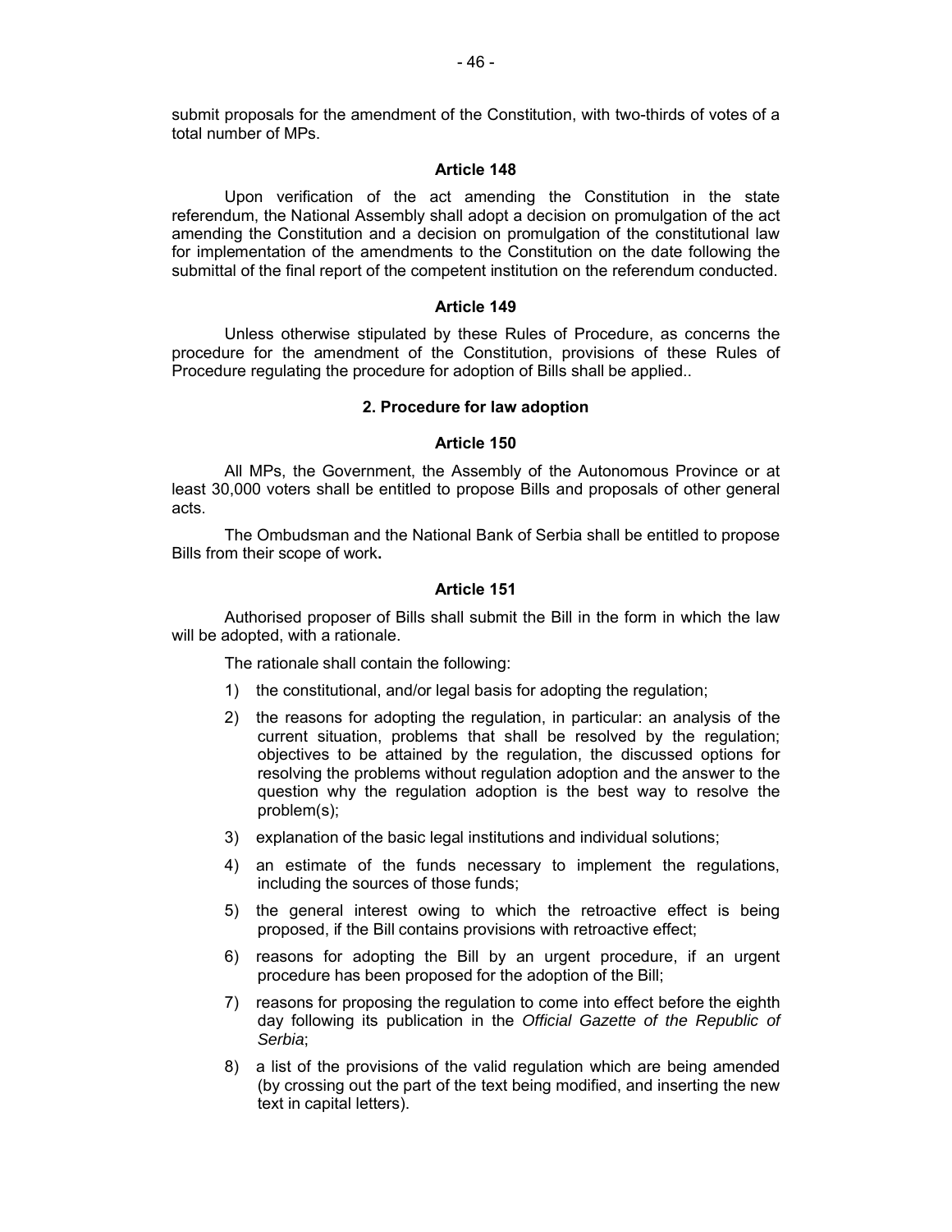submit proposals for the amendment of the Constitution, with two-thirds of votes of a total number of MPs.

### Article 148

Upon verification of the act amending the Constitution in the state referendum, the National Assembly shall adopt a decision on promulgation of the act amending the Constitution and a decision on promulgation of the constitutional law for implementation of the amendments to the Constitution on the date following the submittal of the final report of the competent institution on the referendum conducted.

### Article 149

Unless otherwise stipulated by these Rules of Procedure, as concerns the procedure for the amendment of the Constitution, provisions of these Rules of Procedure regulating the procedure for adoption of Bills shall be applied..

## 2. Procedure for law adoption

### Article 150

All MPs, the Government, the Assembly of the Autonomous Province or at least 30,000 voters shall be entitled to propose Bills and proposals of other general acts.

The Ombudsman and the National Bank of Serbia shall be entitled to propose Bills from their scope of work**.**

### Article 151

Authorised proposer of Bills shall submit the Bill in the form in which the law will be adopted, with a rationale.

The rationale shall contain the following:

1) the constitutional, and/or legal basis for adopting the regulation;
2) the reasons for adopting the regulation, in particular: an analysis of the current situation, problems that shall be resolved by the regulation; objectives to be attained by the regulation, the discussed options for resolving the problems without regulation adoption and the answer to the question why the regulation adoption is the best way to resolve the problem(s);
3) explanation of the basic legal institutions and individual solutions;
4) an estimate of the funds necessary to implement the regulations, including the sources of those funds;
5) the general interest owing to which the retroactive effect is being proposed, if the Bill contains provisions with retroactive effect;
6) reasons for adopting the Bill by an urgent procedure, if an urgent procedure has been proposed for the adoption of the Bill;
7) reasons for proposing the regulation to come into effect before the eighth day following its publication in the *Official Gazette of the Republic of Serbia*;
8) a list of the provisions of the valid regulation which are being amended (by crossing out the part of the text being modified, and inserting the new text in capital letters).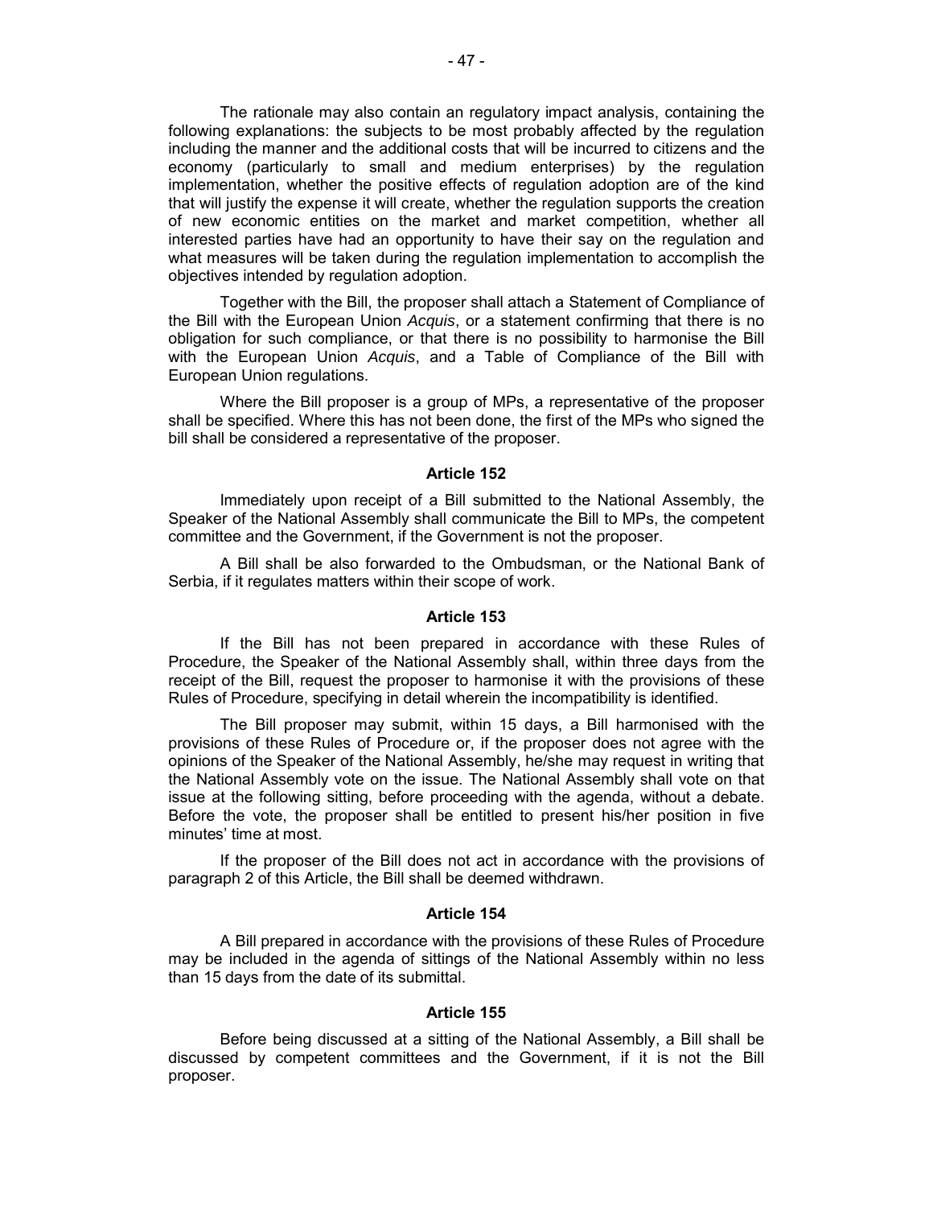The rationale may also contain an regulatory impact analysis, containing the following explanations: the subjects to be most probably affected by the regulation including the manner and the additional costs that will be incurred to citizens and the economy (particularly to small and medium enterprises) by the regulation implementation, whether the positive effects of regulation adoption are of the kind that will justify the expense it will create, whether the regulation supports the creation of new economic entities on the market and market competition, whether all interested parties have had an opportunity to have their say on the regulation and what measures will be taken during the regulation implementation to accomplish the objectives intended by regulation adoption.

Together with the Bill, the proposer shall attach a Statement of Compliance of the Bill with the European Union *Acquis*, or a statement confirming that there is no obligation for such compliance, or that there is no possibility to harmonise the Bill with the European Union *Acquis*, and a Table of Compliance of the Bill with European Union regulations.

Where the Bill proposer is a group of MPs, a representative of the proposer shall be specified. Where this has not been done, the first of the MPs who signed the bill shall be considered a representative of the proposer.

### Article 152

Immediately upon receipt of a Bill submitted to the National Assembly, the Speaker of the National Assembly shall communicate the Bill to MPs, the competent committee and the Government, if the Government is not the proposer.

A Bill shall be also forwarded to the Ombudsman, or the National Bank of Serbia, if it regulates matters within their scope of work.

### Article 153

If the Bill has not been prepared in accordance with these Rules of Procedure, the Speaker of the National Assembly shall, within three days from the receipt of the Bill, request the proposer to harmonise it with the provisions of these Rules of Procedure, specifying in detail wherein the incompatibility is identified.

The Bill proposer may submit, within 15 days, a Bill harmonised with the provisions of these Rules of Procedure or, if the proposer does not agree with the opinions of the Speaker of the National Assembly, he/she may request in writing that the National Assembly vote on the issue. The National Assembly shall vote on that issue at the following sitting, before proceeding with the agenda, without a debate. Before the vote, the proposer shall be entitled to present his/her position in five minutes' time at most.

If the proposer of the Bill does not act in accordance with the provisions of paragraph 2 of this Article, the Bill shall be deemed withdrawn.

### Article 154

A Bill prepared in accordance with the provisions of these Rules of Procedure may be included in the agenda of sittings of the National Assembly within no less than 15 days from the date of its submittal.

### Article 155

Before being discussed at a sitting of the National Assembly, a Bill shall be discussed by competent committees and the Government, if it is not the Bill proposer.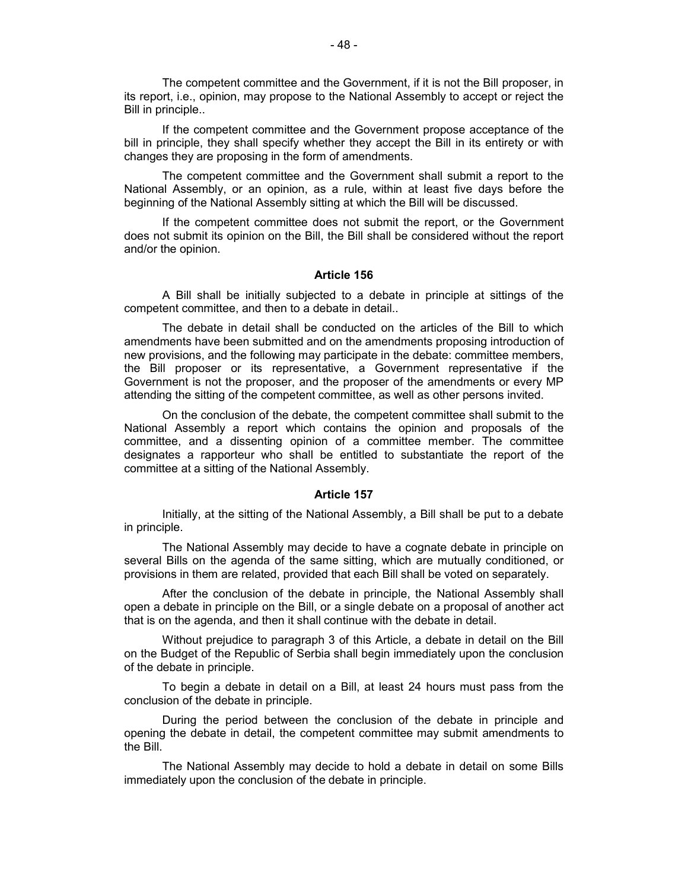The competent committee and the Government, if it is not the Bill proposer, in its report, i.e., opinion, may propose to the National Assembly to accept or reject the Bill in principle..

If the competent committee and the Government propose acceptance of the bill in principle, they shall specify whether they accept the Bill in its entirety or with changes they are proposing in the form of amendments.

The competent committee and the Government shall submit a report to the National Assembly, or an opinion, as a rule, within at least five days before the beginning of the National Assembly sitting at which the Bill will be discussed.

If the competent committee does not submit the report, or the Government does not submit its opinion on the Bill, the Bill shall be considered without the report and/or the opinion.

**Article 156**

A Bill shall be initially subjected to a debate in principle at sittings of the competent committee, and then to a debate in detail..

The debate in detail shall be conducted on the articles of the Bill to which amendments have been submitted and on the amendments proposing introduction of new provisions, and the following may participate in the debate: committee members, the Bill proposer or its representative, a Government representative if the Government is not the proposer, and the proposer of the amendments or every MP attending the sitting of the competent committee, as well as other persons invited.

On the conclusion of the debate, the competent committee shall submit to the National Assembly a report which contains the opinion and proposals of the committee, and a dissenting opinion of a committee member. The committee designates a rapporteur who shall be entitled to substantiate the report of the committee at a sitting of the National Assembly.

**Article 157**

Initially, at the sitting of the National Assembly, a Bill shall be put to a debate in principle.

The National Assembly may decide to have a cognate debate in principle on several Bills on the agenda of the same sitting, which are mutually conditioned, or provisions in them are related, provided that each Bill shall be voted on separately.

After the conclusion of the debate in principle, the National Assembly shall open a debate in principle on the Bill, or a single debate on a proposal of another act that is on the agenda, and then it shall continue with the debate in detail.

Without prejudice to paragraph 3 of this Article, a debate in detail on the Bill on the Budget of the Republic of Serbia shall begin immediately upon the conclusion of the debate in principle.

To begin a debate in detail on a Bill, at least 24 hours must pass from the conclusion of the debate in principle.

During the period between the conclusion of the debate in principle and opening the debate in detail, the competent committee may submit amendments to the Bill.

The National Assembly may decide to hold a debate in detail on some Bills immediately upon the conclusion of the debate in principle.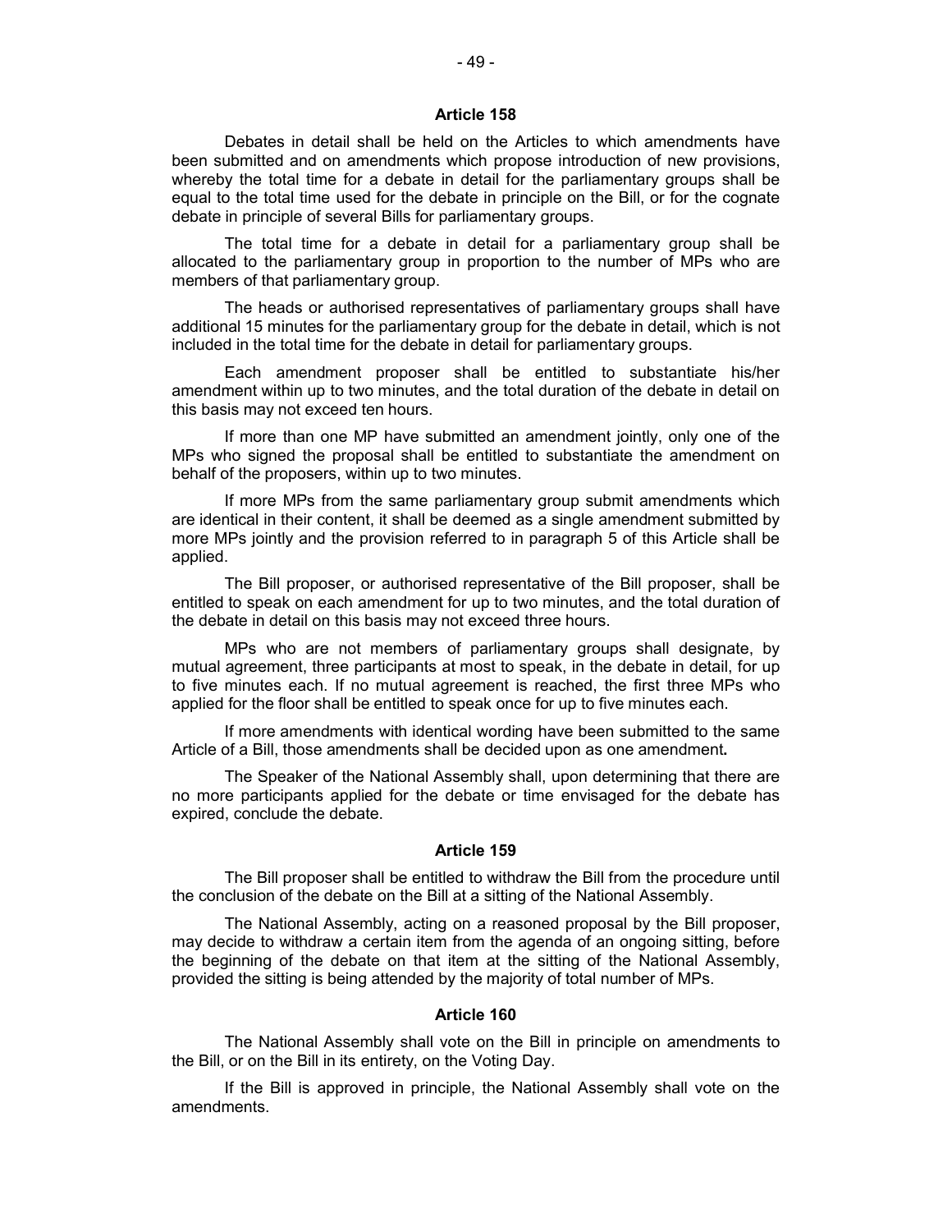### Article 158

Debates in detail shall be held on the Articles to which amendments have been submitted and on amendments which propose introduction of new provisions, whereby the total time for a debate in detail for the parliamentary groups shall be equal to the total time used for the debate in principle on the Bill, or for the cognate debate in principle of several Bills for parliamentary groups.

The total time for a debate in detail for a parliamentary group shall be allocated to the parliamentary group in proportion to the number of MPs who are members of that parliamentary group.

The heads or authorised representatives of parliamentary groups shall have additional 15 minutes for the parliamentary group for the debate in detail, which is not included in the total time for the debate in detail for parliamentary groups.

Each amendment proposer shall be entitled to substantiate his/her amendment within up to two minutes, and the total duration of the debate in detail on this basis may not exceed ten hours.

If more than one MP have submitted an amendment jointly, only one of the MPs who signed the proposal shall be entitled to substantiate the amendment on behalf of the proposers, within up to two minutes.

If more MPs from the same parliamentary group submit amendments which are identical in their content, it shall be deemed as a single amendment submitted by more MPs jointly and the provision referred to in paragraph 5 of this Article shall be applied.

The Bill proposer, or authorised representative of the Bill proposer, shall be entitled to speak on each amendment for up to two minutes, and the total duration of the debate in detail on this basis may not exceed three hours.

MPs who are not members of parliamentary groups shall designate, by mutual agreement, three participants at most to speak, in the debate in detail, for up to five minutes each. If no mutual agreement is reached, the first three MPs who applied for the floor shall be entitled to speak once for up to five minutes each.

If more amendments with identical wording have been submitted to the same Article of a Bill, those amendments shall be decided upon as one amendment**.**

The Speaker of the National Assembly shall, upon determining that there are no more participants applied for the debate or time envisaged for the debate has expired, conclude the debate.

### Article 159

The Bill proposer shall be entitled to withdraw the Bill from the procedure until the conclusion of the debate on the Bill at a sitting of the National Assembly.

The National Assembly, acting on a reasoned proposal by the Bill proposer, may decide to withdraw a certain item from the agenda of an ongoing sitting, before the beginning of the debate on that item at the sitting of the National Assembly, provided the sitting is being attended by the majority of total number of MPs.

### Article 160

The National Assembly shall vote on the Bill in principle on amendments to the Bill, or on the Bill in its entirety, on the Voting Day.

If the Bill is approved in principle, the National Assembly shall vote on the amendments.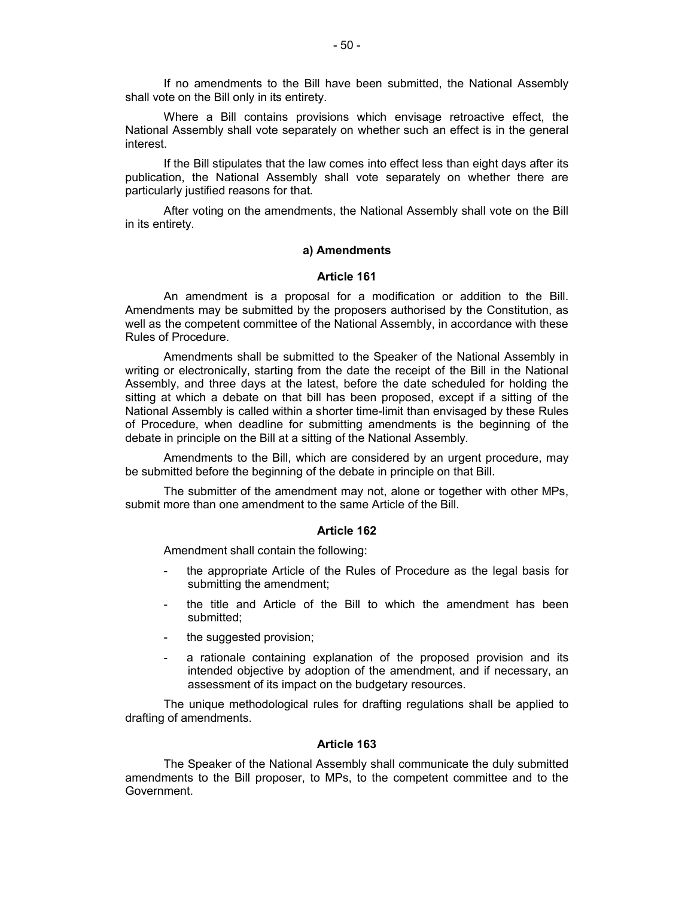If no amendments to the Bill have been submitted, the National Assembly shall vote on the Bill only in its entirety.

Where a Bill contains provisions which envisage retroactive effect, the National Assembly shall vote separately on whether such an effect is in the general interest.

If the Bill stipulates that the law comes into effect less than eight days after its publication, the National Assembly shall vote separately on whether there are particularly justified reasons for that.

After voting on the amendments, the National Assembly shall vote on the Bill in its entirety.

**a) Amendments**

**Article 161**

An amendment is a proposal for a modification or addition to the Bill. Amendments may be submitted by the proposers authorised by the Constitution, as well as the competent committee of the National Assembly, in accordance with these Rules of Procedure.

Amendments shall be submitted to the Speaker of the National Assembly in writing or electronically, starting from the date the receipt of the Bill in the National Assembly, and three days at the latest, before the date scheduled for holding the sitting at which a debate on that bill has been proposed, except if a sitting of the National Assembly is called within a shorter time-limit than envisaged by these Rules of Procedure, when deadline for submitting amendments is the beginning of the debate in principle on the Bill at a sitting of the National Assembly.

Amendments to the Bill, which are considered by an urgent procedure, may be submitted before the beginning of the debate in principle on that Bill.

The submitter of the amendment may not, alone or together with other MPs, submit more than one amendment to the same Article of the Bill.

**Article 162**

Amendment shall contain the following:

- the appropriate Article of the Rules of Procedure as the legal basis for submitting the amendment;
- the title and Article of the Bill to which the amendment has been submitted;
- the suggested provision;
- a rationale containing explanation of the proposed provision and its intended objective by adoption of the amendment, and if necessary, an assessment of its impact on the budgetary resources.

The unique methodological rules for drafting regulations shall be applied to drafting of amendments.

**Article 163**

The Speaker of the National Assembly shall communicate the duly submitted amendments to the Bill proposer, to MPs, to the competent committee and to the Government.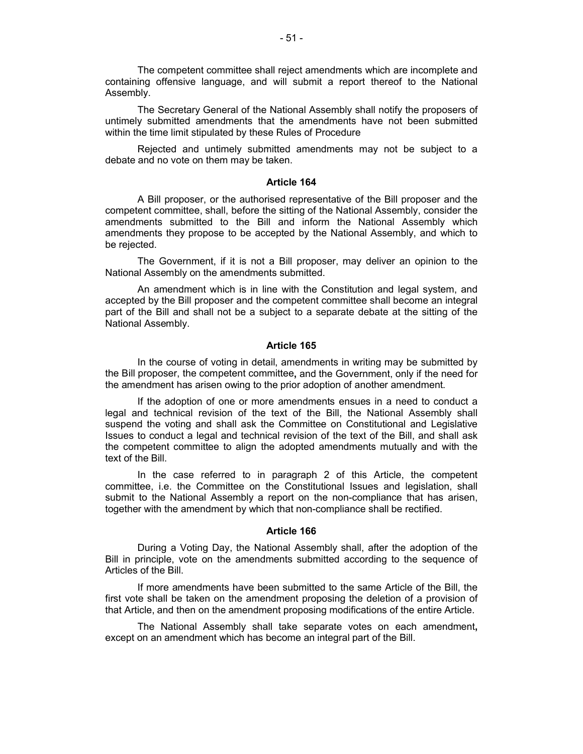The competent committee shall reject amendments which are incomplete and containing offensive language, and will submit a report thereof to the National Assembly.

The Secretary General of the National Assembly shall notify the proposers of untimely submitted amendments that the amendments have not been submitted within the time limit stipulated by these Rules of Procedure

Rejected and untimely submitted amendments may not be subject to a debate and no vote on them may be taken.

**Article 164**

A Bill proposer, or the authorised representative of the Bill proposer and the competent committee, shall, before the sitting of the National Assembly, consider the amendments submitted to the Bill and inform the National Assembly which amendments they propose to be accepted by the National Assembly, and which to be rejected.

The Government, if it is not a Bill proposer, may deliver an opinion to the National Assembly on the amendments submitted.

An amendment which is in line with the Constitution and legal system, and accepted by the Bill proposer and the competent committee shall become an integral part of the Bill and shall not be a subject to a separate debate at the sitting of the National Assembly.

**Article 165**

In the course of voting in detail, amendments in writing may be submitted by the Bill proposer, the competent committee**,** and the Government, only if the need for the amendment has arisen owing to the prior adoption of another amendment.

If the adoption of one or more amendments ensues in a need to conduct a legal and technical revision of the text of the Bill, the National Assembly shall suspend the voting and shall ask the Committee on Constitutional and Legislative Issues to conduct a legal and technical revision of the text of the Bill, and shall ask the competent committee to align the adopted amendments mutually and with the text of the Bill.

In the case referred to in paragraph 2 of this Article, the competent committee, i.e. the Committee on the Constitutional Issues and legislation, shall submit to the National Assembly a report on the non-compliance that has arisen, together with the amendment by which that non-compliance shall be rectified.

**Article 166**

During a Voting Day, the National Assembly shall, after the adoption of the Bill in principle, vote on the amendments submitted according to the sequence of Articles of the Bill.

If more amendments have been submitted to the same Article of the Bill, the first vote shall be taken on the amendment proposing the deletion of a provision of that Article, and then on the amendment proposing modifications of the entire Article.

The National Assembly shall take separate votes on each amendment**,** except on an amendment which has become an integral part of the Bill.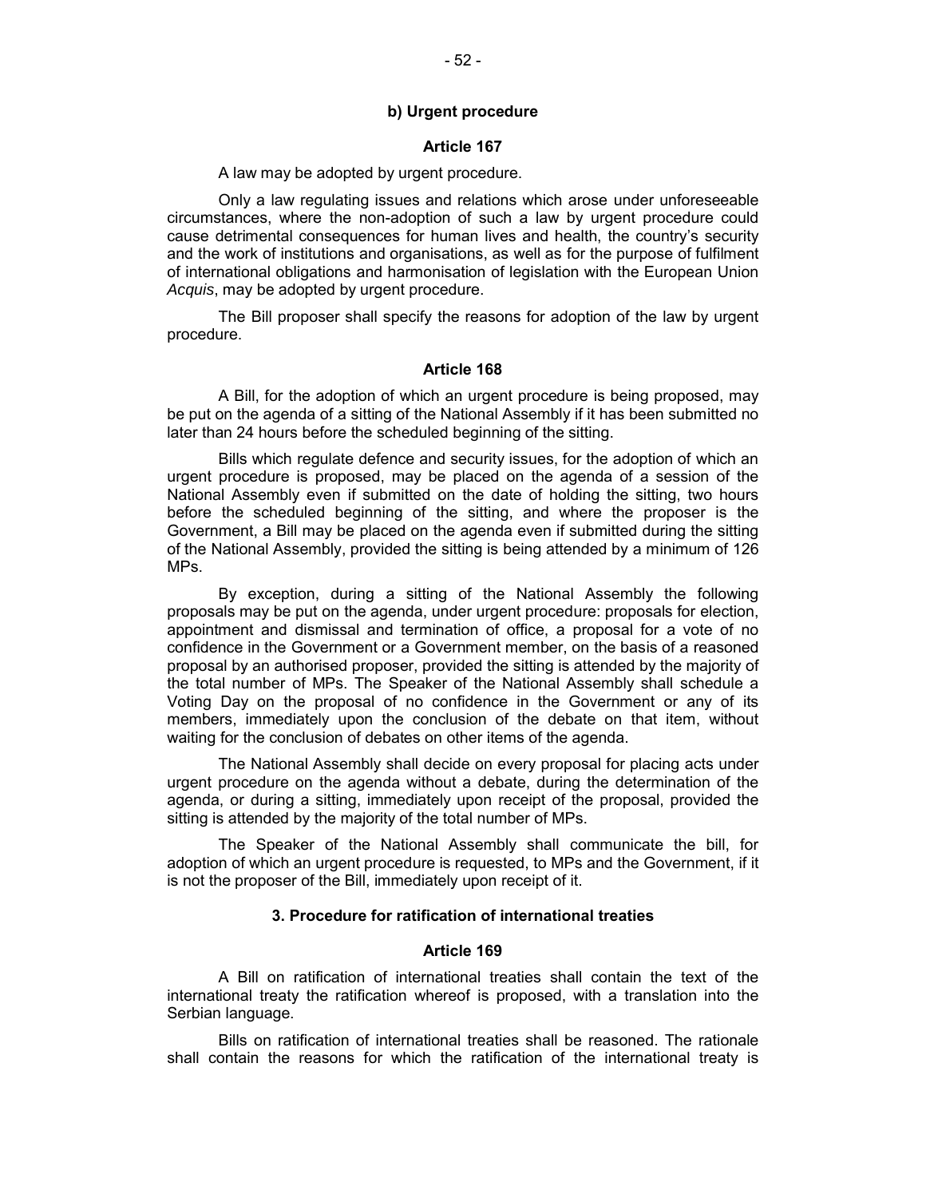### b) Urgent procedure

#### Article 167

A law may be adopted by urgent procedure.

Only a law regulating issues and relations which arose under unforeseeable circumstances, where the non-adoption of such a law by urgent procedure could cause detrimental consequences for human lives and health, the country's security and the work of institutions and organisations, as well as for the purpose of fulfilment of international obligations and harmonisation of legislation with the European Union *Acquis*, may be adopted by urgent procedure.

The Bill proposer shall specify the reasons for adoption of the law by urgent procedure.

#### Article 168

A Bill, for the adoption of which an urgent procedure is being proposed, may be put on the agenda of a sitting of the National Assembly if it has been submitted no later than 24 hours before the scheduled beginning of the sitting.

Bills which regulate defence and security issues, for the adoption of which an urgent procedure is proposed, may be placed on the agenda of a session of the National Assembly even if submitted on the date of holding the sitting, two hours before the scheduled beginning of the sitting, and where the proposer is the Government, a Bill may be placed on the agenda even if submitted during the sitting of the National Assembly, provided the sitting is being attended by a minimum of 126 MPs.

By exception, during a sitting of the National Assembly the following proposals may be put on the agenda, under urgent procedure: proposals for election, appointment and dismissal and termination of office, a proposal for a vote of no confidence in the Government or a Government member, on the basis of a reasoned proposal by an authorised proposer, provided the sitting is attended by the majority of the total number of MPs. The Speaker of the National Assembly shall schedule a Voting Day on the proposal of no confidence in the Government or any of its members, immediately upon the conclusion of the debate on that item, without waiting for the conclusion of debates on other items of the agenda.

The National Assembly shall decide on every proposal for placing acts under urgent procedure on the agenda without a debate, during the determination of the agenda, or during a sitting, immediately upon receipt of the proposal, provided the sitting is attended by the majority of the total number of MPs.

The Speaker of the National Assembly shall communicate the bill, for adoption of which an urgent procedure is requested, to MPs and the Government, if it is not the proposer of the Bill, immediately upon receipt of it.

### 3. Procedure for ratification of international treaties

#### Article 169

A Bill on ratification of international treaties shall contain the text of the international treaty the ratification whereof is proposed, with a translation into the Serbian language.

Bills on ratification of international treaties shall be reasoned. The rationale shall contain the reasons for which the ratification of the international treaty is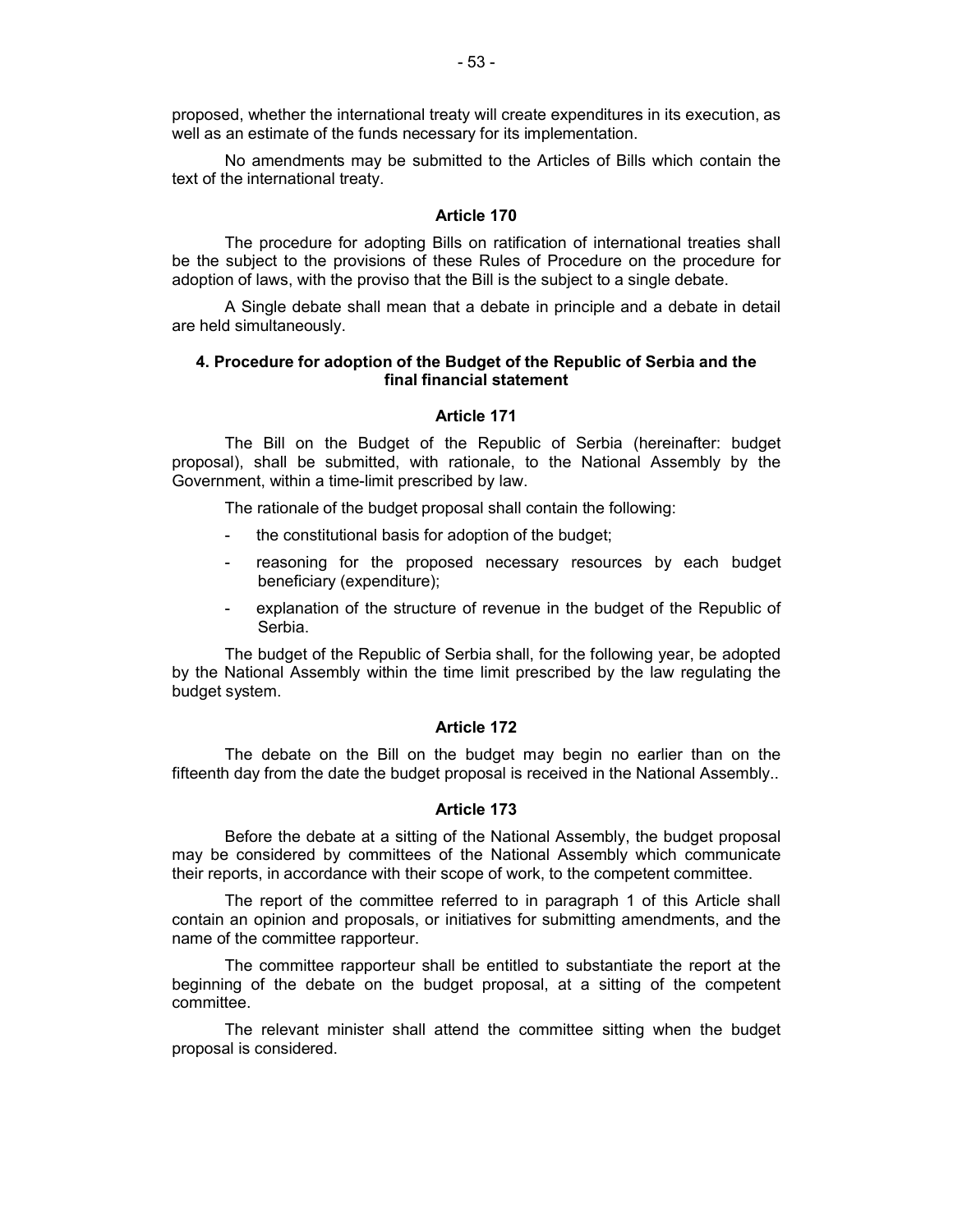proposed, whether the international treaty will create expenditures in its execution, as well as an estimate of the funds necessary for its implementation.

No amendments may be submitted to the Articles of Bills which contain the text of the international treaty.

### Article 170

The procedure for adopting Bills on ratification of international treaties shall be the subject to the provisions of these Rules of Procedure on the procedure for adoption of laws, with the proviso that the Bill is the subject to a single debate.

A Single debate shall mean that a debate in principle and a debate in detail are held simultaneously.

## 4. Procedure for adoption of the Budget of the Republic of Serbia and the final financial statement

### Article 171

The Bill on the Budget of the Republic of Serbia (hereinafter: budget proposal), shall be submitted, with rationale, to the National Assembly by the Government, within a time-limit prescribed by law.

The rationale of the budget proposal shall contain the following:

- the constitutional basis for adoption of the budget;
- reasoning for the proposed necessary resources by each budget beneficiary (expenditure);
- explanation of the structure of revenue in the budget of the Republic of Serbia.

The budget of the Republic of Serbia shall, for the following year, be adopted by the National Assembly within the time limit prescribed by the law regulating the budget system.

### Article 172

The debate on the Bill on the budget may begin no earlier than on the fifteenth day from the date the budget proposal is received in the National Assembly..

### Article 173

Before the debate at a sitting of the National Assembly, the budget proposal may be considered by committees of the National Assembly which communicate their reports, in accordance with their scope of work, to the competent committee.

The report of the committee referred to in paragraph 1 of this Article shall contain an opinion and proposals, or initiatives for submitting amendments, and the name of the committee rapporteur.

The committee rapporteur shall be entitled to substantiate the report at the beginning of the debate on the budget proposal, at a sitting of the competent committee.

The relevant minister shall attend the committee sitting when the budget proposal is considered.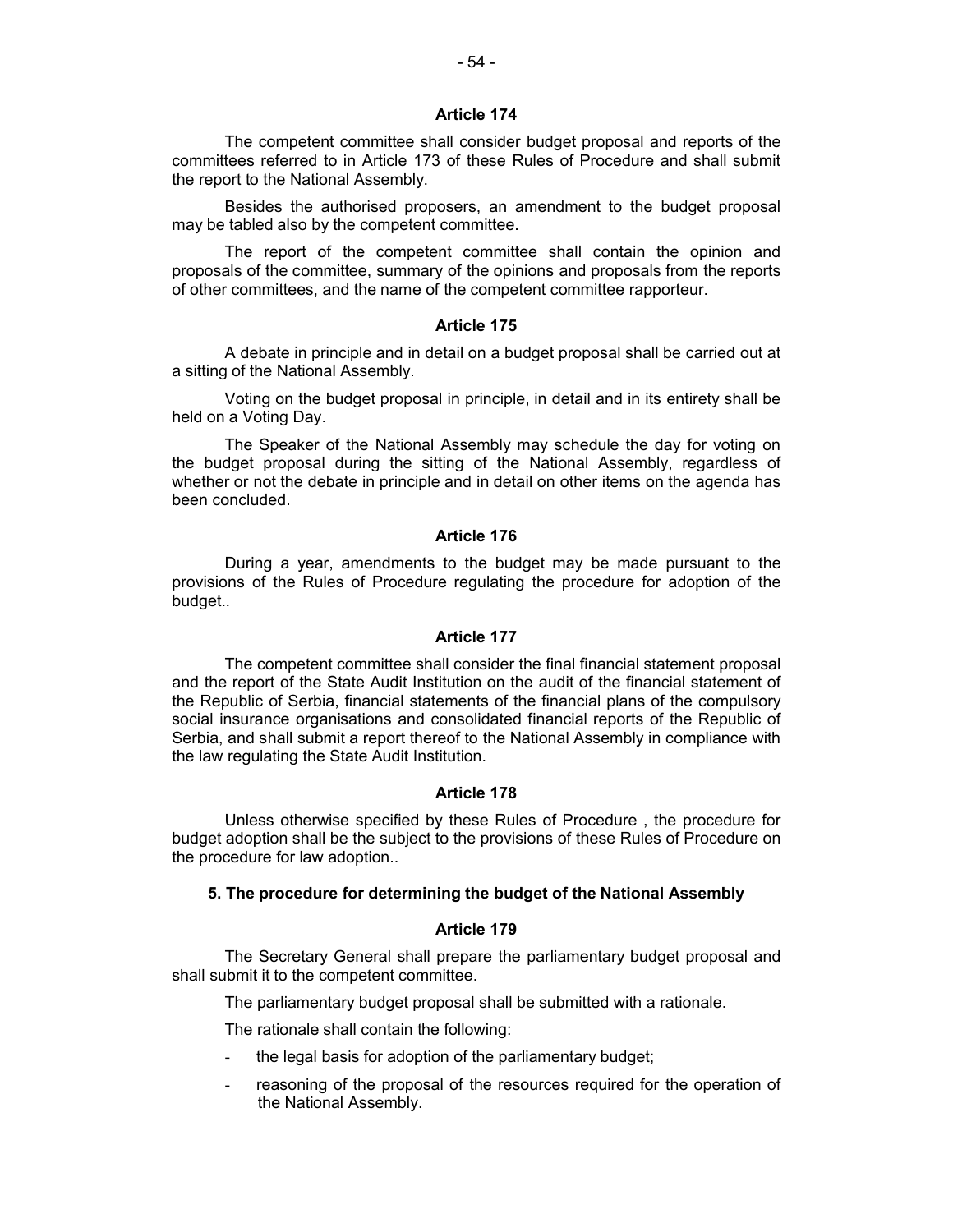### Article 174

The competent committee shall consider budget proposal and reports of the committees referred to in Article 173 of these Rules of Procedure and shall submit the report to the National Assembly.

Besides the authorised proposers, an amendment to the budget proposal may be tabled also by the competent committee.

The report of the competent committee shall contain the opinion and proposals of the committee, summary of the opinions and proposals from the reports of other committees, and the name of the competent committee rapporteur.

### Article 175

A debate in principle and in detail on a budget proposal shall be carried out at a sitting of the National Assembly.

Voting on the budget proposal in principle, in detail and in its entirety shall be held on a Voting Day.

The Speaker of the National Assembly may schedule the day for voting on the budget proposal during the sitting of the National Assembly, regardless of whether or not the debate in principle and in detail on other items on the agenda has been concluded.

### Article 176

During a year, amendments to the budget may be made pursuant to the provisions of the Rules of Procedure regulating the procedure for adoption of the budget..

### Article 177

The competent committee shall consider the final financial statement proposal and the report of the State Audit Institution on the audit of the financial statement of the Republic of Serbia, financial statements of the financial plans of the compulsory social insurance organisations and consolidated financial reports of the Republic of Serbia, and shall submit a report thereof to the National Assembly in compliance with the law regulating the State Audit Institution.

### Article 178

Unless otherwise specified by these Rules of Procedure , the procedure for budget adoption shall be the subject to the provisions of these Rules of Procedure on the procedure for law adoption..

## 5. The procedure for determining the budget of the National Assembly

### Article 179

The Secretary General shall prepare the parliamentary budget proposal and shall submit it to the competent committee.

The parliamentary budget proposal shall be submitted with a rationale.

The rationale shall contain the following:

- the legal basis for adoption of the parliamentary budget;
- reasoning of the proposal of the resources required for the operation of the National Assembly.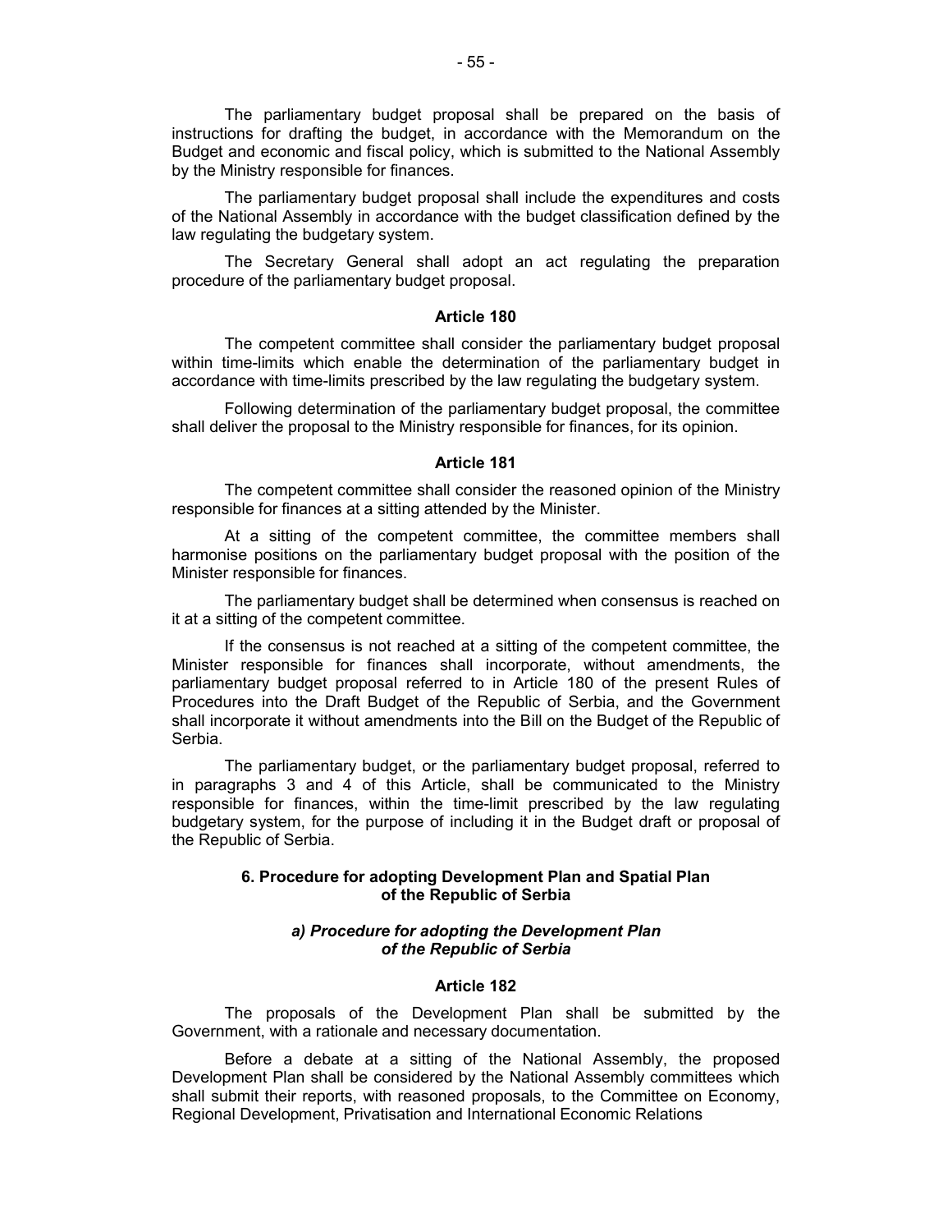The parliamentary budget proposal shall be prepared on the basis of instructions for drafting the budget, in accordance with the Memorandum on the Budget and economic and fiscal policy, which is submitted to the National Assembly by the Ministry responsible for finances.

The parliamentary budget proposal shall include the expenditures and costs of the National Assembly in accordance with the budget classification defined by the law regulating the budgetary system.

The Secretary General shall adopt an act regulating the preparation procedure of the parliamentary budget proposal.

**Article 180**

The competent committee shall consider the parliamentary budget proposal within time-limits which enable the determination of the parliamentary budget in accordance with time-limits prescribed by the law regulating the budgetary system.

Following determination of the parliamentary budget proposal, the committee shall deliver the proposal to the Ministry responsible for finances, for its opinion.

**Article 181**

The competent committee shall consider the reasoned opinion of the Ministry responsible for finances at a sitting attended by the Minister.

At a sitting of the competent committee, the committee members shall harmonise positions on the parliamentary budget proposal with the position of the Minister responsible for finances.

The parliamentary budget shall be determined when consensus is reached on it at a sitting of the competent committee.

If the consensus is not reached at a sitting of the competent committee, the Minister responsible for finances shall incorporate, without amendments, the parliamentary budget proposal referred to in Article 180 of the present Rules of Procedures into the Draft Budget of the Republic of Serbia, and the Government shall incorporate it without amendments into the Bill on the Budget of the Republic of Serbia.

The parliamentary budget, or the parliamentary budget proposal, referred to in paragraphs 3 and 4 of this Article, shall be communicated to the Ministry responsible for finances, within the time-limit prescribed by the law regulating budgetary system, for the purpose of including it in the Budget draft or proposal of the Republic of Serbia.

### 6. Procedure for adopting Development Plan and Spatial Plan of the Republic of Serbia

#### *a) Procedure for adopting the Development Plan of the Republic of Serbia*

**Article 182**

The proposals of the Development Plan shall be submitted by the Government, with a rationale and necessary documentation.

Before a debate at a sitting of the National Assembly, the proposed Development Plan shall be considered by the National Assembly committees which shall submit their reports, with reasoned proposals, to the Committee on Economy, Regional Development, Privatisation and International Economic Relations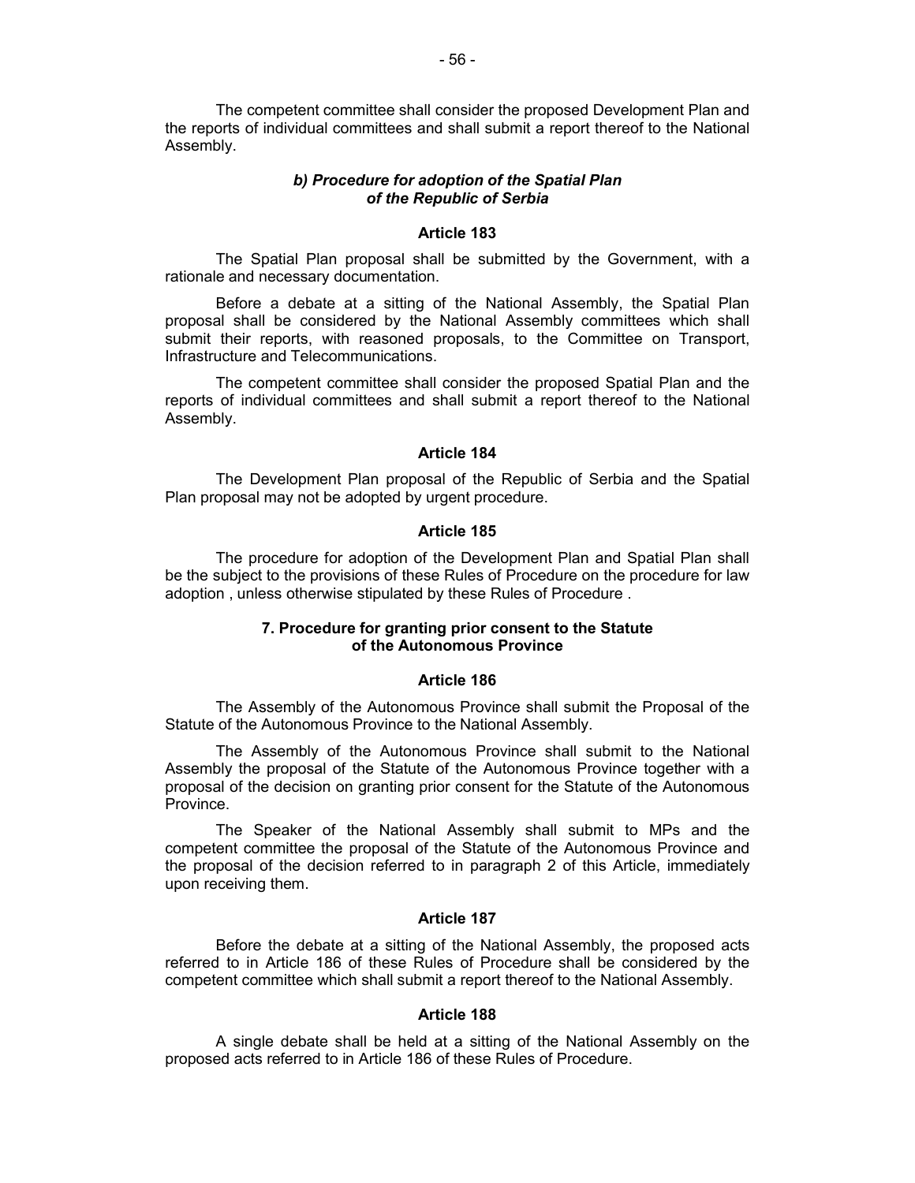The competent committee shall consider the proposed Development Plan and the reports of individual committees and shall submit a report thereof to the National Assembly.

### *b) Procedure for adoption of the Spatial Plan of the Republic of Serbia*

#### Article 183

The Spatial Plan proposal shall be submitted by the Government, with a rationale and necessary documentation.

Before a debate at a sitting of the National Assembly, the Spatial Plan proposal shall be considered by the National Assembly committees which shall submit their reports, with reasoned proposals, to the Committee on Transport, Infrastructure and Telecommunications.

The competent committee shall consider the proposed Spatial Plan and the reports of individual committees and shall submit a report thereof to the National Assembly.

#### Article 184

The Development Plan proposal of the Republic of Serbia and the Spatial Plan proposal may not be adopted by urgent procedure.

#### Article 185

The procedure for adoption of the Development Plan and Spatial Plan shall be the subject to the provisions of these Rules of Procedure on the procedure for law adoption , unless otherwise stipulated by these Rules of Procedure .

### 7. Procedure for granting prior consent to the Statute of the Autonomous Province

#### Article 186

The Assembly of the Autonomous Province shall submit the Proposal of the Statute of the Autonomous Province to the National Assembly.

The Assembly of the Autonomous Province shall submit to the National Assembly the proposal of the Statute of the Autonomous Province together with a proposal of the decision on granting prior consent for the Statute of the Autonomous Province.

The Speaker of the National Assembly shall submit to MPs and the competent committee the proposal of the Statute of the Autonomous Province and the proposal of the decision referred to in paragraph 2 of this Article, immediately upon receiving them.

#### Article 187

Before the debate at a sitting of the National Assembly, the proposed acts referred to in Article 186 of these Rules of Procedure shall be considered by the competent committee which shall submit a report thereof to the National Assembly.

#### Article 188

A single debate shall be held at a sitting of the National Assembly on the proposed acts referred to in Article 186 of these Rules of Procedure.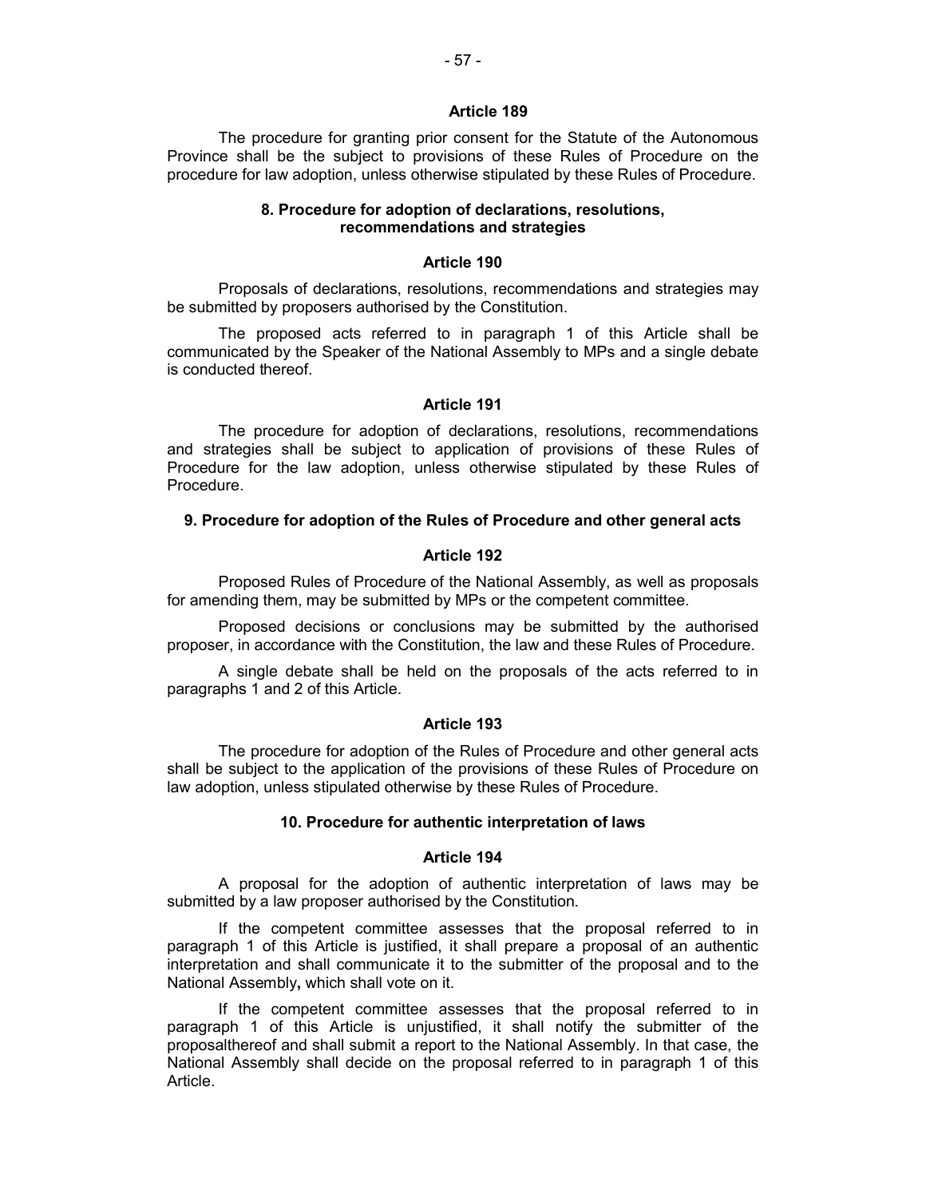### Article 189

The procedure for granting prior consent for the Statute of the Autonomous Province shall be the subject to provisions of these Rules of Procedure on the procedure for law adoption, unless otherwise stipulated by these Rules of Procedure.

## 8. Procedure for adoption of declarations, resolutions, recommendations and strategies

### Article 190

Proposals of declarations, resolutions, recommendations and strategies may be submitted by proposers authorised by the Constitution.

The proposed acts referred to in paragraph 1 of this Article shall be communicated by the Speaker of the National Assembly to MPs and a single debate is conducted thereof.

### Article 191

The procedure for adoption of declarations, resolutions, recommendations and strategies shall be subject to application of provisions of these Rules of Procedure for the law adoption, unless otherwise stipulated by these Rules of Procedure.

## 9. Procedure for adoption of the Rules of Procedure and other general acts

### Article 192

Proposed Rules of Procedure of the National Assembly, as well as proposals for amending them, may be submitted by MPs or the competent committee.

Proposed decisions or conclusions may be submitted by the authorised proposer, in accordance with the Constitution, the law and these Rules of Procedure.

A single debate shall be held on the proposals of the acts referred to in paragraphs 1 and 2 of this Article.

### Article 193

The procedure for adoption of the Rules of Procedure and other general acts shall be subject to the application of the provisions of these Rules of Procedure on law adoption, unless stipulated otherwise by these Rules of Procedure.

## 10. Procedure for authentic interpretation of laws

### Article 194

A proposal for the adoption of authentic interpretation of laws may be submitted by a law proposer authorised by the Constitution.

If the competent committee assesses that the proposal referred to in paragraph 1 of this Article is justified, it shall prepare a proposal of an authentic interpretation and shall communicate it to the submitter of the proposal and to the National Assembly**,** which shall vote on it.

If the competent committee assesses that the proposal referred to in paragraph 1 of this Article is unjustified, it shall notify the submitter of the proposalthereof and shall submit a report to the National Assembly. In that case, the National Assembly shall decide on the proposal referred to in paragraph 1 of this Article.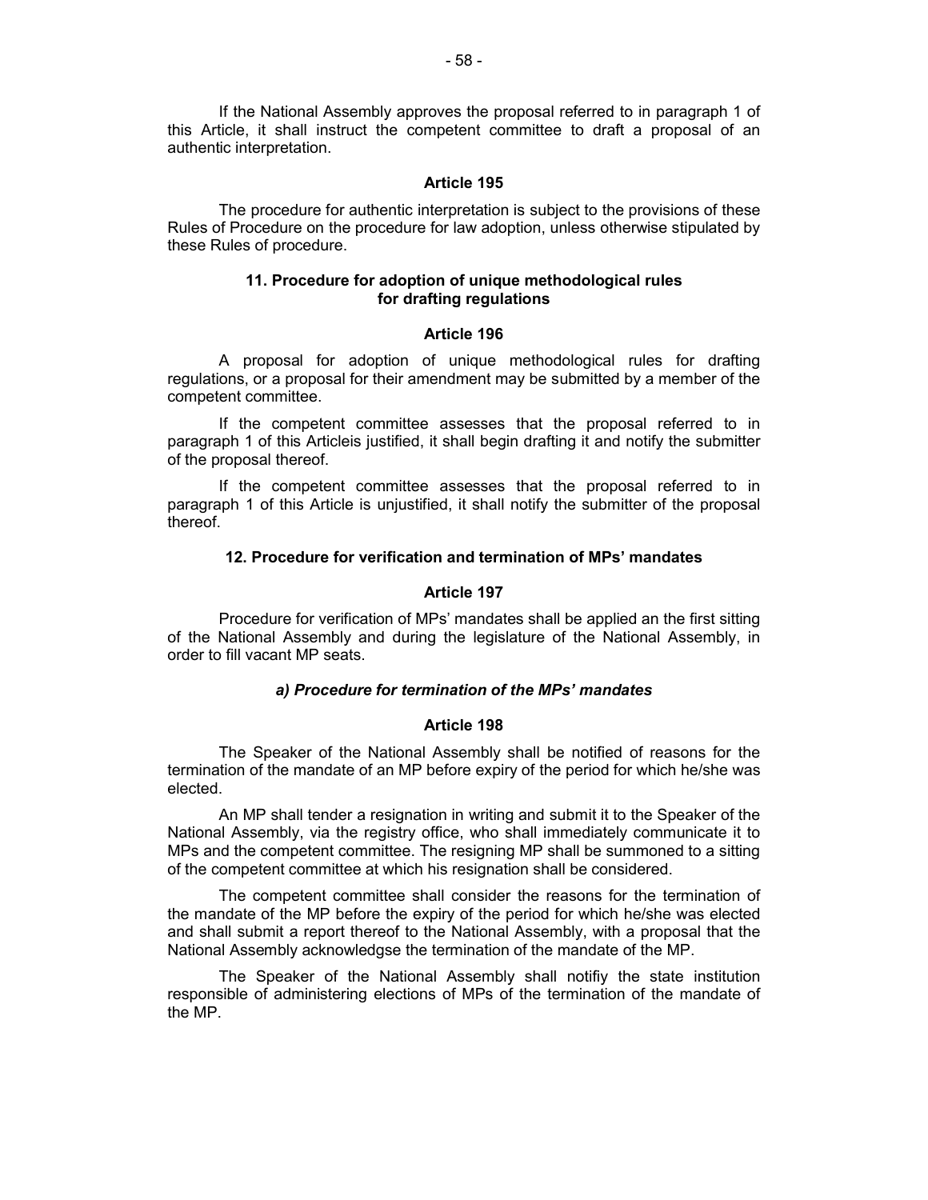If the National Assembly approves the proposal referred to in paragraph 1 of this Article, it shall instruct the competent committee to draft a proposal of an authentic interpretation.

#### Article 195

The procedure for authentic interpretation is subject to the provisions of these Rules of Procedure on the procedure for law adoption, unless otherwise stipulated by these Rules of procedure.

### 11. Procedure for adoption of unique methodological rules for drafting regulations

#### Article 196

A proposal for adoption of unique methodological rules for drafting regulations, or a proposal for their amendment may be submitted by a member of the competent committee.

If the competent committee assesses that the proposal referred to in paragraph 1 of this Articleis justified, it shall begin drafting it and notify the submitter of the proposal thereof.

If the competent committee assesses that the proposal referred to in paragraph 1 of this Article is unjustified, it shall notify the submitter of the proposal thereof.

### 12. Procedure for verification and termination of MPs' mandates

#### Article 197

Procedure for verification of MPs' mandates shall be applied an the first sitting of the National Assembly and during the legislature of the National Assembly, in order to fill vacant MP seats.

#### *a) Procedure for termination of the MPs' mandates*

#### Article 198

The Speaker of the National Assembly shall be notified of reasons for the termination of the mandate of an MP before expiry of the period for which he/she was elected.

An MP shall tender a resignation in writing and submit it to the Speaker of the National Assembly, via the registry office, who shall immediately communicate it to MPs and the competent committee. The resigning MP shall be summoned to a sitting of the competent committee at which his resignation shall be considered.

The competent committee shall consider the reasons for the termination of the mandate of the MP before the expiry of the period for which he/she was elected and shall submit a report thereof to the National Assembly, with a proposal that the National Assembly acknowledgse the termination of the mandate of the MP.

The Speaker of the National Assembly shall notifiy the state institution responsible of administering elections of MPs of the termination of the mandate of the MP.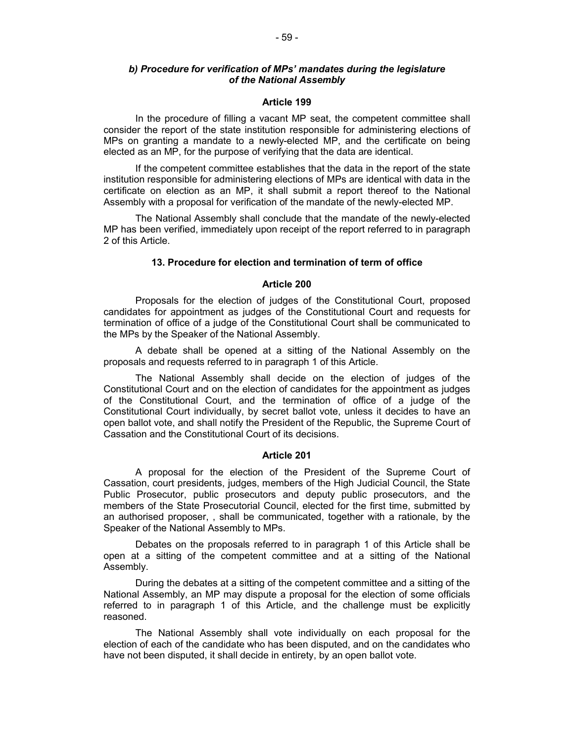### *b) Procedure for verification of MPs' mandates during the legislature of the National Assembly*

#### Article 199

In the procedure of filling a vacant MP seat, the competent committee shall consider the report of the state institution responsible for administering elections of MPs on granting a mandate to a newly-elected MP, and the certificate on being elected as an MP, for the purpose of verifying that the data are identical.

If the competent committee establishes that the data in the report of the state institution responsible for administering elections of MPs are identical with data in the certificate on election as an MP, it shall submit a report thereof to the National Assembly with a proposal for verification of the mandate of the newly-elected MP.

The National Assembly shall conclude that the mandate of the newly-elected MP has been verified, immediately upon receipt of the report referred to in paragraph 2 of this Article.

### 13. Procedure for election and termination of term of office

#### Article 200

Proposals for the election of judges of the Constitutional Court, proposed candidates for appointment as judges of the Constitutional Court and requests for termination of office of a judge of the Constitutional Court shall be communicated to the MPs by the Speaker of the National Assembly.

A debate shall be opened at a sitting of the National Assembly on the proposals and requests referred to in paragraph 1 of this Article.

The National Assembly shall decide on the election of judges of the Constitutional Court and on the election of candidates for the appointment as judges of the Constitutional Court, and the termination of office of a judge of the Constitutional Court individually, by secret ballot vote, unless it decides to have an open ballot vote, and shall notify the President of the Republic, the Supreme Court of Cassation and the Constitutional Court of its decisions.

#### Article 201

A proposal for the election of the President of the Supreme Court of Cassation, court presidents, judges, members of the High Judicial Council, the State Public Prosecutor, public prosecutors and deputy public prosecutors, and the members of the State Prosecutorial Council, elected for the first time, submitted by an authorised proposer, , shall be communicated, together with a rationale, by the Speaker of the National Assembly to MPs.

Debates on the proposals referred to in paragraph 1 of this Article shall be open at a sitting of the competent committee and at a sitting of the National Assembly.

During the debates at a sitting of the competent committee and a sitting of the National Assembly, an MP may dispute a proposal for the election of some officials referred to in paragraph 1 of this Article, and the challenge must be explicitly reasoned.

The National Assembly shall vote individually on each proposal for the election of each of the candidate who has been disputed, and on the candidates who have not been disputed, it shall decide in entirety, by an open ballot vote.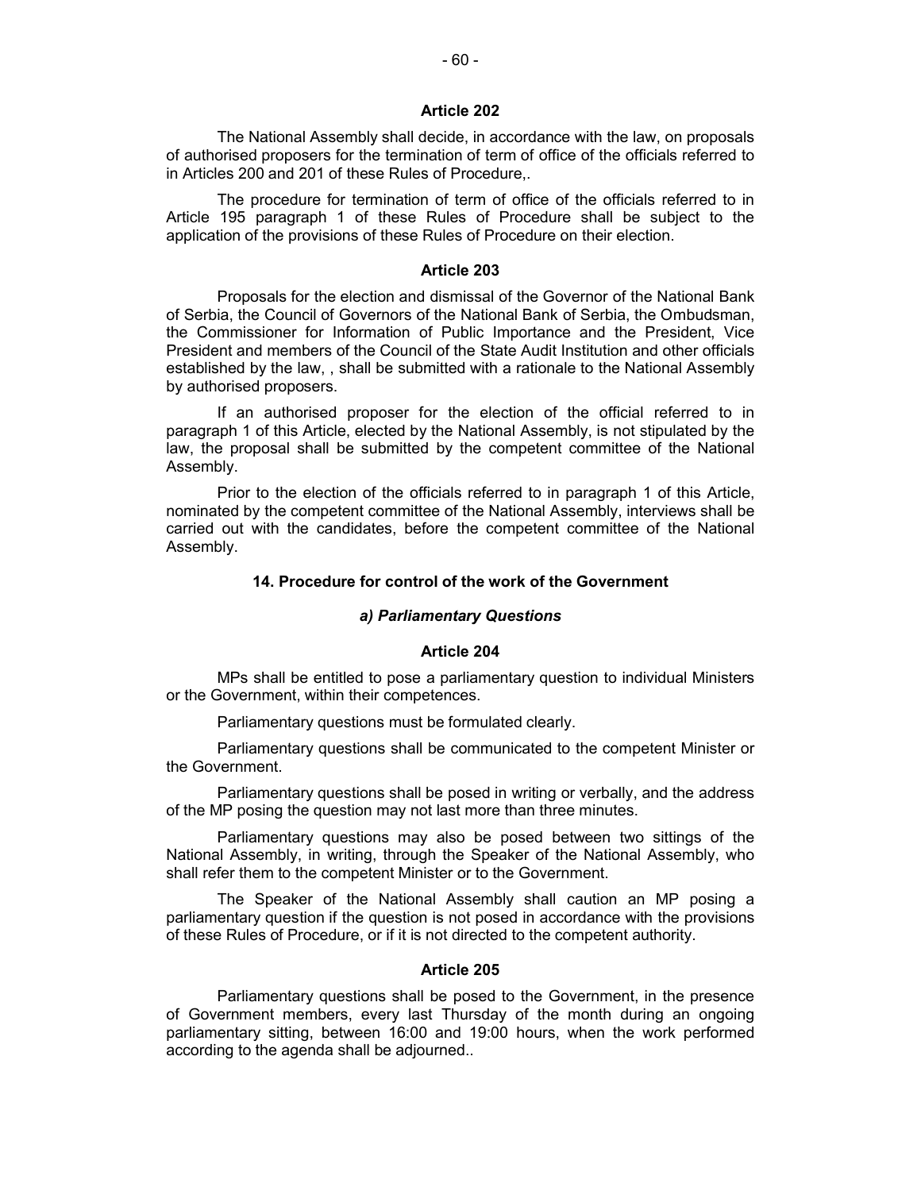### Article 202

The National Assembly shall decide, in accordance with the law, on proposals of authorised proposers for the termination of term of office of the officials referred to in Articles 200 and 201 of these Rules of Procedure,.

The procedure for termination of term of office of the officials referred to in Article 195 paragraph 1 of these Rules of Procedure shall be subject to the application of the provisions of these Rules of Procedure on their election.

### Article 203

Proposals for the election and dismissal of the Governor of the National Bank of Serbia, the Council of Governors of the National Bank of Serbia, the Ombudsman, the Commissioner for Information of Public Importance and the President, Vice President and members of the Council of the State Audit Institution and other officials established by the law, , shall be submitted with a rationale to the National Assembly by authorised proposers.

If an authorised proposer for the election of the official referred to in paragraph 1 of this Article, elected by the National Assembly, is not stipulated by the law, the proposal shall be submitted by the competent committee of the National Assembly.

Prior to the election of the officials referred to in paragraph 1 of this Article, nominated by the competent committee of the National Assembly, interviews shall be carried out with the candidates, before the competent committee of the National Assembly.

## 14. Procedure for control of the work of the Government

### *a) Parliamentary Questions*

### Article 204

MPs shall be entitled to pose a parliamentary question to individual Ministers or the Government, within their competences.

Parliamentary questions must be formulated clearly.

Parliamentary questions shall be communicated to the competent Minister or the Government.

Parliamentary questions shall be posed in writing or verbally, and the address of the MP posing the question may not last more than three minutes.

Parliamentary questions may also be posed between two sittings of the National Assembly, in writing, through the Speaker of the National Assembly, who shall refer them to the competent Minister or to the Government.

The Speaker of the National Assembly shall caution an MP posing a parliamentary question if the question is not posed in accordance with the provisions of these Rules of Procedure, or if it is not directed to the competent authority.

### Article 205

Parliamentary questions shall be posed to the Government, in the presence of Government members, every last Thursday of the month during an ongoing parliamentary sitting, between 16:00 and 19:00 hours, when the work performed according to the agenda shall be adjourned..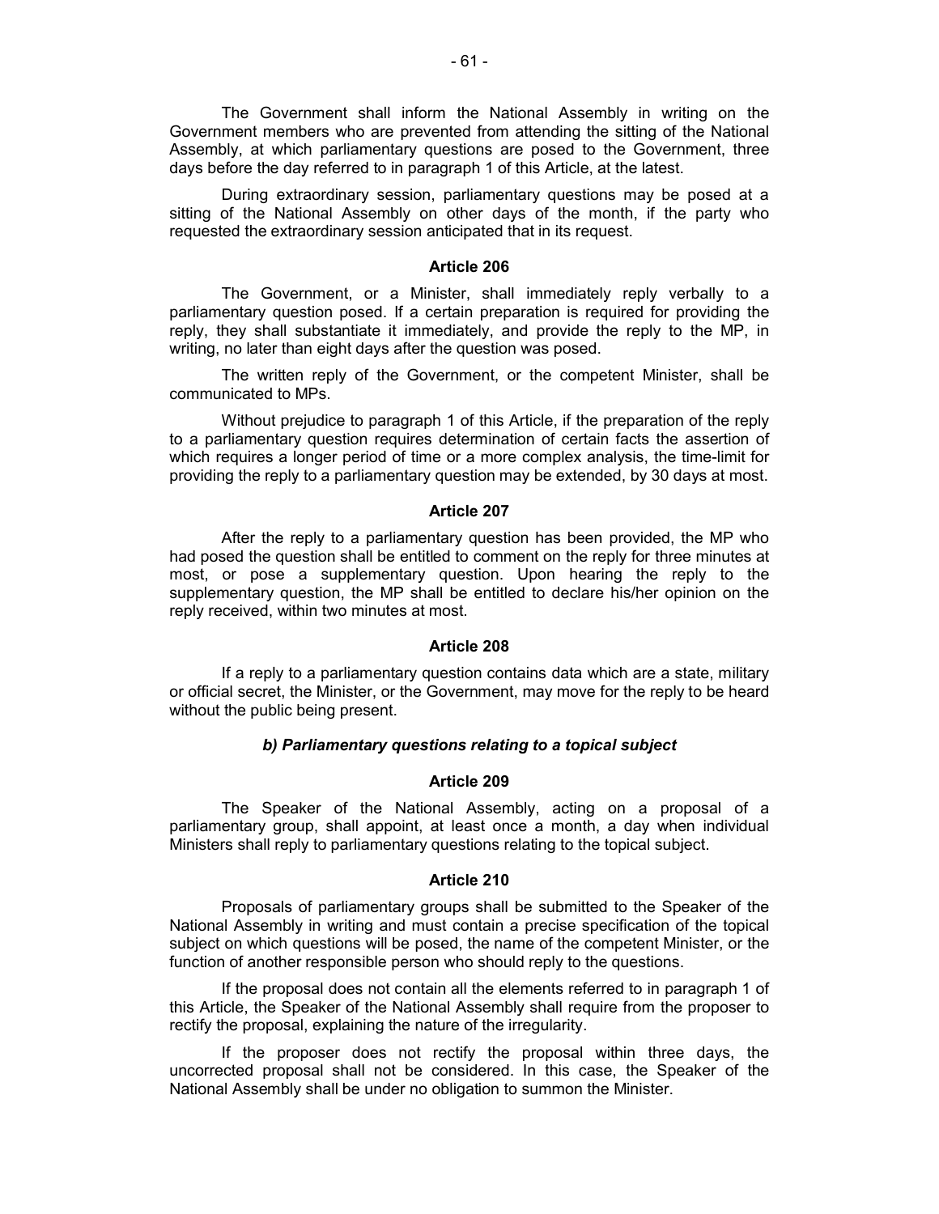The Government shall inform the National Assembly in writing on the Government members who are prevented from attending the sitting of the National Assembly, at which parliamentary questions are posed to the Government, three days before the day referred to in paragraph 1 of this Article, at the latest.

During extraordinary session, parliamentary questions may be posed at a sitting of the National Assembly on other days of the month, if the party who requested the extraordinary session anticipated that in its request.

**Article 206**

The Government, or a Minister, shall immediately reply verbally to a parliamentary question posed. If a certain preparation is required for providing the reply, they shall substantiate it immediately, and provide the reply to the MP, in writing, no later than eight days after the question was posed.

The written reply of the Government, or the competent Minister, shall be communicated to MPs.

Without prejudice to paragraph 1 of this Article, if the preparation of the reply to a parliamentary question requires determination of certain facts the assertion of which requires a longer period of time or a more complex analysis, the time-limit for providing the reply to a parliamentary question may be extended, by 30 days at most.

**Article 207**

After the reply to a parliamentary question has been provided, the MP who had posed the question shall be entitled to comment on the reply for three minutes at most, or pose a supplementary question. Upon hearing the reply to the supplementary question, the MP shall be entitled to declare his/her opinion on the reply received, within two minutes at most.

**Article 208**

If a reply to a parliamentary question contains data which are a state, military or official secret, the Minister, or the Government, may move for the reply to be heard without the public being present.

***b) Parliamentary questions relating to a topical subject***

**Article 209**

The Speaker of the National Assembly, acting on a proposal of a parliamentary group, shall appoint, at least once a month, a day when individual Ministers shall reply to parliamentary questions relating to the topical subject.

**Article 210**

Proposals of parliamentary groups shall be submitted to the Speaker of the National Assembly in writing and must contain a precise specification of the topical subject on which questions will be posed, the name of the competent Minister, or the function of another responsible person who should reply to the questions.

If the proposal does not contain all the elements referred to in paragraph 1 of this Article, the Speaker of the National Assembly shall require from the proposer to rectify the proposal, explaining the nature of the irregularity.

If the proposer does not rectify the proposal within three days, the uncorrected proposal shall not be considered. In this case, the Speaker of the National Assembly shall be under no obligation to summon the Minister.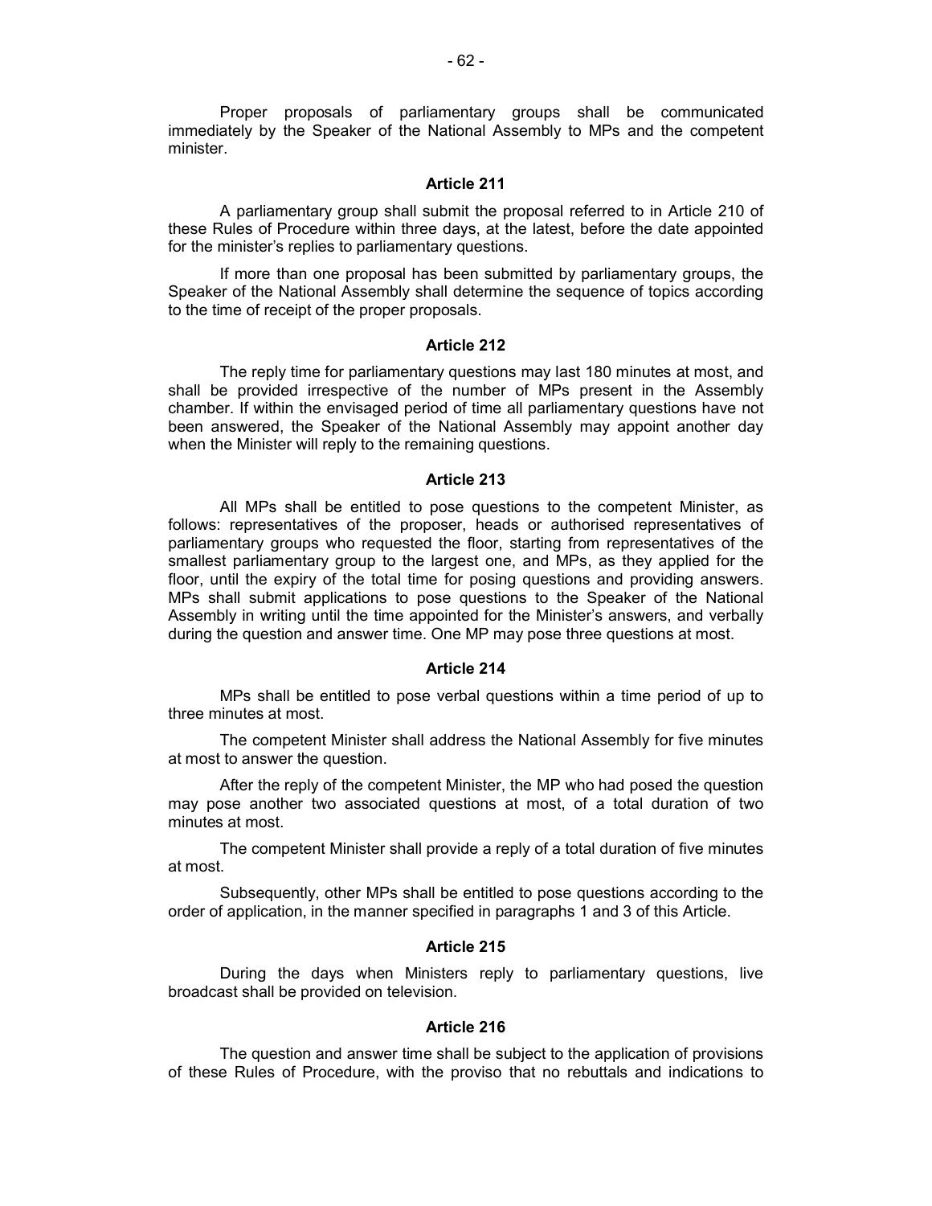Proper proposals of parliamentary groups shall be communicated immediately by the Speaker of the National Assembly to MPs and the competent minister.

### Article 211

A parliamentary group shall submit the proposal referred to in Article 210 of these Rules of Procedure within three days, at the latest, before the date appointed for the minister's replies to parliamentary questions.

If more than one proposal has been submitted by parliamentary groups, the Speaker of the National Assembly shall determine the sequence of topics according to the time of receipt of the proper proposals.

### Article 212

The reply time for parliamentary questions may last 180 minutes at most, and shall be provided irrespective of the number of MPs present in the Assembly chamber. If within the envisaged period of time all parliamentary questions have not been answered, the Speaker of the National Assembly may appoint another day when the Minister will reply to the remaining questions.

### Article 213

All MPs shall be entitled to pose questions to the competent Minister, as follows: representatives of the proposer, heads or authorised representatives of parliamentary groups who requested the floor, starting from representatives of the smallest parliamentary group to the largest one, and MPs, as they applied for the floor, until the expiry of the total time for posing questions and providing answers. MPs shall submit applications to pose questions to the Speaker of the National Assembly in writing until the time appointed for the Minister's answers, and verbally during the question and answer time. One MP may pose three questions at most.

### Article 214

MPs shall be entitled to pose verbal questions within a time period of up to three minutes at most.

The competent Minister shall address the National Assembly for five minutes at most to answer the question.

After the reply of the competent Minister, the MP who had posed the question may pose another two associated questions at most, of a total duration of two minutes at most.

The competent Minister shall provide a reply of a total duration of five minutes at most.

Subsequently, other MPs shall be entitled to pose questions according to the order of application, in the manner specified in paragraphs 1 and 3 of this Article.

### Article 215

During the days when Ministers reply to parliamentary questions, live broadcast shall be provided on television.

### Article 216

The question and answer time shall be subject to the application of provisions of these Rules of Procedure, with the proviso that no rebuttals and indications to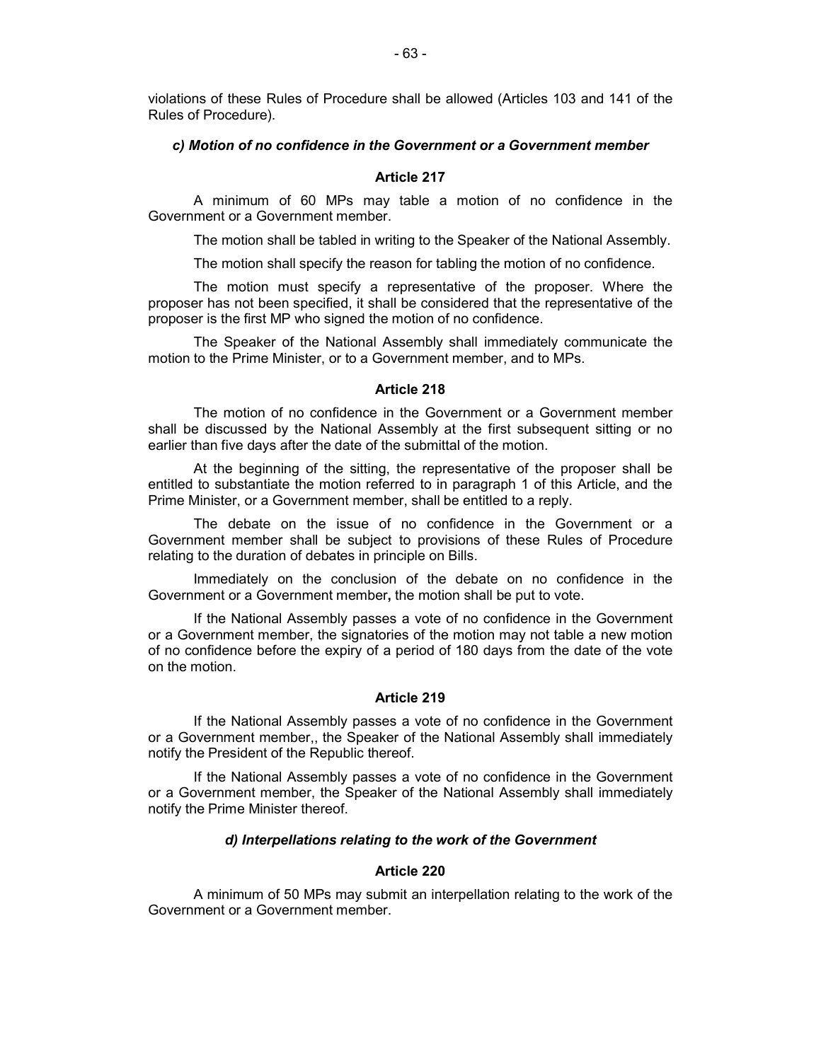violations of these Rules of Procedure shall be allowed (Articles 103 and 141 of the Rules of Procedure).

### *c) Motion of no confidence in the Government or a Government member*

#### Article 217

A minimum of 60 MPs may table a motion of no confidence in the Government or a Government member.

The motion shall be tabled in writing to the Speaker of the National Assembly.

The motion shall specify the reason for tabling the motion of no confidence.

The motion must specify a representative of the proposer. Where the proposer has not been specified, it shall be considered that the representative of the proposer is the first MP who signed the motion of no confidence.

The Speaker of the National Assembly shall immediately communicate the motion to the Prime Minister, or to a Government member, and to MPs.

#### Article 218

The motion of no confidence in the Government or a Government member shall be discussed by the National Assembly at the first subsequent sitting or no earlier than five days after the date of the submittal of the motion.

At the beginning of the sitting, the representative of the proposer shall be entitled to substantiate the motion referred to in paragraph 1 of this Article, and the Prime Minister, or a Government member, shall be entitled to a reply.

The debate on the issue of no confidence in the Government or a Government member shall be subject to provisions of these Rules of Procedure relating to the duration of debates in principle on Bills.

Immediately on the conclusion of the debate on no confidence in the Government or a Government member**,** the motion shall be put to vote.

If the National Assembly passes a vote of no confidence in the Government or a Government member, the signatories of the motion may not table a new motion of no confidence before the expiry of a period of 180 days from the date of the vote on the motion.

#### Article 219

If the National Assembly passes a vote of no confidence in the Government or a Government member,, the Speaker of the National Assembly shall immediately notify the President of the Republic thereof.

If the National Assembly passes a vote of no confidence in the Government or a Government member, the Speaker of the National Assembly shall immediately notify the Prime Minister thereof.

### *d) Interpellations relating to the work of the Government*

#### Article 220

A minimum of 50 MPs may submit an interpellation relating to the work of the Government or a Government member.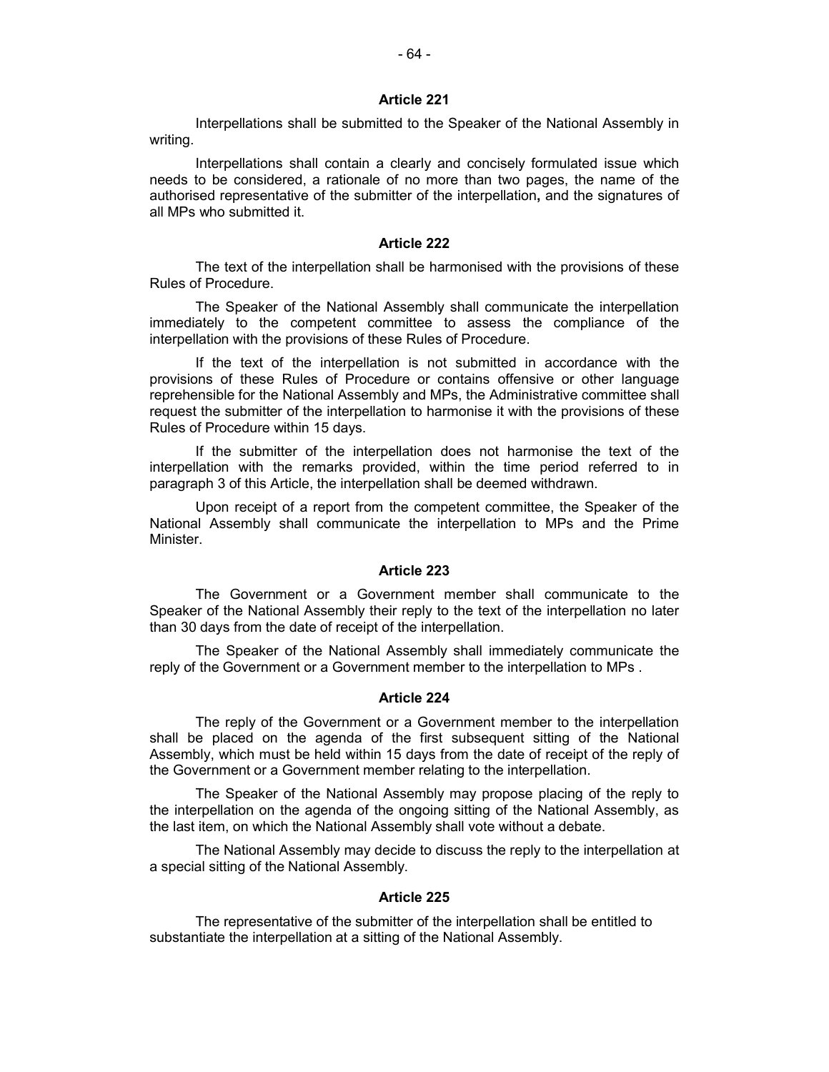### Article 221

Interpellations shall be submitted to the Speaker of the National Assembly in writing.

Interpellations shall contain a clearly and concisely formulated issue which needs to be considered, a rationale of no more than two pages, the name of the authorised representative of the submitter of the interpellation**,** and the signatures of all MPs who submitted it.

### Article 222

The text of the interpellation shall be harmonised with the provisions of these Rules of Procedure.

The Speaker of the National Assembly shall communicate the interpellation immediately to the competent committee to assess the compliance of the interpellation with the provisions of these Rules of Procedure.

If the text of the interpellation is not submitted in accordance with the provisions of these Rules of Procedure or contains offensive or other language reprehensible for the National Assembly and MPs, the Administrative committee shall request the submitter of the interpellation to harmonise it with the provisions of these Rules of Procedure within 15 days.

If the submitter of the interpellation does not harmonise the text of the interpellation with the remarks provided, within the time period referred to in paragraph 3 of this Article, the interpellation shall be deemed withdrawn.

Upon receipt of a report from the competent committee, the Speaker of the National Assembly shall communicate the interpellation to MPs and the Prime Minister.

### Article 223

The Government or a Government member shall communicate to the Speaker of the National Assembly their reply to the text of the interpellation no later than 30 days from the date of receipt of the interpellation.

The Speaker of the National Assembly shall immediately communicate the reply of the Government or a Government member to the interpellation to MPs .

### Article 224

The reply of the Government or a Government member to the interpellation shall be placed on the agenda of the first subsequent sitting of the National Assembly, which must be held within 15 days from the date of receipt of the reply of the Government or a Government member relating to the interpellation.

The Speaker of the National Assembly may propose placing of the reply to the interpellation on the agenda of the ongoing sitting of the National Assembly, as the last item, on which the National Assembly shall vote without a debate.

The National Assembly may decide to discuss the reply to the interpellation at a special sitting of the National Assembly.

### Article 225

The representative of the submitter of the interpellation shall be entitled to substantiate the interpellation at a sitting of the National Assembly.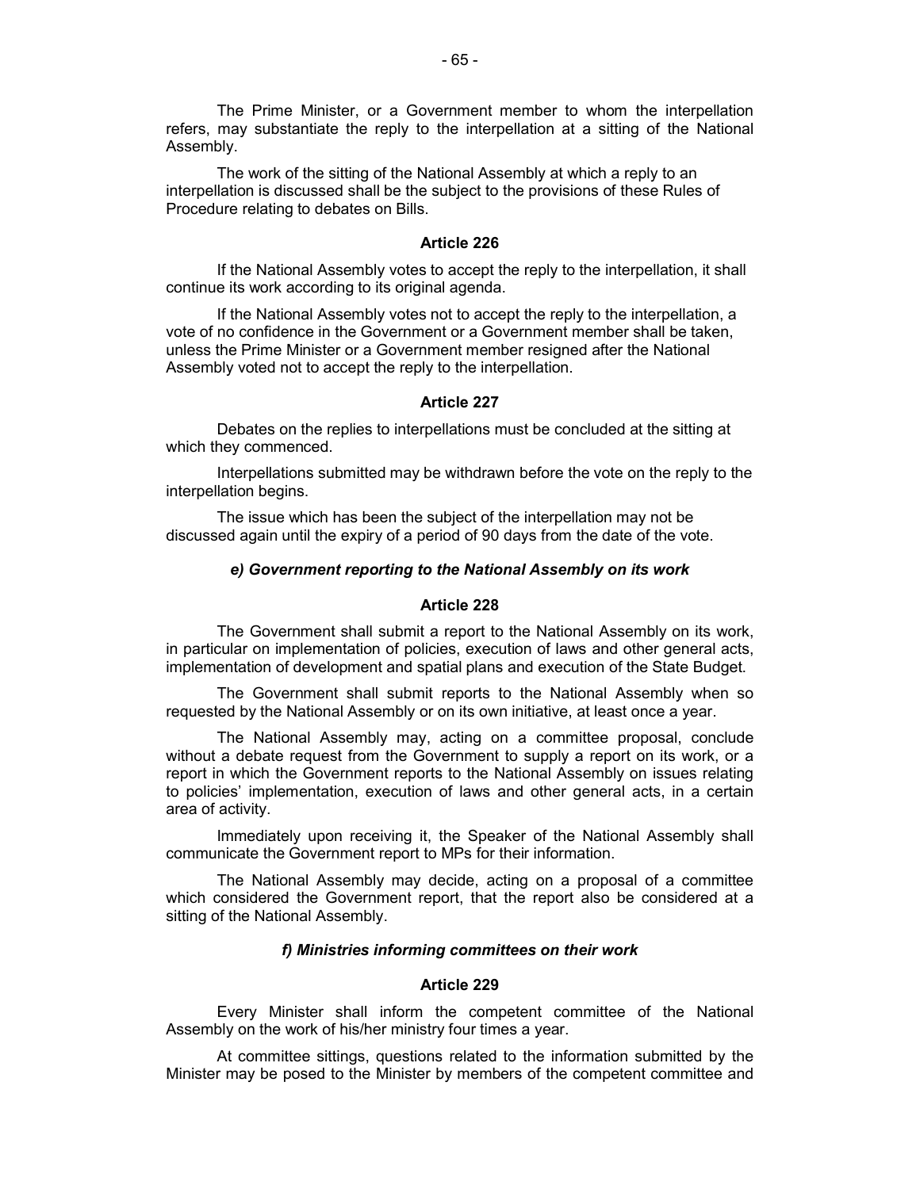The Prime Minister, or a Government member to whom the interpellation refers, may substantiate the reply to the interpellation at a sitting of the National Assembly.

The work of the sitting of the National Assembly at which a reply to an interpellation is discussed shall be the subject to the provisions of these Rules of Procedure relating to debates on Bills.

**Article 226**

If the National Assembly votes to accept the reply to the interpellation, it shall continue its work according to its original agenda.

If the National Assembly votes not to accept the reply to the interpellation, a vote of no confidence in the Government or a Government member shall be taken, unless the Prime Minister or a Government member resigned after the National Assembly voted not to accept the reply to the interpellation.

**Article 227**

Debates on the replies to interpellations must be concluded at the sitting at which they commenced.

Interpellations submitted may be withdrawn before the vote on the reply to the interpellation begins.

The issue which has been the subject of the interpellation may not be discussed again until the expiry of a period of 90 days from the date of the vote.

***e) Government reporting to the National Assembly on its work***

**Article 228**

The Government shall submit a report to the National Assembly on its work, in particular on implementation of policies, execution of laws and other general acts, implementation of development and spatial plans and execution of the State Budget.

The Government shall submit reports to the National Assembly when so requested by the National Assembly or on its own initiative, at least once a year.

The National Assembly may, acting on a committee proposal, conclude without a debate request from the Government to supply a report on its work, or a report in which the Government reports to the National Assembly on issues relating to policies' implementation, execution of laws and other general acts, in a certain area of activity.

Immediately upon receiving it, the Speaker of the National Assembly shall communicate the Government report to MPs for their information.

The National Assembly may decide, acting on a proposal of a committee which considered the Government report, that the report also be considered at a sitting of the National Assembly.

***f) Ministries informing committees on their work***

**Article 229**

Every Minister shall inform the competent committee of the National Assembly on the work of his/her ministry four times a year.

At committee sittings, questions related to the information submitted by the Minister may be posed to the Minister by members of the competent committee and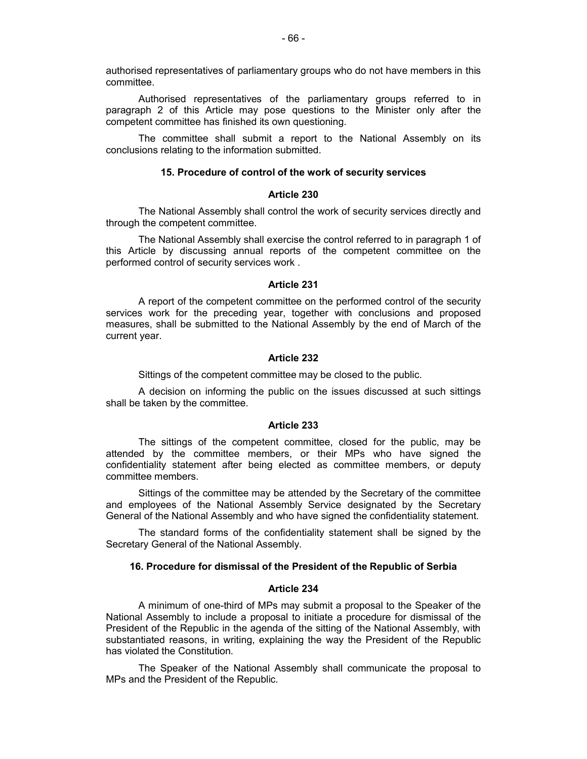authorised representatives of parliamentary groups who do not have members in this committee.

Authorised representatives of the parliamentary groups referred to in paragraph 2 of this Article may pose questions to the Minister only after the competent committee has finished its own questioning.

The committee shall submit a report to the National Assembly on its conclusions relating to the information submitted.

#### 15. Procedure of control of the work of security services

##### Article 230

The National Assembly shall control the work of security services directly and through the competent committee.

The National Assembly shall exercise the control referred to in paragraph 1 of this Article by discussing annual reports of the competent committee on the performed control of security services work .

##### Article 231

A report of the competent committee on the performed control of the security services work for the preceding year, together with conclusions and proposed measures, shall be submitted to the National Assembly by the end of March of the current year.

##### Article 232

Sittings of the competent committee may be closed to the public.

A decision on informing the public on the issues discussed at such sittings shall be taken by the committee.

##### Article 233

The sittings of the competent committee, closed for the public, may be attended by the committee members, or their MPs who have signed the confidentiality statement after being elected as committee members, or deputy committee members.

Sittings of the committee may be attended by the Secretary of the committee and employees of the National Assembly Service designated by the Secretary General of the National Assembly and who have signed the confidentiality statement.

The standard forms of the confidentiality statement shall be signed by the Secretary General of the National Assembly.

#### 16. Procedure for dismissal of the President of the Republic of Serbia

##### Article 234

A minimum of one-third of MPs may submit a proposal to the Speaker of the National Assembly to include a proposal to initiate a procedure for dismissal of the President of the Republic in the agenda of the sitting of the National Assembly, with substantiated reasons, in writing, explaining the way the President of the Republic has violated the Constitution.

The Speaker of the National Assembly shall communicate the proposal to MPs and the President of the Republic.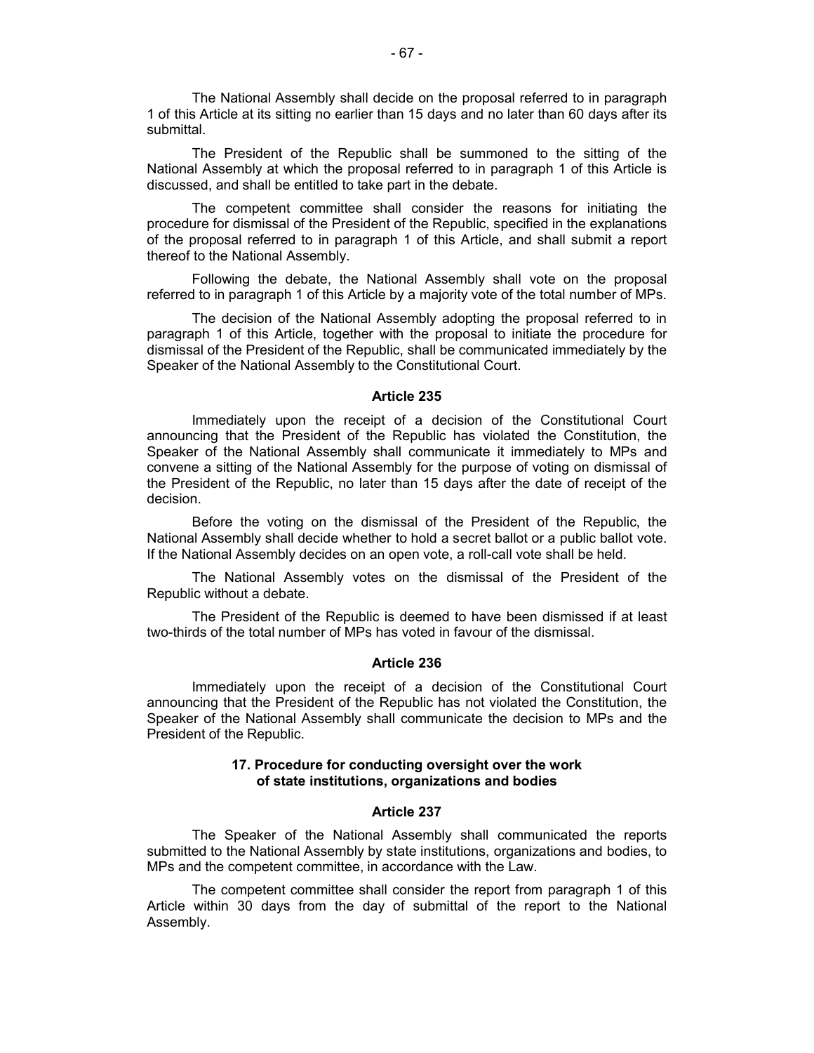The National Assembly shall decide on the proposal referred to in paragraph 1 of this Article at its sitting no earlier than 15 days and no later than 60 days after its submittal.

The President of the Republic shall be summoned to the sitting of the National Assembly at which the proposal referred to in paragraph 1 of this Article is discussed, and shall be entitled to take part in the debate.

The competent committee shall consider the reasons for initiating the procedure for dismissal of the President of the Republic, specified in the explanations of the proposal referred to in paragraph 1 of this Article, and shall submit a report thereof to the National Assembly.

Following the debate, the National Assembly shall vote on the proposal referred to in paragraph 1 of this Article by a majority vote of the total number of MPs.

The decision of the National Assembly adopting the proposal referred to in paragraph 1 of this Article, together with the proposal to initiate the procedure for dismissal of the President of the Republic, shall be communicated immediately by the Speaker of the National Assembly to the Constitutional Court.

**Article 235**

Immediately upon the receipt of a decision of the Constitutional Court announcing that the President of the Republic has violated the Constitution, the Speaker of the National Assembly shall communicate it immediately to MPs and convene a sitting of the National Assembly for the purpose of voting on dismissal of the President of the Republic, no later than 15 days after the date of receipt of the decision.

Before the voting on the dismissal of the President of the Republic, the National Assembly shall decide whether to hold a secret ballot or a public ballot vote. If the National Assembly decides on an open vote, a roll-call vote shall be held.

The National Assembly votes on the dismissal of the President of the Republic without a debate.

The President of the Republic is deemed to have been dismissed if at least two-thirds of the total number of MPs has voted in favour of the dismissal.

**Article 236**

Immediately upon the receipt of a decision of the Constitutional Court announcing that the President of the Republic has not violated the Constitution, the Speaker of the National Assembly shall communicate the decision to MPs and the President of the Republic.

## 17. Procedure for conducting oversight over the work of state institutions, organizations and bodies

**Article 237**

The Speaker of the National Assembly shall communicated the reports submitted to the National Assembly by state institutions, organizations and bodies, to MPs and the competent committee, in accordance with the Law.

The competent committee shall consider the report from paragraph 1 of this Article within 30 days from the day of submittal of the report to the National Assembly.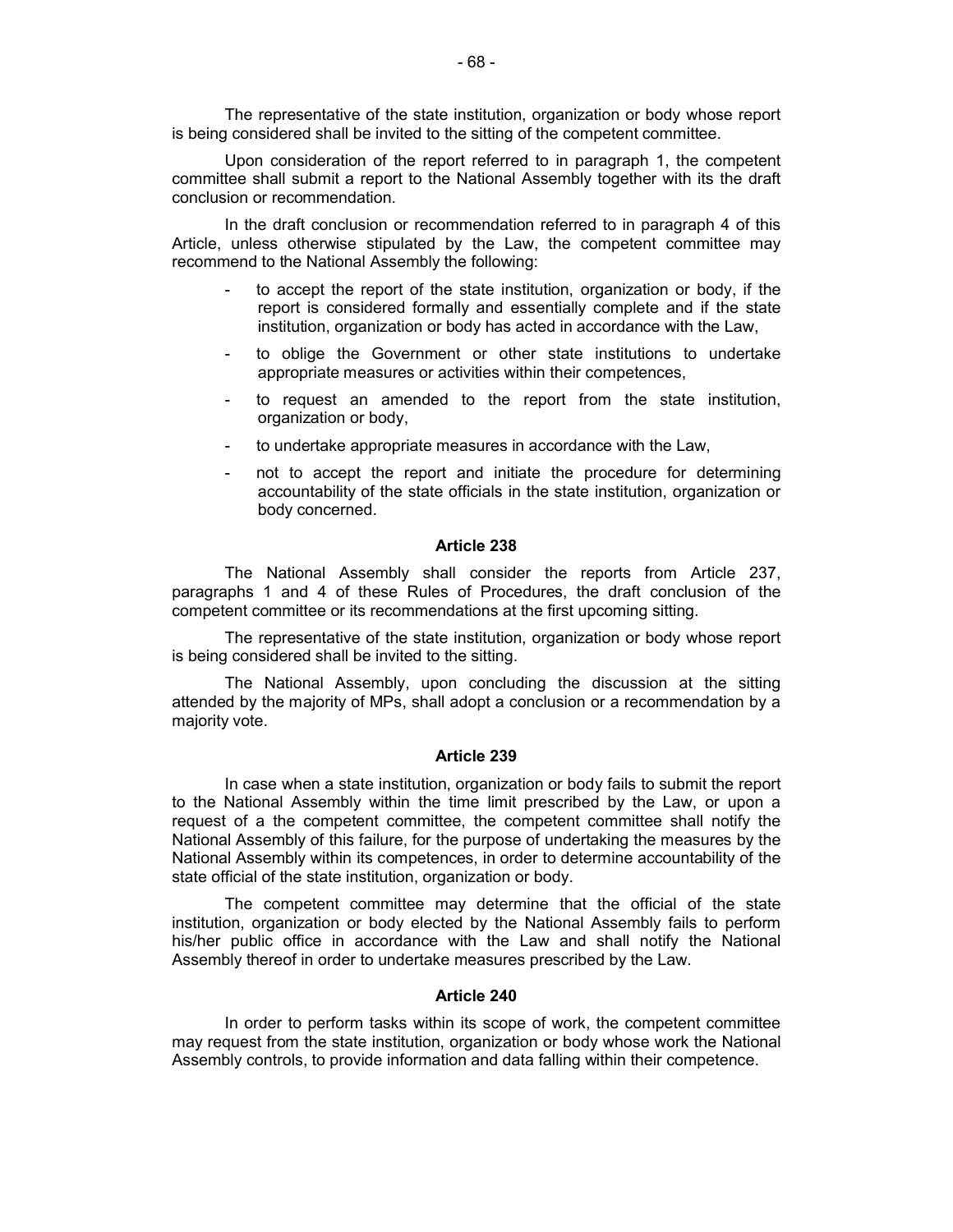The representative of the state institution, organization or body whose report is being considered shall be invited to the sitting of the competent committee.

Upon consideration of the report referred to in paragraph 1, the competent committee shall submit a report to the National Assembly together with its the draft conclusion or recommendation.

In the draft conclusion or recommendation referred to in paragraph 4 of this Article, unless otherwise stipulated by the Law, the competent committee may recommend to the National Assembly the following:

- to accept the report of the state institution, organization or body, if the report is considered formally and essentially complete and if the state institution, organization or body has acted in accordance with the Law,
- to oblige the Government or other state institutions to undertake appropriate measures or activities within their competences,
- to request an amended to the report from the state institution, organization or body,
- to undertake appropriate measures in accordance with the Law,
- not to accept the report and initiate the procedure for determining accountability of the state officials in the state institution, organization or body concerned.

**Article 238**

The National Assembly shall consider the reports from Article 237, paragraphs 1 and 4 of these Rules of Procedures, the draft conclusion of the competent committee or its recommendations at the first upcoming sitting.

The representative of the state institution, organization or body whose report is being considered shall be invited to the sitting.

The National Assembly, upon concluding the discussion at the sitting attended by the majority of MPs, shall adopt a conclusion or a recommendation by a majority vote.

**Article 239**

In case when a state institution, organization or body fails to submit the report to the National Assembly within the time limit prescribed by the Law, or upon a request of a the competent committee, the competent committee shall notify the National Assembly of this failure, for the purpose of undertaking the measures by the National Assembly within its competences, in order to determine accountability of the state official of the state institution, organization or body.

The competent committee may determine that the official of the state institution, organization or body elected by the National Assembly fails to perform his/her public office in accordance with the Law and shall notify the National Assembly thereof in order to undertake measures prescribed by the Law.

**Article 240**

In order to perform tasks within its scope of work, the competent committee may request from the state institution, organization or body whose work the National Assembly controls, to provide information and data falling within their competence.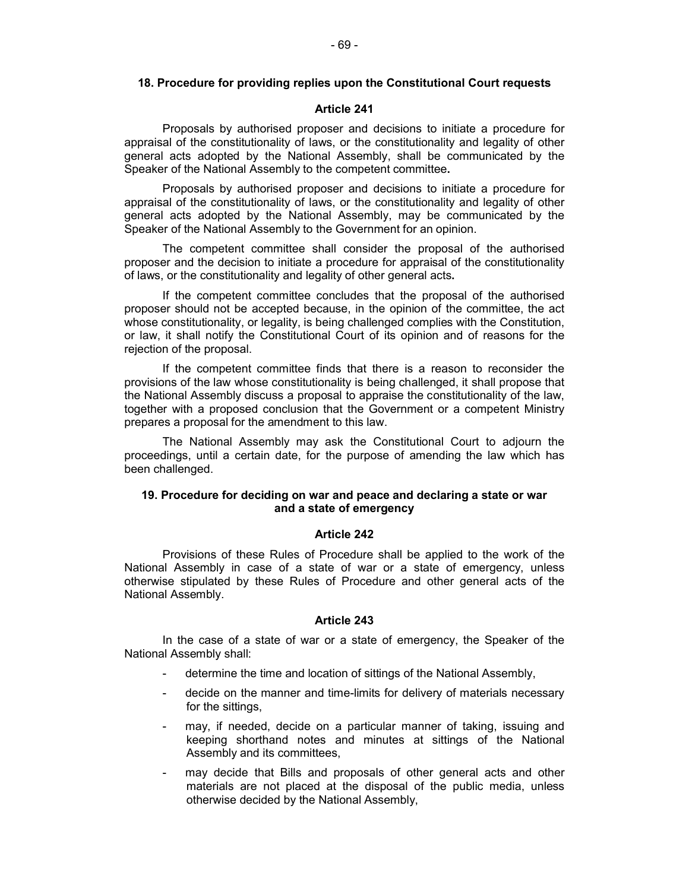### 18. Procedure for providing replies upon the Constitutional Court requests

#### Article 241

Proposals by authorised proposer and decisions to initiate a procedure for appraisal of the constitutionality of laws, or the constitutionality and legality of other general acts adopted by the National Assembly, shall be communicated by the Speaker of the National Assembly to the competent committee**.**

Proposals by authorised proposer and decisions to initiate a procedure for appraisal of the constitutionality of laws, or the constitutionality and legality of other general acts adopted by the National Assembly, may be communicated by the Speaker of the National Assembly to the Government for an opinion.

The competent committee shall consider the proposal of the authorised proposer and the decision to initiate a procedure for appraisal of the constitutionality of laws, or the constitutionality and legality of other general acts**.**

If the competent committee concludes that the proposal of the authorised proposer should not be accepted because, in the opinion of the committee, the act whose constitutionality, or legality, is being challenged complies with the Constitution, or law, it shall notify the Constitutional Court of its opinion and of reasons for the rejection of the proposal.

If the competent committee finds that there is a reason to reconsider the provisions of the law whose constitutionality is being challenged, it shall propose that the National Assembly discuss a proposal to appraise the constitutionality of the law, together with a proposed conclusion that the Government or a competent Ministry prepares a proposal for the amendment to this law.

The National Assembly may ask the Constitutional Court to adjourn the proceedings, until a certain date, for the purpose of amending the law which has been challenged.

### 19. Procedure for deciding on war and peace and declaring a state or war and a state of emergency

#### Article 242

Provisions of these Rules of Procedure shall be applied to the work of the National Assembly in case of a state of war or a state of emergency, unless otherwise stipulated by these Rules of Procedure and other general acts of the National Assembly.

#### Article 243

In the case of a state of war or a state of emergency, the Speaker of the National Assembly shall:

- determine the time and location of sittings of the National Assembly,
- decide on the manner and time-limits for delivery of materials necessary for the sittings,
- may, if needed, decide on a particular manner of taking, issuing and keeping shorthand notes and minutes at sittings of the National Assembly and its committees,
- may decide that Bills and proposals of other general acts and other materials are not placed at the disposal of the public media, unless otherwise decided by the National Assembly,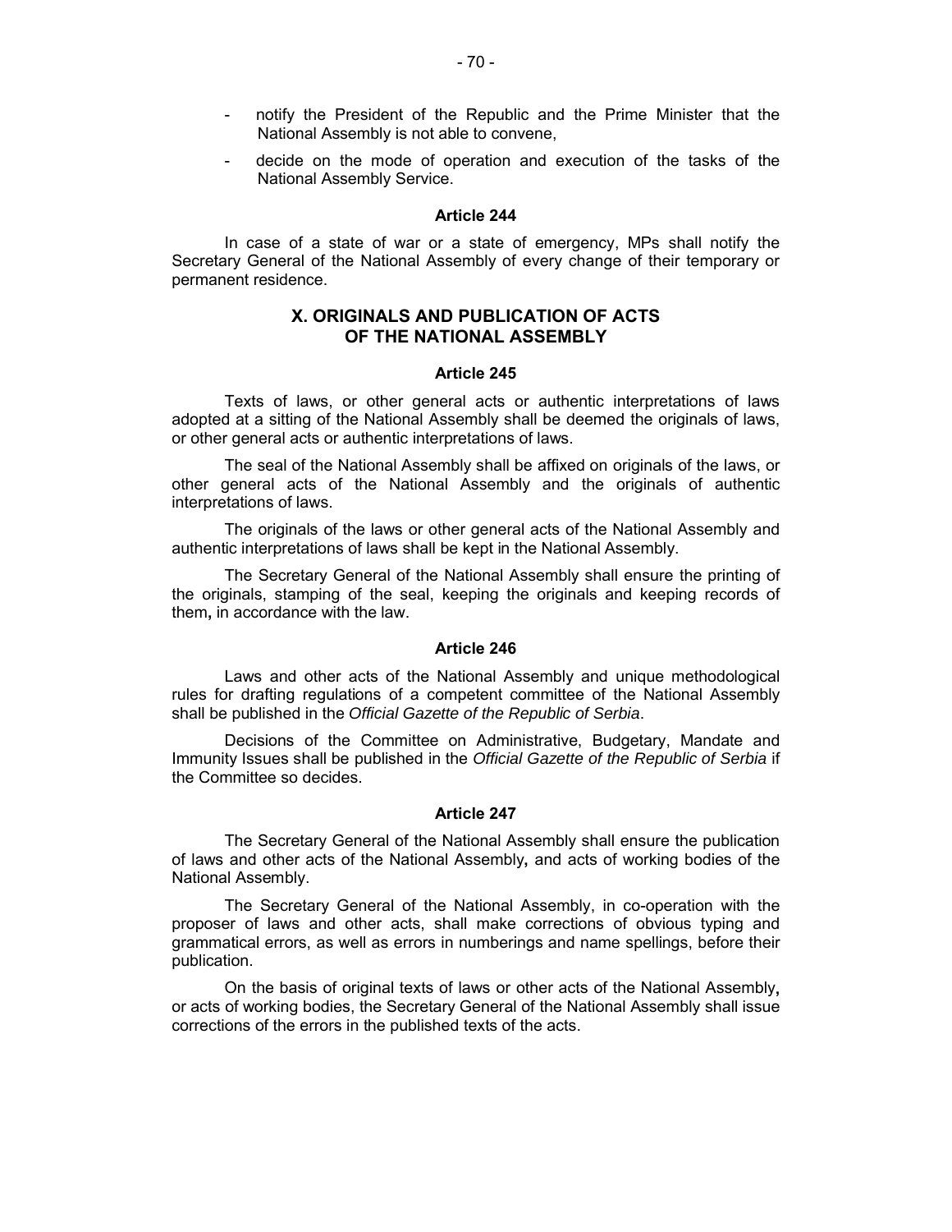- notify the President of the Republic and the Prime Minister that the National Assembly is not able to convene,
- decide on the mode of operation and execution of the tasks of the National Assembly Service.

**Article 244**

In case of a state of war or a state of emergency, MPs shall notify the Secretary General of the National Assembly of every change of their temporary or permanent residence.

## X. ORIGINALS AND PUBLICATION OF ACTS OF THE NATIONAL ASSEMBLY

**Article 245**

Texts of laws, or other general acts or authentic interpretations of laws adopted at a sitting of the National Assembly shall be deemed the originals of laws, or other general acts or authentic interpretations of laws.

The seal of the National Assembly shall be affixed on originals of the laws, or other general acts of the National Assembly and the originals of authentic interpretations of laws.

The originals of the laws or other general acts of the National Assembly and authentic interpretations of laws shall be kept in the National Assembly.

The Secretary General of the National Assembly shall ensure the printing of the originals, stamping of the seal, keeping the originals and keeping records of them**,** in accordance with the law.

**Article 246**

Laws and other acts of the National Assembly and unique methodological rules for drafting regulations of a competent committee of the National Assembly shall be published in the *Official Gazette of the Republic of Serbia*.

Decisions of the Committee on Administrative, Budgetary, Mandate and Immunity Issues shall be published in the *Official Gazette of the Republic of Serbia* if the Committee so decides.

**Article 247**

The Secretary General of the National Assembly shall ensure the publication of laws and other acts of the National Assembly**,** and acts of working bodies of the National Assembly.

The Secretary General of the National Assembly, in co-operation with the proposer of laws and other acts, shall make corrections of obvious typing and grammatical errors, as well as errors in numberings and name spellings, before their publication.

On the basis of original texts of laws or other acts of the National Assembly**,** or acts of working bodies, the Secretary General of the National Assembly shall issue corrections of the errors in the published texts of the acts.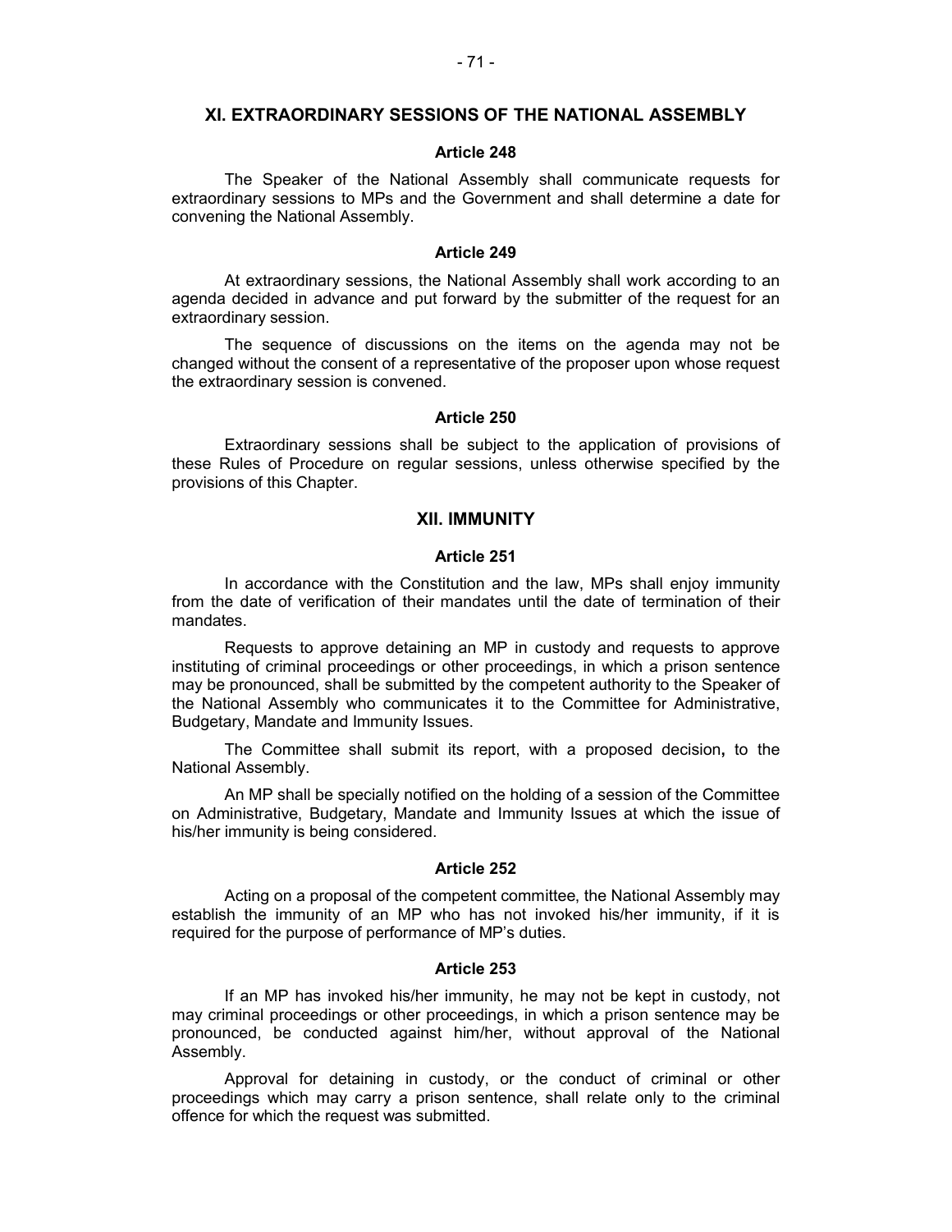## XI. EXTRAORDINARY SESSIONS OF THE NATIONAL ASSEMBLY

### Article 248

The Speaker of the National Assembly shall communicate requests for extraordinary sessions to MPs and the Government and shall determine a date for convening the National Assembly.

### Article 249

At extraordinary sessions, the National Assembly shall work according to an agenda decided in advance and put forward by the submitter of the request for an extraordinary session.

The sequence of discussions on the items on the agenda may not be changed without the consent of a representative of the proposer upon whose request the extraordinary session is convened.

### Article 250

Extraordinary sessions shall be subject to the application of provisions of these Rules of Procedure on regular sessions, unless otherwise specified by the provisions of this Chapter.

## XII. IMMUNITY

### Article 251

In accordance with the Constitution and the law, MPs shall enjoy immunity from the date of verification of their mandates until the date of termination of their mandates.

Requests to approve detaining an MP in custody and requests to approve instituting of criminal proceedings or other proceedings, in which a prison sentence may be pronounced, shall be submitted by the competent authority to the Speaker of the National Assembly who communicates it to the Committee for Administrative, Budgetary, Mandate and Immunity Issues.

The Committee shall submit its report, with a proposed decision**,** to the National Assembly.

An MP shall be specially notified on the holding of a session of the Committee on Administrative, Budgetary, Mandate and Immunity Issues at which the issue of his/her immunity is being considered.

### Article 252

Acting on a proposal of the competent committee, the National Assembly may establish the immunity of an MP who has not invoked his/her immunity, if it is required for the purpose of performance of MP's duties.

### Article 253

If an MP has invoked his/her immunity, he may not be kept in custody, not may criminal proceedings or other proceedings, in which a prison sentence may be pronounced, be conducted against him/her, without approval of the National Assembly.

Approval for detaining in custody, or the conduct of criminal or other proceedings which may carry a prison sentence, shall relate only to the criminal offence for which the request was submitted.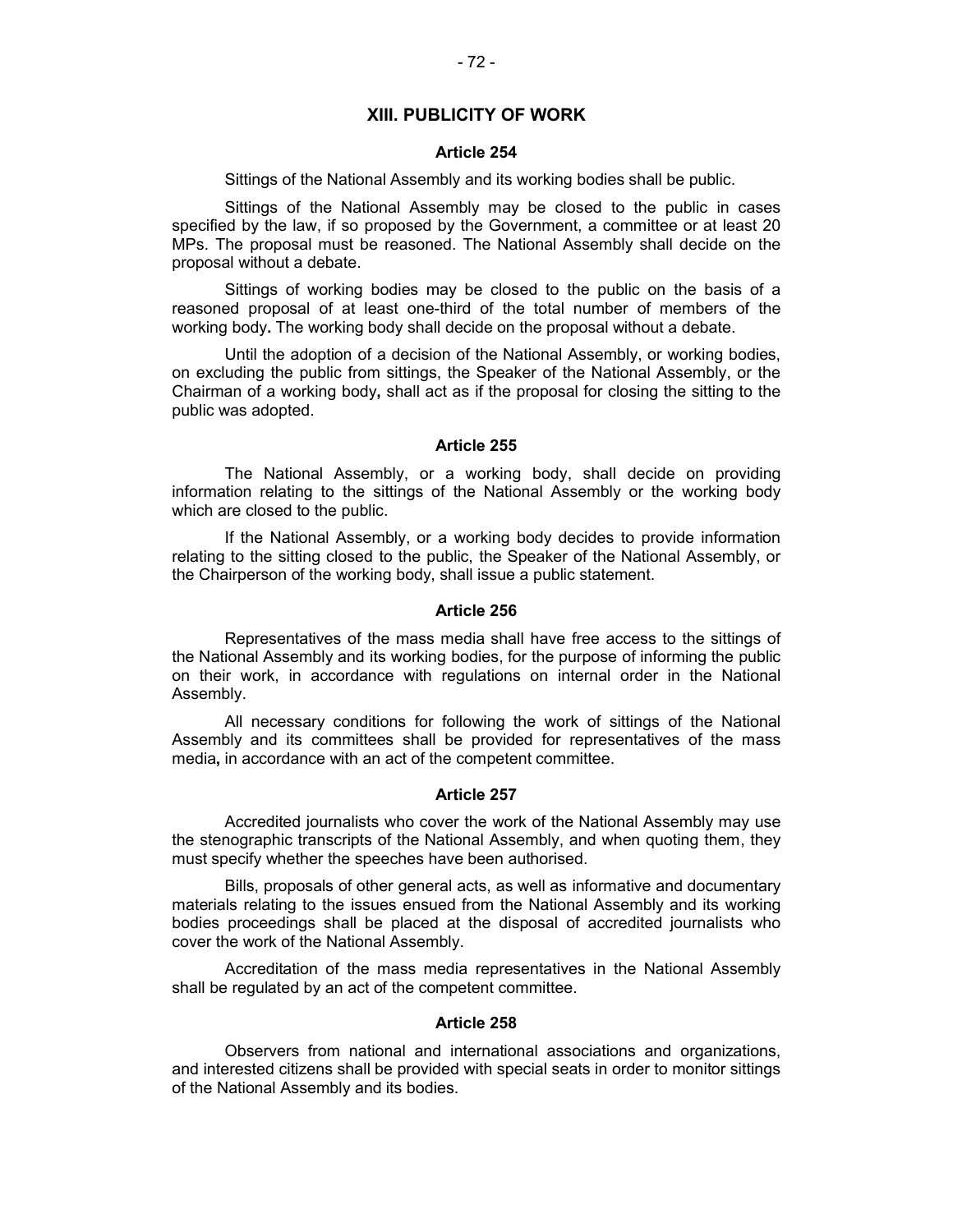## XIII. PUBLICITY OF WORK

### Article 254

Sittings of the National Assembly and its working bodies shall be public.

Sittings of the National Assembly may be closed to the public in cases specified by the law, if so proposed by the Government, a committee or at least 20 MPs. The proposal must be reasoned. The National Assembly shall decide on the proposal without a debate.

Sittings of working bodies may be closed to the public on the basis of a reasoned proposal of at least one-third of the total number of members of the working body**.** The working body shall decide on the proposal without a debate.

Until the adoption of a decision of the National Assembly, or working bodies, on excluding the public from sittings, the Speaker of the National Assembly, or the Chairman of a working body**,** shall act as if the proposal for closing the sitting to the public was adopted.

### Article 255

The National Assembly, or a working body, shall decide on providing information relating to the sittings of the National Assembly or the working body which are closed to the public.

If the National Assembly, or a working body decides to provide information relating to the sitting closed to the public, the Speaker of the National Assembly, or the Chairperson of the working body, shall issue a public statement.

### Article 256

Representatives of the mass media shall have free access to the sittings of the National Assembly and its working bodies, for the purpose of informing the public on their work, in accordance with regulations on internal order in the National Assembly.

All necessary conditions for following the work of sittings of the National Assembly and its committees shall be provided for representatives of the mass media**,** in accordance with an act of the competent committee.

### Article 257

Accredited journalists who cover the work of the National Assembly may use the stenographic transcripts of the National Assembly, and when quoting them, they must specify whether the speeches have been authorised.

Bills, proposals of other general acts, as well as informative and documentary materials relating to the issues ensued from the National Assembly and its working bodies proceedings shall be placed at the disposal of accredited journalists who cover the work of the National Assembly.

Accreditation of the mass media representatives in the National Assembly shall be regulated by an act of the competent committee.

### Article 258

Observers from national and international associations and organizations, and interested citizens shall be provided with special seats in order to monitor sittings of the National Assembly and its bodies.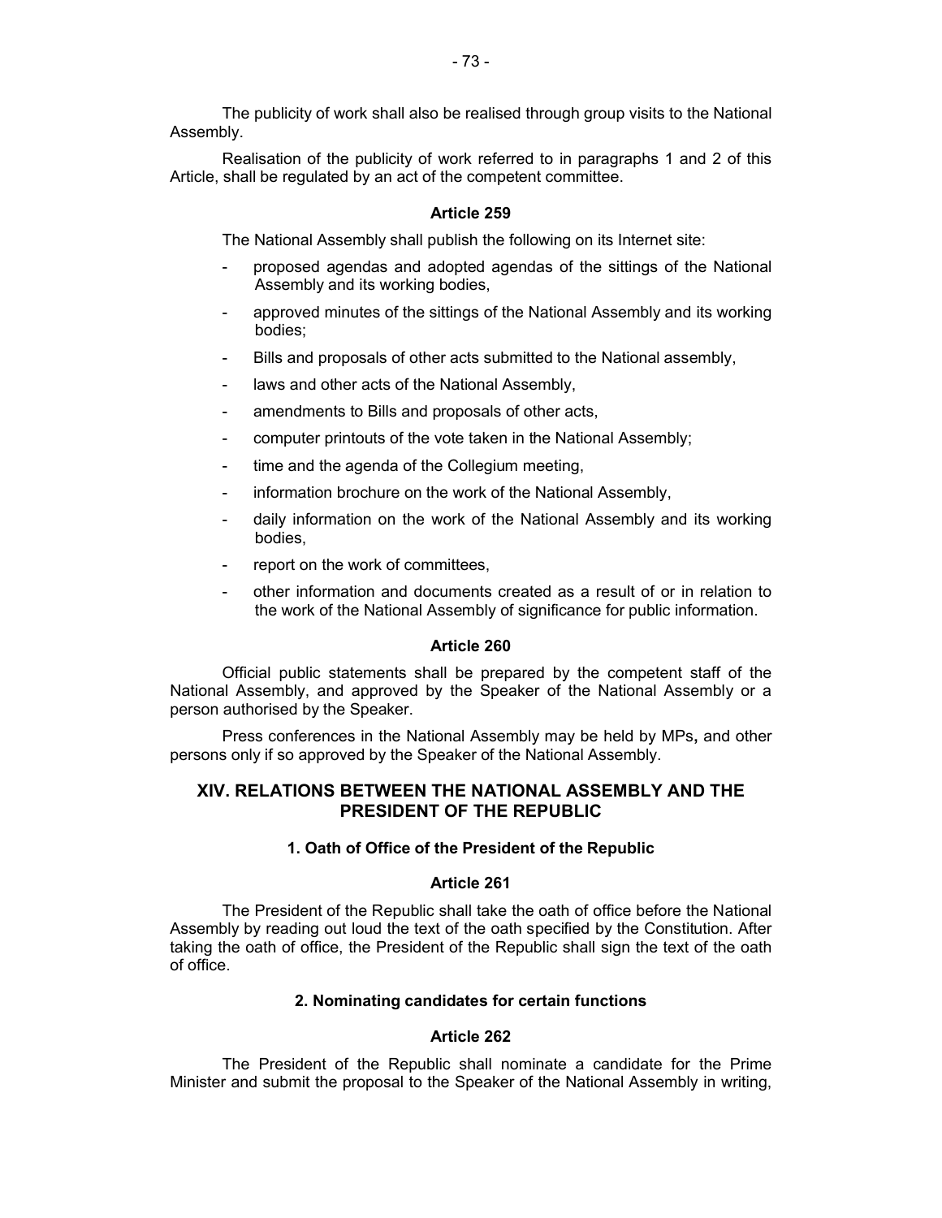The publicity of work shall also be realised through group visits to the National Assembly.

Realisation of the publicity of work referred to in paragraphs 1 and 2 of this Article, shall be regulated by an act of the competent committee.

**Article 259**

The National Assembly shall publish the following on its Internet site:

- proposed agendas and adopted agendas of the sittings of the National Assembly and its working bodies,
- approved minutes of the sittings of the National Assembly and its working bodies;
- Bills and proposals of other acts submitted to the National assembly,
- laws and other acts of the National Assembly,
- amendments to Bills and proposals of other acts,
- computer printouts of the vote taken in the National Assembly;
- time and the agenda of the Collegium meeting,
- information brochure on the work of the National Assembly,
- daily information on the work of the National Assembly and its working bodies,
- report on the work of committees,
- other information and documents created as a result of or in relation to the work of the National Assembly of significance for public information.

**Article 260**

Official public statements shall be prepared by the competent staff of the National Assembly, and approved by the Speaker of the National Assembly or a person authorised by the Speaker.

Press conferences in the National Assembly may be held by MPs**,** and other persons only if so approved by the Speaker of the National Assembly.

## XIV. RELATIONS BETWEEN THE NATIONAL ASSEMBLY AND THE PRESIDENT OF THE REPUBLIC

### 1. Oath of Office of the President of the Republic

**Article 261**

The President of the Republic shall take the oath of office before the National Assembly by reading out loud the text of the oath specified by the Constitution. After taking the oath of office, the President of the Republic shall sign the text of the oath of office.

### 2. Nominating candidates for certain functions

**Article 262**

The President of the Republic shall nominate a candidate for the Prime Minister and submit the proposal to the Speaker of the National Assembly in writing,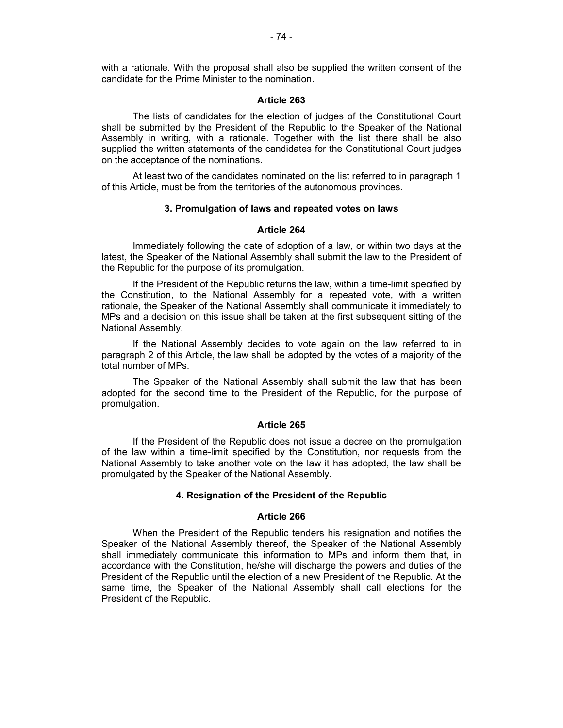with a rationale. With the proposal shall also be supplied the written consent of the candidate for the Prime Minister to the nomination.

#### Article 263

The lists of candidates for the election of judges of the Constitutional Court shall be submitted by the President of the Republic to the Speaker of the National Assembly in writing, with a rationale. Together with the list there shall be also supplied the written statements of the candidates for the Constitutional Court judges on the acceptance of the nominations.

At least two of the candidates nominated on the list referred to in paragraph 1 of this Article, must be from the territories of the autonomous provinces.

### 3. Promulgation of laws and repeated votes on laws

#### Article 264

Immediately following the date of adoption of a law, or within two days at the latest, the Speaker of the National Assembly shall submit the law to the President of the Republic for the purpose of its promulgation.

If the President of the Republic returns the law, within a time-limit specified by the Constitution, to the National Assembly for a repeated vote, with a written rationale, the Speaker of the National Assembly shall communicate it immediately to MPs and a decision on this issue shall be taken at the first subsequent sitting of the National Assembly.

If the National Assembly decides to vote again on the law referred to in paragraph 2 of this Article, the law shall be adopted by the votes of a majority of the total number of MPs.

The Speaker of the National Assembly shall submit the law that has been adopted for the second time to the President of the Republic, for the purpose of promulgation.

#### Article 265

If the President of the Republic does not issue a decree on the promulgation of the law within a time-limit specified by the Constitution, nor requests from the National Assembly to take another vote on the law it has adopted, the law shall be promulgated by the Speaker of the National Assembly.

### 4. Resignation of the President of the Republic

#### Article 266

When the President of the Republic tenders his resignation and notifies the Speaker of the National Assembly thereof, the Speaker of the National Assembly shall immediately communicate this information to MPs and inform them that, in accordance with the Constitution, he/she will discharge the powers and duties of the President of the Republic until the election of a new President of the Republic. At the same time, the Speaker of the National Assembly shall call elections for the President of the Republic.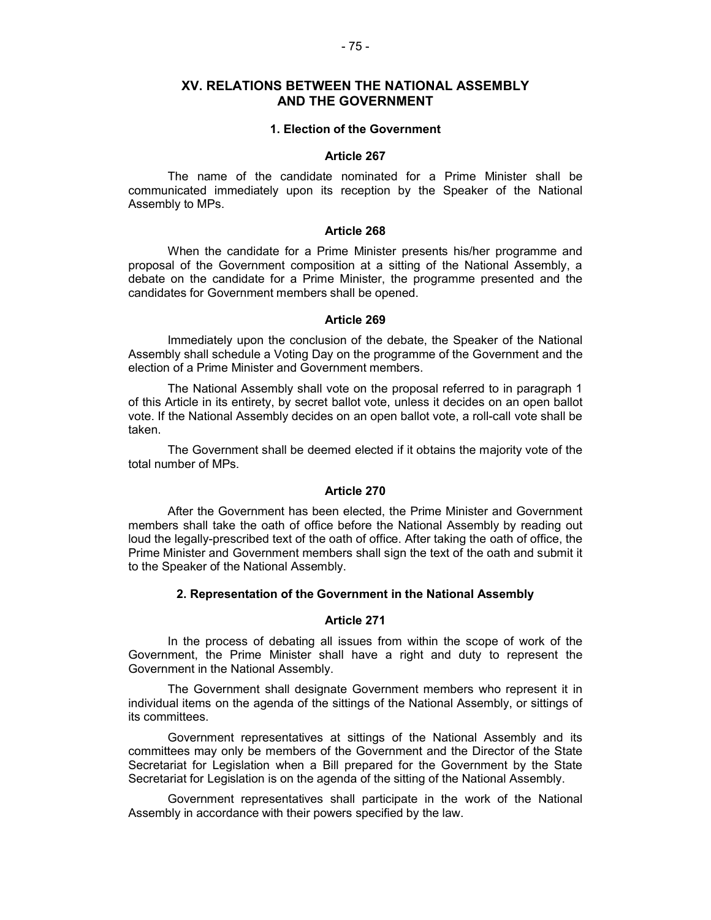## XV. RELATIONS BETWEEN THE NATIONAL ASSEMBLY AND THE GOVERNMENT

### 1. Election of the Government

#### Article 267

The name of the candidate nominated for a Prime Minister shall be communicated immediately upon its reception by the Speaker of the National Assembly to MPs.

#### Article 268

When the candidate for a Prime Minister presents his/her programme and proposal of the Government composition at a sitting of the National Assembly, a debate on the candidate for a Prime Minister, the programme presented and the candidates for Government members shall be opened.

#### Article 269

Immediately upon the conclusion of the debate, the Speaker of the National Assembly shall schedule a Voting Day on the programme of the Government and the election of a Prime Minister and Government members.

The National Assembly shall vote on the proposal referred to in paragraph 1 of this Article in its entirety, by secret ballot vote, unless it decides on an open ballot vote. If the National Assembly decides on an open ballot vote, a roll-call vote shall be taken.

The Government shall be deemed elected if it obtains the majority vote of the total number of MPs.

#### Article 270

After the Government has been elected, the Prime Minister and Government members shall take the oath of office before the National Assembly by reading out loud the legally-prescribed text of the oath of office. After taking the oath of office, the Prime Minister and Government members shall sign the text of the oath and submit it to the Speaker of the National Assembly.

### 2. Representation of the Government in the National Assembly

#### Article 271

In the process of debating all issues from within the scope of work of the Government, the Prime Minister shall have a right and duty to represent the Government in the National Assembly.

The Government shall designate Government members who represent it in individual items on the agenda of the sittings of the National Assembly, or sittings of its committees.

Government representatives at sittings of the National Assembly and its committees may only be members of the Government and the Director of the State Secretariat for Legislation when a Bill prepared for the Government by the State Secretariat for Legislation is on the agenda of the sitting of the National Assembly.

Government representatives shall participate in the work of the National Assembly in accordance with their powers specified by the law.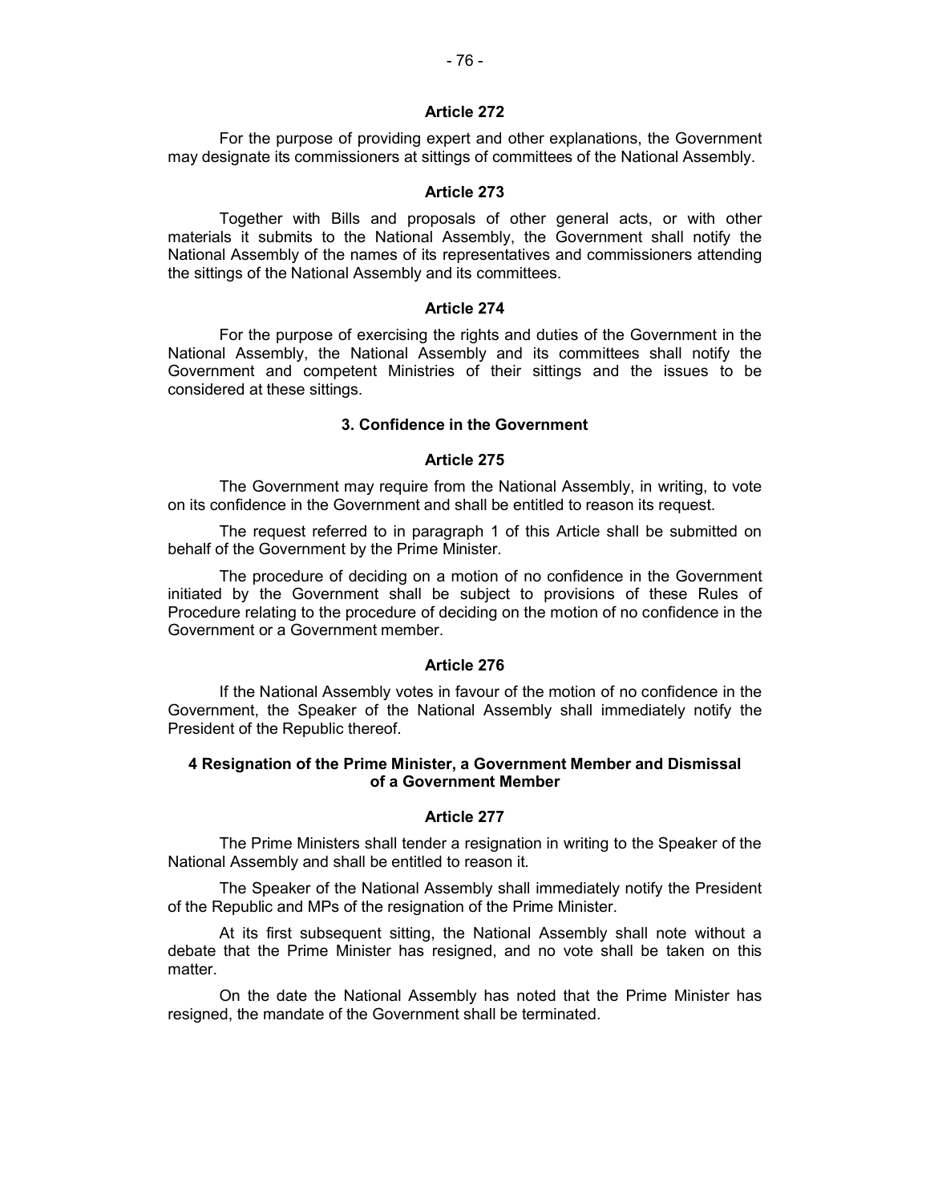### Article 272

For the purpose of providing expert and other explanations, the Government may designate its commissioners at sittings of committees of the National Assembly.

### Article 273

Together with Bills and proposals of other general acts, or with other materials it submits to the National Assembly, the Government shall notify the National Assembly of the names of its representatives and commissioners attending the sittings of the National Assembly and its committees.

### Article 274

For the purpose of exercising the rights and duties of the Government in the National Assembly, the National Assembly and its committees shall notify the Government and competent Ministries of their sittings and the issues to be considered at these sittings.

## 3. Confidence in the Government

### Article 275

The Government may require from the National Assembly, in writing, to vote on its confidence in the Government and shall be entitled to reason its request.

The request referred to in paragraph 1 of this Article shall be submitted on behalf of the Government by the Prime Minister.

The procedure of deciding on a motion of no confidence in the Government initiated by the Government shall be subject to provisions of these Rules of Procedure relating to the procedure of deciding on the motion of no confidence in the Government or a Government member.

### Article 276

If the National Assembly votes in favour of the motion of no confidence in the Government, the Speaker of the National Assembly shall immediately notify the President of the Republic thereof.

## 4 Resignation of the Prime Minister, a Government Member and Dismissal of a Government Member

### Article 277

The Prime Ministers shall tender a resignation in writing to the Speaker of the National Assembly and shall be entitled to reason it.

The Speaker of the National Assembly shall immediately notify the President of the Republic and MPs of the resignation of the Prime Minister.

At its first subsequent sitting, the National Assembly shall note without a debate that the Prime Minister has resigned, and no vote shall be taken on this matter.

On the date the National Assembly has noted that the Prime Minister has resigned, the mandate of the Government shall be terminated.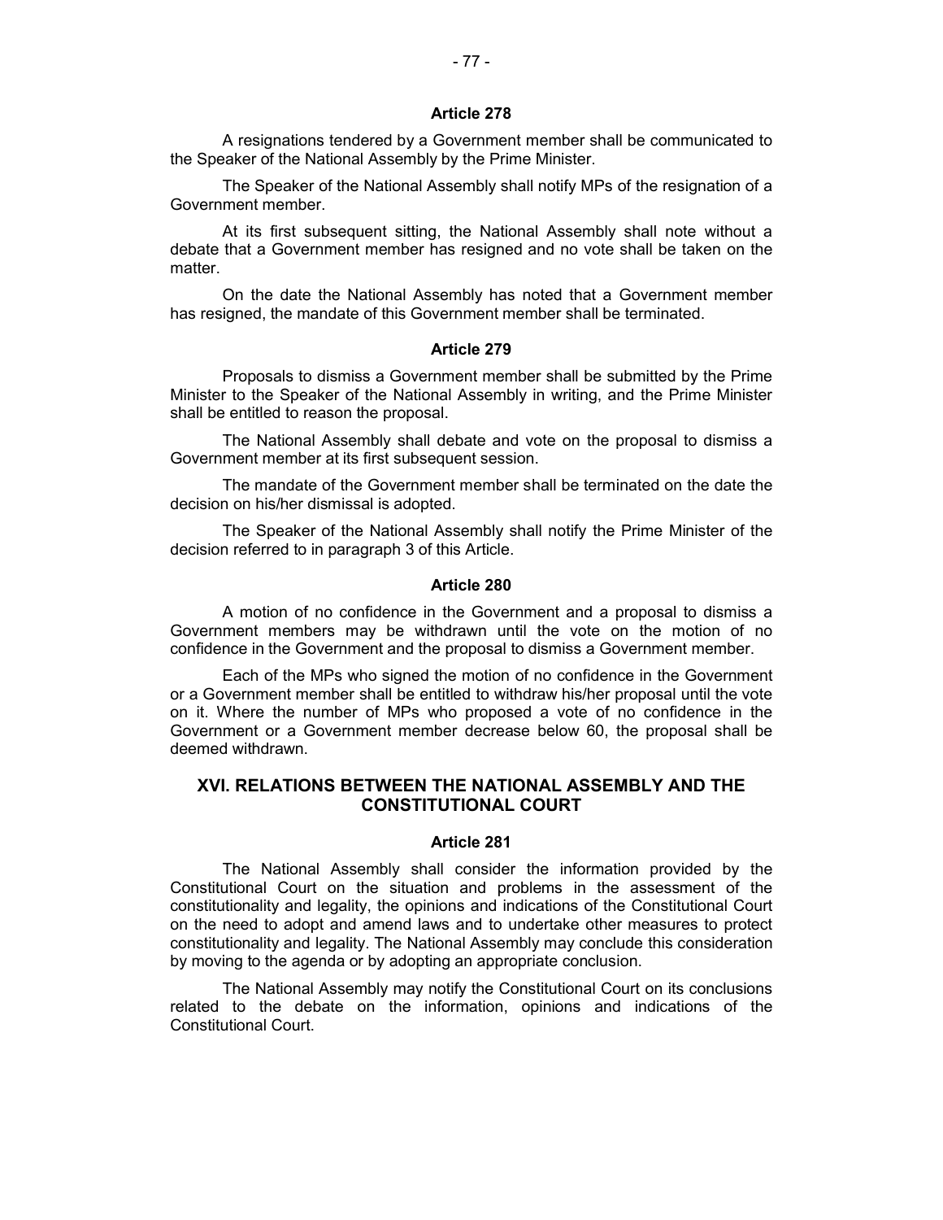**Article 278**

A resignations tendered by a Government member shall be communicated to the Speaker of the National Assembly by the Prime Minister.

The Speaker of the National Assembly shall notify MPs of the resignation of a Government member.

At its first subsequent sitting, the National Assembly shall note without a debate that a Government member has resigned and no vote shall be taken on the matter.

On the date the National Assembly has noted that a Government member has resigned, the mandate of this Government member shall be terminated.

**Article 279**

Proposals to dismiss a Government member shall be submitted by the Prime Minister to the Speaker of the National Assembly in writing, and the Prime Minister shall be entitled to reason the proposal.

The National Assembly shall debate and vote on the proposal to dismiss a Government member at its first subsequent session.

The mandate of the Government member shall be terminated on the date the decision on his/her dismissal is adopted.

The Speaker of the National Assembly shall notify the Prime Minister of the decision referred to in paragraph 3 of this Article.

**Article 280**

A motion of no confidence in the Government and a proposal to dismiss a Government members may be withdrawn until the vote on the motion of no confidence in the Government and the proposal to dismiss a Government member.

Each of the MPs who signed the motion of no confidence in the Government or a Government member shall be entitled to withdraw his/her proposal until the vote on it. Where the number of MPs who proposed a vote of no confidence in the Government or a Government member decrease below 60, the proposal shall be deemed withdrawn.

## XVI. RELATIONS BETWEEN THE NATIONAL ASSEMBLY AND THE CONSTITUTIONAL COURT

**Article 281**

The National Assembly shall consider the information provided by the Constitutional Court on the situation and problems in the assessment of the constitutionality and legality, the opinions and indications of the Constitutional Court on the need to adopt and amend laws and to undertake other measures to protect constitutionality and legality. The National Assembly may conclude this consideration by moving to the agenda or by adopting an appropriate conclusion.

The National Assembly may notify the Constitutional Court on its conclusions related to the debate on the information, opinions and indications of the Constitutional Court.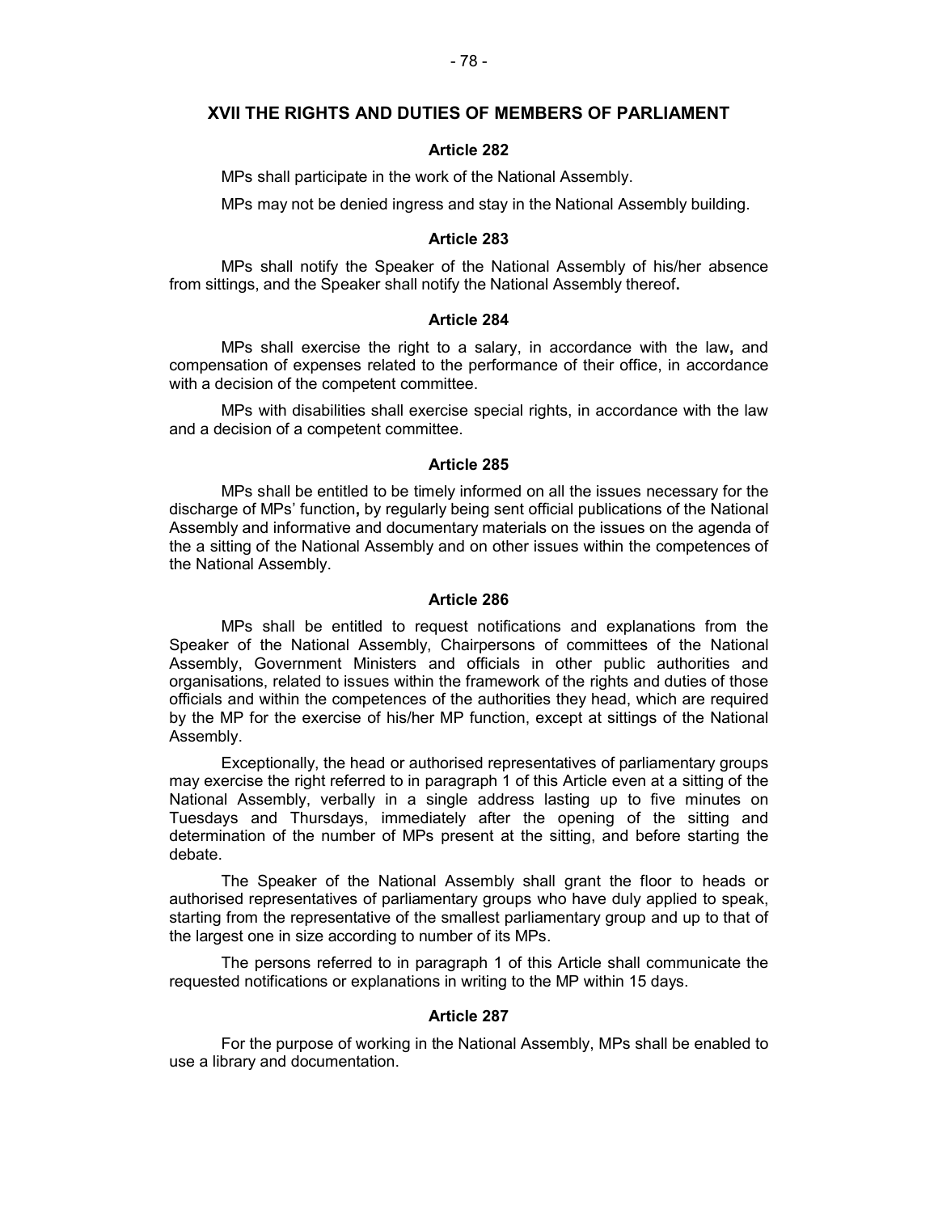## XVII THE RIGHTS AND DUTIES OF MEMBERS OF PARLIAMENT

### Article 282

MPs shall participate in the work of the National Assembly.

MPs may not be denied ingress and stay in the National Assembly building.

### Article 283

MPs shall notify the Speaker of the National Assembly of his/her absence from sittings, and the Speaker shall notify the National Assembly thereof**.**

### Article 284

MPs shall exercise the right to a salary, in accordance with the law**,** and compensation of expenses related to the performance of their office, in accordance with a decision of the competent committee.

MPs with disabilities shall exercise special rights, in accordance with the law and a decision of a competent committee.

### Article 285

MPs shall be entitled to be timely informed on all the issues necessary for the discharge of MPs' function**,** by regularly being sent official publications of the National Assembly and informative and documentary materials on the issues on the agenda of the a sitting of the National Assembly and on other issues within the competences of the National Assembly.

### Article 286

MPs shall be entitled to request notifications and explanations from the Speaker of the National Assembly, Chairpersons of committees of the National Assembly, Government Ministers and officials in other public authorities and organisations, related to issues within the framework of the rights and duties of those officials and within the competences of the authorities they head, which are required by the MP for the exercise of his/her MP function, except at sittings of the National Assembly.

Exceptionally, the head or authorised representatives of parliamentary groups may exercise the right referred to in paragraph 1 of this Article even at a sitting of the National Assembly, verbally in a single address lasting up to five minutes on Tuesdays and Thursdays, immediately after the opening of the sitting and determination of the number of MPs present at the sitting, and before starting the debate.

The Speaker of the National Assembly shall grant the floor to heads or authorised representatives of parliamentary groups who have duly applied to speak, starting from the representative of the smallest parliamentary group and up to that of the largest one in size according to number of its MPs.

The persons referred to in paragraph 1 of this Article shall communicate the requested notifications or explanations in writing to the MP within 15 days.

### Article 287

For the purpose of working in the National Assembly, MPs shall be enabled to use a library and documentation.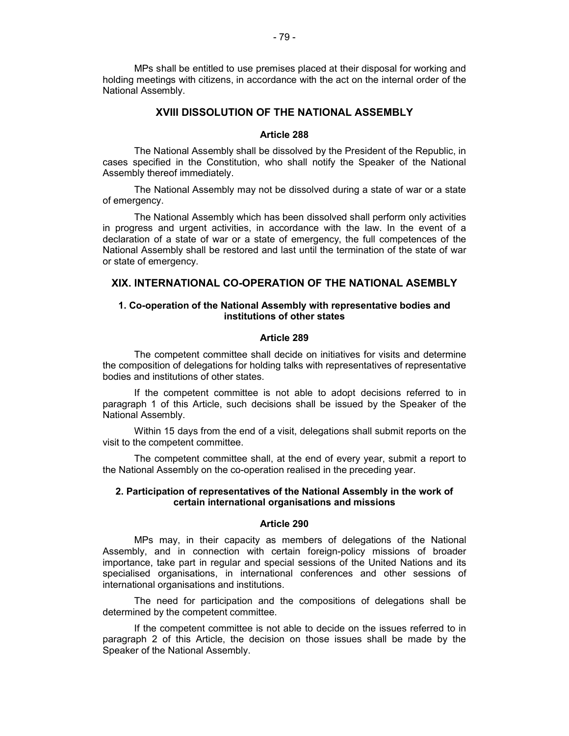MPs shall be entitled to use premises placed at their disposal for working and holding meetings with citizens, in accordance with the act on the internal order of the National Assembly.

## XVIII DISSOLUTION OF THE NATIONAL ASSEMBLY

### Article 288

The National Assembly shall be dissolved by the President of the Republic, in cases specified in the Constitution, who shall notify the Speaker of the National Assembly thereof immediately.

The National Assembly may not be dissolved during a state of war or a state of emergency.

The National Assembly which has been dissolved shall perform only activities in progress and urgent activities, in accordance with the law. In the event of a declaration of a state of war or a state of emergency, the full competences of the National Assembly shall be restored and last until the termination of the state of war or state of emergency.

## XIX. INTERNATIONAL CO-OPERATION OF THE NATIONAL ASEMBLY

### 1. Co-operation of the National Assembly with representative bodies and institutions of other states

### Article 289

The competent committee shall decide on initiatives for visits and determine the composition of delegations for holding talks with representatives of representative bodies and institutions of other states.

If the competent committee is not able to adopt decisions referred to in paragraph 1 of this Article, such decisions shall be issued by the Speaker of the National Assembly.

Within 15 days from the end of a visit, delegations shall submit reports on the visit to the competent committee.

The competent committee shall, at the end of every year, submit a report to the National Assembly on the co-operation realised in the preceding year.

### 2. Participation of representatives of the National Assembly in the work of certain international organisations and missions

### Article 290

MPs may, in their capacity as members of delegations of the National Assembly, and in connection with certain foreign-policy missions of broader importance, take part in regular and special sessions of the United Nations and its specialised organisations, in international conferences and other sessions of international organisations and institutions.

The need for participation and the compositions of delegations shall be determined by the competent committee.

If the competent committee is not able to decide on the issues referred to in paragraph 2 of this Article, the decision on those issues shall be made by the Speaker of the National Assembly.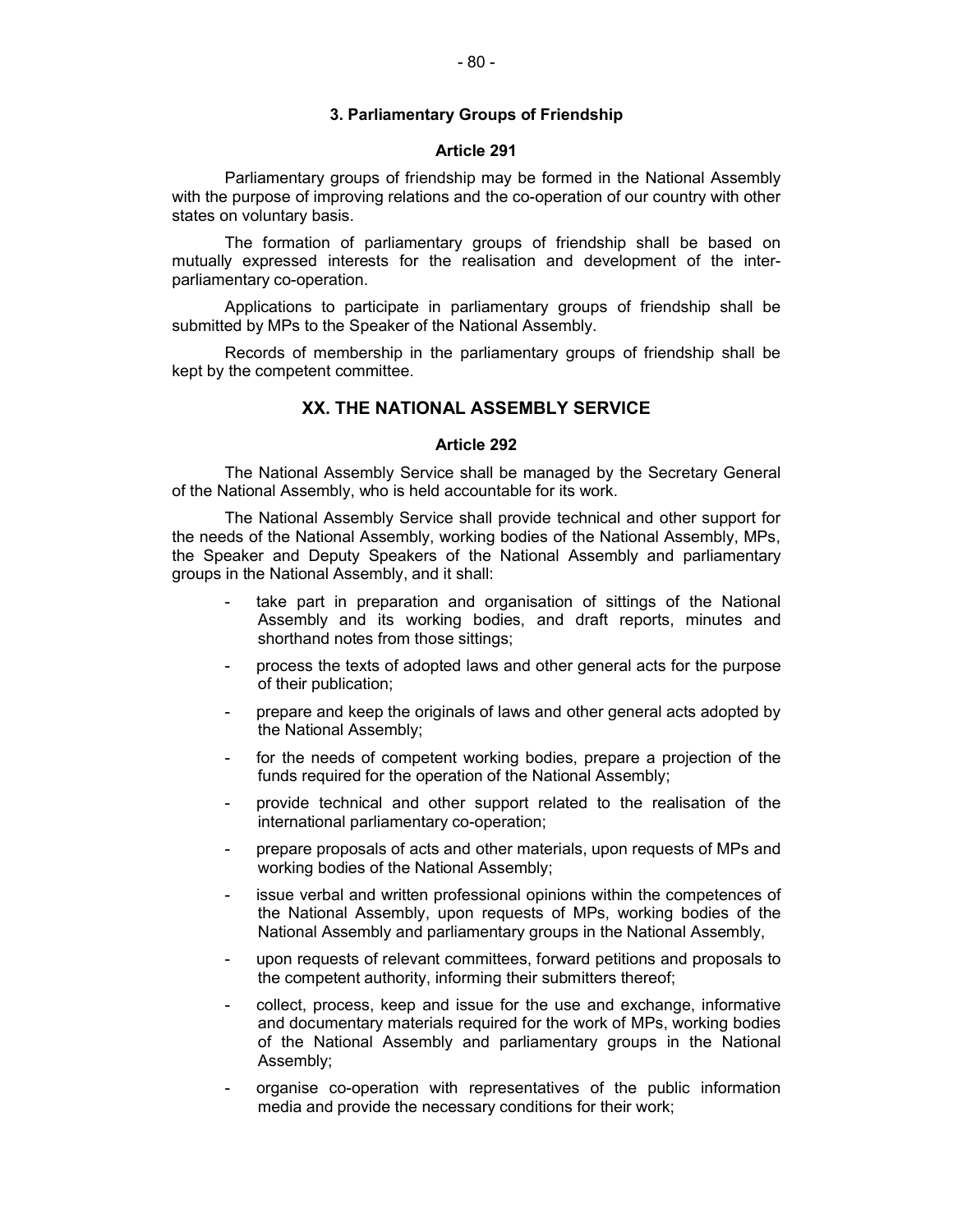### 3. Parliamentary Groups of Friendship

#### Article 291

Parliamentary groups of friendship may be formed in the National Assembly with the purpose of improving relations and the co-operation of our country with other states on voluntary basis.

The formation of parliamentary groups of friendship shall be based on mutually expressed interests for the realisation and development of the inter-parliamentary co-operation.

Applications to participate in parliamentary groups of friendship shall be submitted by MPs to the Speaker of the National Assembly.

Records of membership in the parliamentary groups of friendship shall be kept by the competent committee.

## XX. THE NATIONAL ASSEMBLY SERVICE

#### Article 292

The National Assembly Service shall be managed by the Secretary General of the National Assembly, who is held accountable for its work.

The National Assembly Service shall provide technical and other support for the needs of the National Assembly, working bodies of the National Assembly, MPs, the Speaker and Deputy Speakers of the National Assembly and parliamentary groups in the National Assembly, and it shall:

- take part in preparation and organisation of sittings of the National Assembly and its working bodies, and draft reports, minutes and shorthand notes from those sittings;
- process the texts of adopted laws and other general acts for the purpose of their publication;
- prepare and keep the originals of laws and other general acts adopted by the National Assembly;
- for the needs of competent working bodies, prepare a projection of the funds required for the operation of the National Assembly;
- provide technical and other support related to the realisation of the international parliamentary co-operation;
- prepare proposals of acts and other materials, upon requests of MPs and working bodies of the National Assembly;
- issue verbal and written professional opinions within the competences of the National Assembly, upon requests of MPs, working bodies of the National Assembly and parliamentary groups in the National Assembly,
- upon requests of relevant committees, forward petitions and proposals to the competent authority, informing their submitters thereof;
- collect, process, keep and issue for the use and exchange, informative and documentary materials required for the work of MPs, working bodies of the National Assembly and parliamentary groups in the National Assembly;
- organise co-operation with representatives of the public information media and provide the necessary conditions for their work;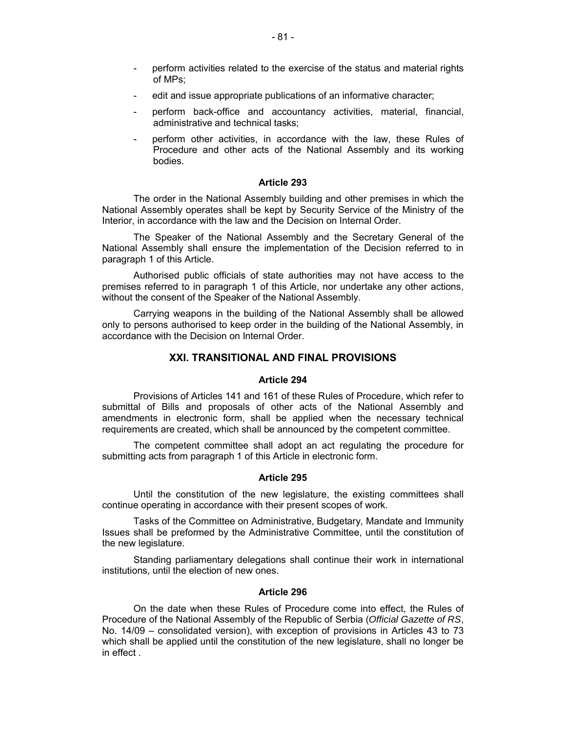- perform activities related to the exercise of the status and material rights of MPs;
- edit and issue appropriate publications of an informative character;
- perform back-office and accountancy activities, material, financial, administrative and technical tasks;
- perform other activities, in accordance with the law, these Rules of Procedure and other acts of the National Assembly and its working bodies.

#### Article 293

The order in the National Assembly building and other premises in which the National Assembly operates shall be kept by Security Service of the Ministry of the Interior, in accordance with the law and the Decision on Internal Order.

The Speaker of the National Assembly and the Secretary General of the National Assembly shall ensure the implementation of the Decision referred to in paragraph 1 of this Article.

Authorised public officials of state authorities may not have access to the premises referred to in paragraph 1 of this Article, nor undertake any other actions, without the consent of the Speaker of the National Assembly.

Carrying weapons in the building of the National Assembly shall be allowed only to persons authorised to keep order in the building of the National Assembly, in accordance with the Decision on Internal Order.

### XXI. TRANSITIONAL AND FINAL PROVISIONS

#### Article 294

Provisions of Articles 141 and 161 of these Rules of Procedure, which refer to submittal of Bills and proposals of other acts of the National Assembly and amendments in electronic form, shall be applied when the necessary technical requirements are created, which shall be announced by the competent committee.

The competent committee shall adopt an act regulating the procedure for submitting acts from paragraph 1 of this Article in electronic form.

#### Article 295

Until the constitution of the new legislature, the existing committees shall continue operating in accordance with their present scopes of work.

Tasks of the Committee on Administrative, Budgetary, Mandate and Immunity Issues shall be preformed by the Administrative Committee, until the constitution of the new legislature.

Standing parliamentary delegations shall continue their work in international institutions, until the election of new ones.

#### Article 296

On the date when these Rules of Procedure come into effect, the Rules of Procedure of the National Assembly of the Republic of Serbia (*Official Gazette of RS*, No. 14/09 – consolidated version), with exception of provisions in Articles 43 to 73 which shall be applied until the constitution of the new legislature, shall no longer be in effect .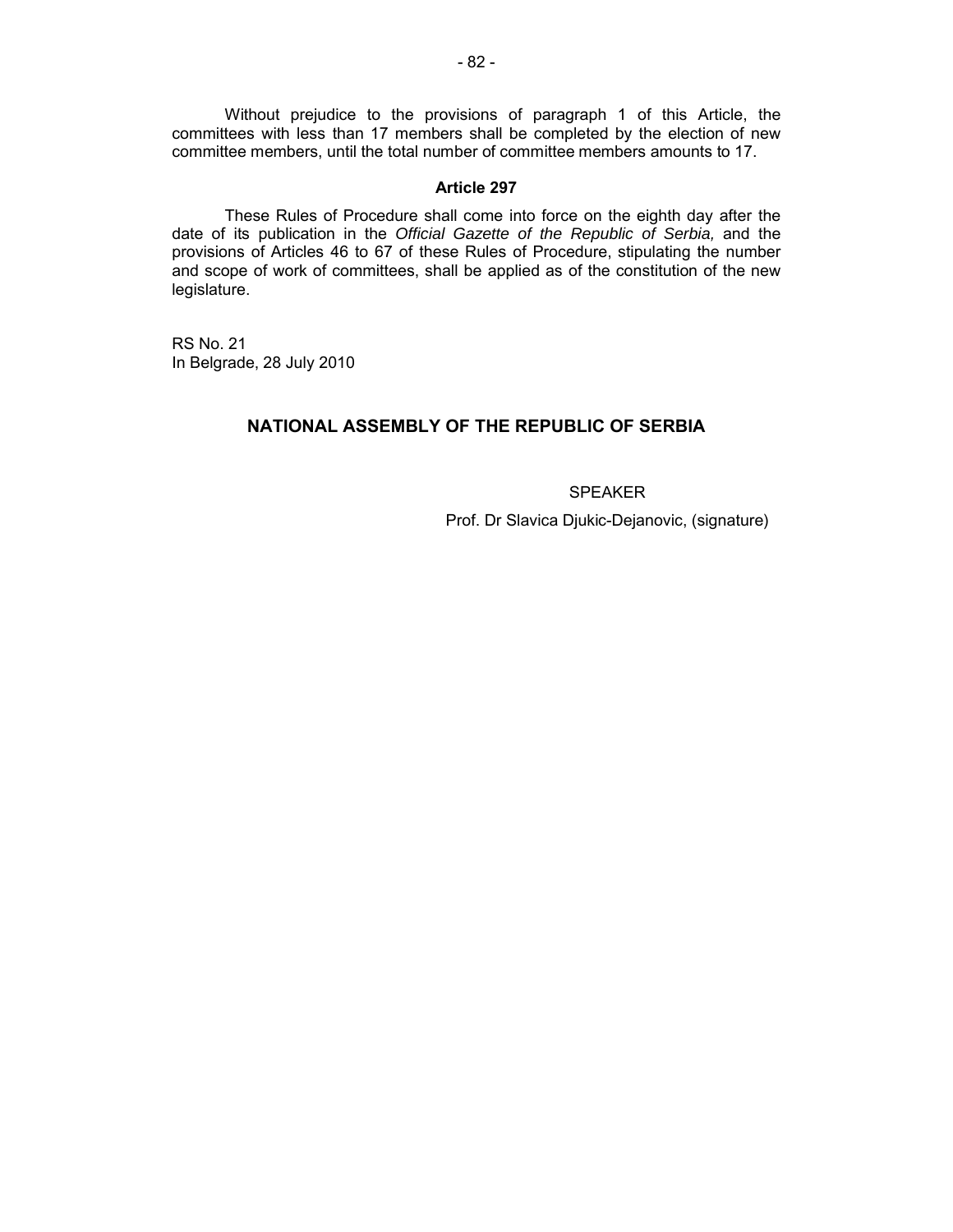Without prejudice to the provisions of paragraph 1 of this Article, the committees with less than 17 members shall be completed by the election of new committee members, until the total number of committee members amounts to 17.

**Article 297**

These Rules of Procedure shall come into force on the eighth day after the date of its publication in the *Official Gazette of the Republic of Serbia,* and the provisions of Articles 46 to 67 of these Rules of Procedure, stipulating the number and scope of work of committees, shall be applied as of the constitution of the new legislature.

RS No. 21
In Belgrade, 28 July 2010

## NATIONAL ASSEMBLY OF THE REPUBLIC OF SERBIA

SPEAKER

Prof. Dr Slavica Djukic-Dejanovic, (signature)